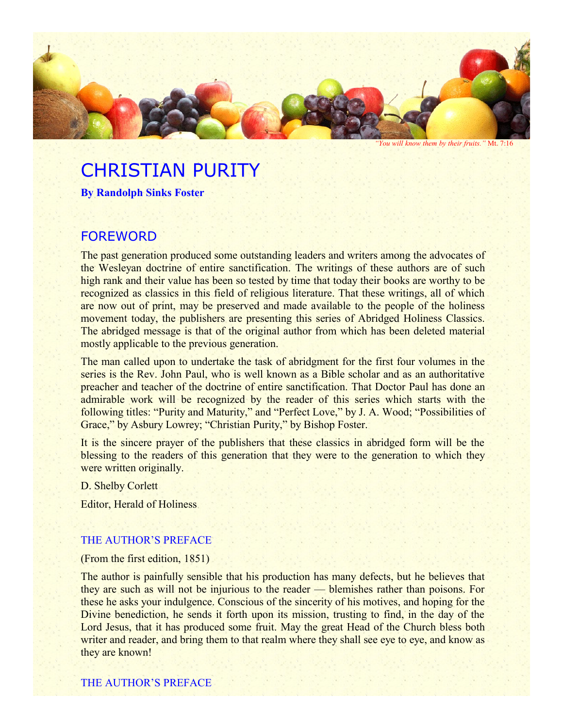*"You will know them by their fruits."* Mt. 7:16

# CHRISTIAN PURITY

**By Randolph Sinks Foster**

## FOREWORD

The past generation produced some outstanding leaders and writers among the advocates of the Wesleyan doctrine of entire sanctification. The writings of these authors are of such high rank and their value has been so tested by time that today their books are worthy to be recognized as classics in this field of religious literature. That these writings, all of which are now out of print, may be preserved and made available to the people of the holiness movement today, the publishers are presenting this series of Abridged Holiness Classics. The abridged message is that of the original author from which has been deleted material mostly applicable to the previous generation.

The man called upon to undertake the task of abridgment for the first four volumes in the series is the Rev. John Paul, who is well known as a Bible scholar and as an authoritative preacher and teacher of the doctrine of entire sanctification. That Doctor Paul has done an admirable work will be recognized by the reader of this series which starts with the following titles: "Purity and Maturity," and "Perfect Love," by J. A. Wood; "Possibilities of Grace," by Asbury Lowrey; "Christian Purity," by Bishop Foster.

It is the sincere prayer of the publishers that these classics in abridged form will be the blessing to the readers of this generation that they were to the generation to which they were written originally.

D. Shelby Corlett

Editor, Herald of Holiness

### THE AUTHOR'S PREFACE

(From the first edition, 1851)

The author is painfully sensible that his production has many defects, but he believes that they are such as will not be injurious to the reader — blemishes rather than poisons. For these he asks your indulgence. Conscious of the sincerity of his motives, and hoping for the Divine benediction, he sends it forth upon its mission, trusting to find, in the day of the Lord Jesus, that it has produced some fruit. May the great Head of the Church bless both writer and reader, and bring them to that realm where they shall see eye to eye, and know as they are known!

### THE AUTHOR'S PREFACE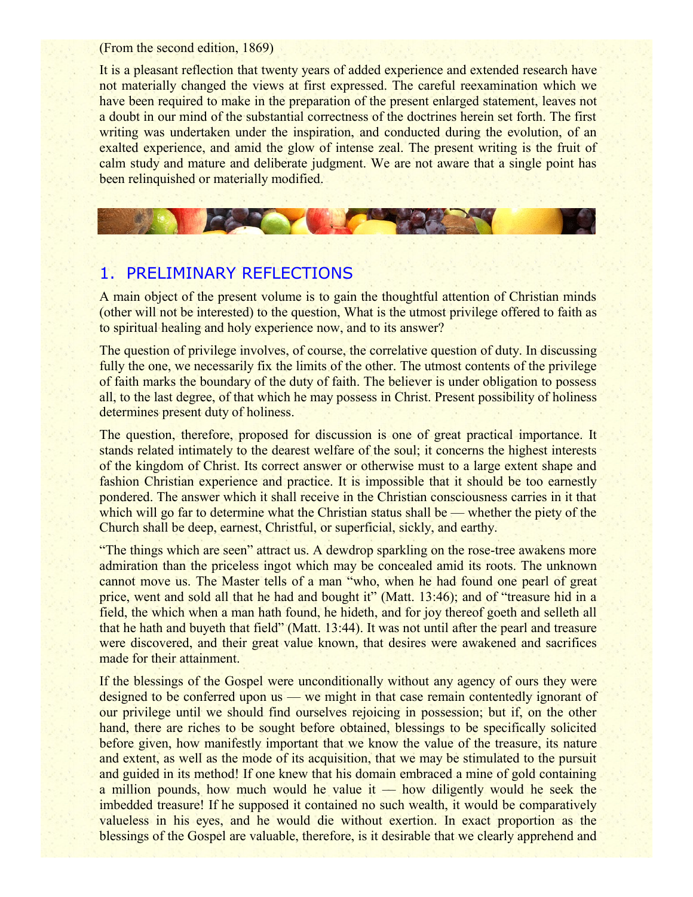(From the second edition, 1869)

It is a pleasant reflection that twenty years of added experience and extended research have not materially changed the views at first expressed. The careful reexamination which we have been required to make in the preparation of the present enlarged statement, leaves not a doubt in our mind of the substantial correctness of the doctrines herein set forth. The first writing was undertaken under the inspiration, and conducted during the evolution, of an exalted experience, and amid the glow of intense zeal. The present writing is the fruit of calm study and mature and deliberate judgment. We are not aware that a single point has been relinquished or materially modified.

## 1. PRELIMINARY REFLECTIONS

A main object of the present volume is to gain the thoughtful attention of Christian minds (other will not be interested) to the question, What is the utmost privilege offered to faith as to spiritual healing and holy experience now, and to its answer?

The question of privilege involves, of course, the correlative question of duty. In discussing fully the one, we necessarily fix the limits of the other. The utmost contents of the privilege of faith marks the boundary of the duty of faith. The believer is under obligation to possess all, to the last degree, of that which he may possess in Christ. Present possibility of holiness determines present duty of holiness.

The question, therefore, proposed for discussion is one of great practical importance. It stands related intimately to the dearest welfare of the soul; it concerns the highest interests of the kingdom of Christ. Its correct answer or otherwise must to a large extent shape and fashion Christian experience and practice. It is impossible that it should be too earnestly pondered. The answer which it shall receive in the Christian consciousness carries in it that which will go far to determine what the Christian status shall be — whether the piety of the Church shall be deep, earnest, Christful, or superficial, sickly, and earthy.

"The things which are seen" attract us. A dewdrop sparkling on the rose-tree awakens more admiration than the priceless ingot which may be concealed amid its roots. The unknown cannot move us. The Master tells of a man "who, when he had found one pearl of great price, went and sold all that he had and bought it" (Matt. 13:46); and of "treasure hid in a field, the which when a man hath found, he hideth, and for joy thereof goeth and selleth all that he hath and buyeth that field" (Matt. 13:44). It was not until after the pearl and treasure were discovered, and their great value known, that desires were awakened and sacrifices made for their attainment.

If the blessings of the Gospel were unconditionally without any agency of ours they were designed to be conferred upon us — we might in that case remain contentedly ignorant of our privilege until we should find ourselves rejoicing in possession; but if, on the other hand, there are riches to be sought before obtained, blessings to be specifically solicited before given, how manifestly important that we know the value of the treasure, its nature and extent, as well as the mode of its acquisition, that we may be stimulated to the pursuit and guided in its method! If one knew that his domain embraced a mine of gold containing a million pounds, how much would he value it — how diligently would he seek the imbedded treasure! If he supposed it contained no such wealth, it would be comparatively valueless in his eyes, and he would die without exertion. In exact proportion as the blessings of the Gospel are valuable, therefore, is it desirable that we clearly apprehend and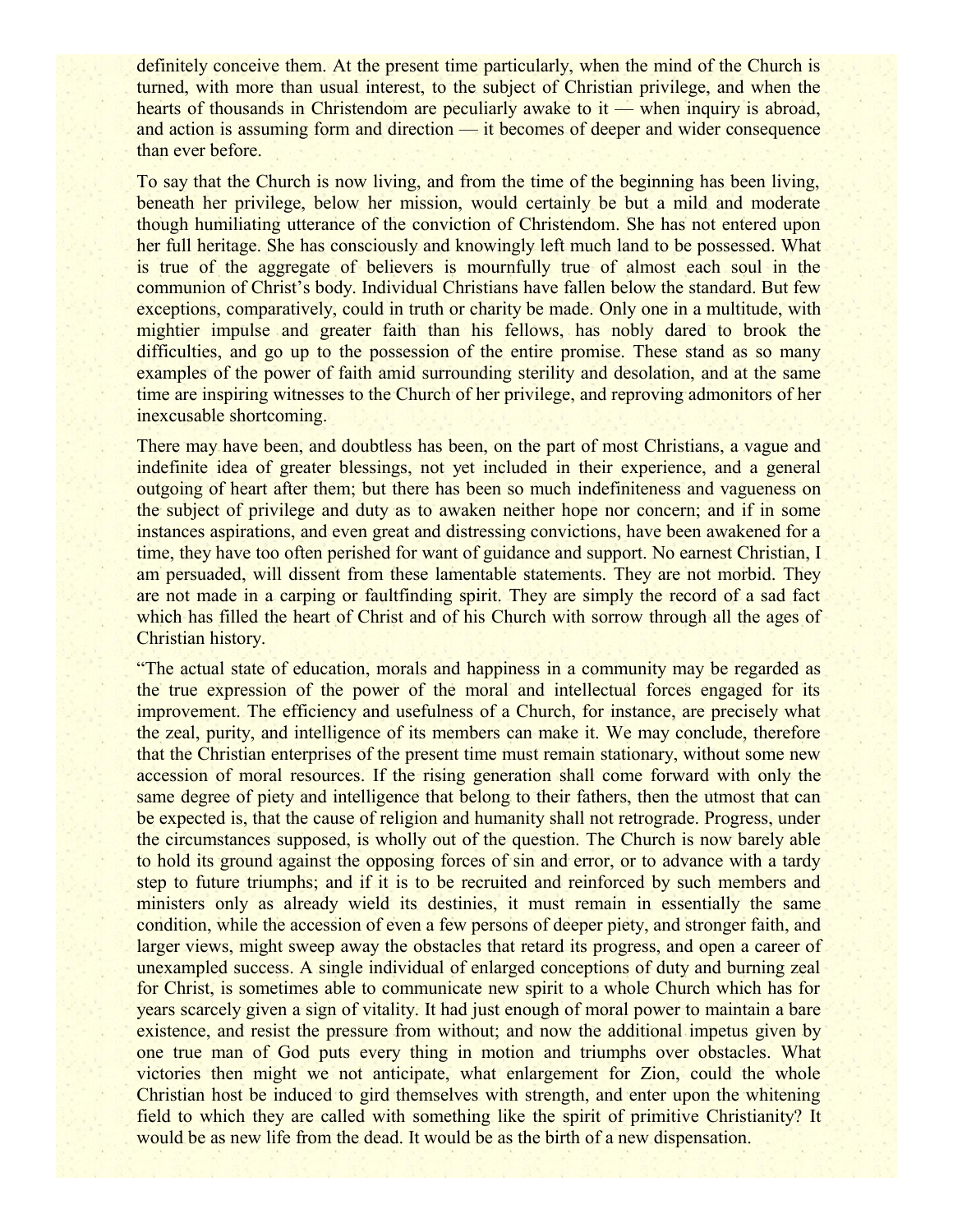definitely conceive them. At the present time particularly, when the mind of the Church is turned, with more than usual interest, to the subject of Christian privilege, and when the hearts of thousands in Christendom are peculiarly awake to it — when inquiry is abroad, and action is assuming form and direction — it becomes of deeper and wider consequence than ever before.

To say that the Church is now living, and from the time of the beginning has been living, beneath her privilege, below her mission, would certainly be but a mild and moderate though humiliating utterance of the conviction of Christendom. She has not entered upon her full heritage. She has consciously and knowingly left much land to be possessed. What is true of the aggregate of believers is mournfully true of almost each soul in the communion of Christ's body. Individual Christians have fallen below the standard. But few exceptions, comparatively, could in truth or charity be made. Only one in a multitude, with mightier impulse and greater faith than his fellows, has nobly dared to brook the difficulties, and go up to the possession of the entire promise. These stand as so many examples of the power of faith amid surrounding sterility and desolation, and at the same time are inspiring witnesses to the Church of her privilege, and reproving admonitors of her inexcusable shortcoming.

There may have been, and doubtless has been, on the part of most Christians, a vague and indefinite idea of greater blessings, not yet included in their experience, and a general outgoing of heart after them; but there has been so much indefiniteness and vagueness on the subject of privilege and duty as to awaken neither hope nor concern; and if in some instances aspirations, and even great and distressing convictions, have been awakened for a time, they have too often perished for want of guidance and support. No earnest Christian, I am persuaded, will dissent from these lamentable statements. They are not morbid. They are not made in a carping or faultfinding spirit. They are simply the record of a sad fact which has filled the heart of Christ and of his Church with sorrow through all the ages of Christian history.

"The actual state of education, morals and happiness in a community may be regarded as the true expression of the power of the moral and intellectual forces engaged for its improvement. The efficiency and usefulness of a Church, for instance, are precisely what the zeal, purity, and intelligence of its members can make it. We may conclude, therefore that the Christian enterprises of the present time must remain stationary, without some new accession of moral resources. If the rising generation shall come forward with only the same degree of piety and intelligence that belong to their fathers, then the utmost that can be expected is, that the cause of religion and humanity shall not retrograde. Progress, under the circumstances supposed, is wholly out of the question. The Church is now barely able to hold its ground against the opposing forces of sin and error, or to advance with a tardy step to future triumphs; and if it is to be recruited and reinforced by such members and ministers only as already wield its destinies, it must remain in essentially the same condition, while the accession of even a few persons of deeper piety, and stronger faith, and larger views, might sweep away the obstacles that retard its progress, and open a career of unexampled success. A single individual of enlarged conceptions of duty and burning zeal for Christ, is sometimes able to communicate new spirit to a whole Church which has for years scarcely given a sign of vitality. It had just enough of moral power to maintain a bare existence, and resist the pressure from without; and now the additional impetus given by one true man of God puts every thing in motion and triumphs over obstacles. What victories then might we not anticipate, what enlargement for Zion, could the whole Christian host be induced to gird themselves with strength, and enter upon the whitening field to which they are called with something like the spirit of primitive Christianity? It would be as new life from the dead. It would be as the birth of a new dispensation.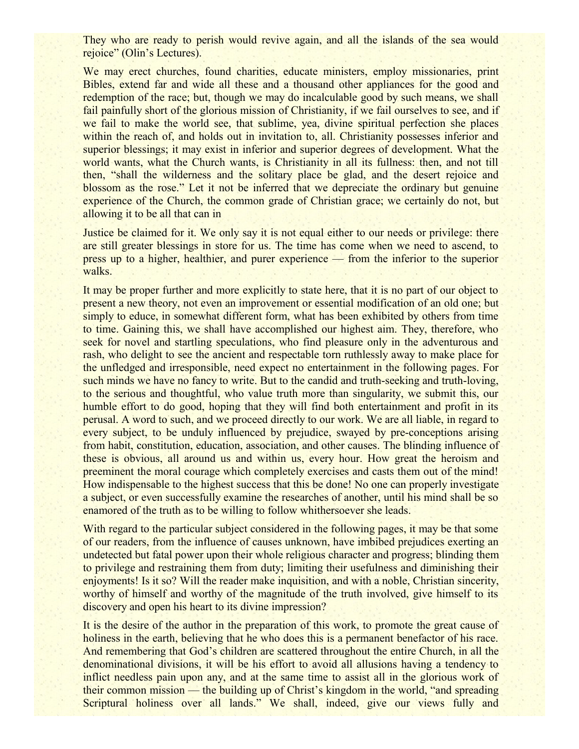They who are ready to perish would revive again, and all the islands of the sea would rejoice" (Olin's Lectures).

We may erect churches, found charities, educate ministers, employ missionaries, print Bibles, extend far and wide all these and a thousand other appliances for the good and redemption of the race; but, though we may do incalculable good by such means, we shall fail painfully short of the glorious mission of Christianity, if we fail ourselves to see, and if we fail to make the world see, that sublime, yea, divine spiritual perfection she places within the reach of, and holds out in invitation to, all. Christianity possesses inferior and superior blessings; it may exist in inferior and superior degrees of development. What the world wants, what the Church wants, is Christianity in all its fullness: then, and not till then, "shall the wilderness and the solitary place be glad, and the desert rejoice and blossom as the rose." Let it not be inferred that we depreciate the ordinary but genuine experience of the Church, the common grade of Christian grace; we certainly do not, but allowing it to be all that can in

Justice be claimed for it. We only say it is not equal either to our needs or privilege: there are still greater blessings in store for us. The time has come when we need to ascend, to press up to a higher, healthier, and purer experience — from the inferior to the superior walks.

It may be proper further and more explicitly to state here, that it is no part of our object to present a new theory, not even an improvement or essential modification of an old one; but simply to educe, in somewhat different form, what has been exhibited by others from time to time. Gaining this, we shall have accomplished our highest aim. They, therefore, who seek for novel and startling speculations, who find pleasure only in the adventurous and rash, who delight to see the ancient and respectable torn ruthlessly away to make place for the unfledged and irresponsible, need expect no entertainment in the following pages. For such minds we have no fancy to write. But to the candid and truth-seeking and truth-loving, to the serious and thoughtful, who value truth more than singularity, we submit this, our humble effort to do good, hoping that they will find both entertainment and profit in its perusal. A word to such, and we proceed directly to our work. We are all liable, in regard to every subject, to be unduly influenced by prejudice, swayed by pre-conceptions arising from habit, constitution, education, association, and other causes. The blinding influence of these is obvious, all around us and within us, every hour. How great the heroism and preeminent the moral courage which completely exercises and casts them out of the mind! How indispensable to the highest success that this be done! No one can properly investigate a subject, or even successfully examine the researches of another, until his mind shall be so enamored of the truth as to be willing to follow whithersoever she leads.

With regard to the particular subject considered in the following pages, it may be that some of our readers, from the influence of causes unknown, have imbibed prejudices exerting an undetected but fatal power upon their whole religious character and progress; blinding them to privilege and restraining them from duty; limiting their usefulness and diminishing their enjoyments! Is it so? Will the reader make inquisition, and with a noble, Christian sincerity, worthy of himself and worthy of the magnitude of the truth involved, give himself to its discovery and open his heart to its divine impression?

It is the desire of the author in the preparation of this work, to promote the great cause of holiness in the earth, believing that he who does this is a permanent benefactor of his race. And remembering that God's children are scattered throughout the entire Church, in all the denominational divisions, it will be his effort to avoid all allusions having a tendency to inflict needless pain upon any, and at the same time to assist all in the glorious work of their common mission — the building up of Christ's kingdom in the world, "and spreading Scriptural holiness over all lands." We shall, indeed, give our views fully and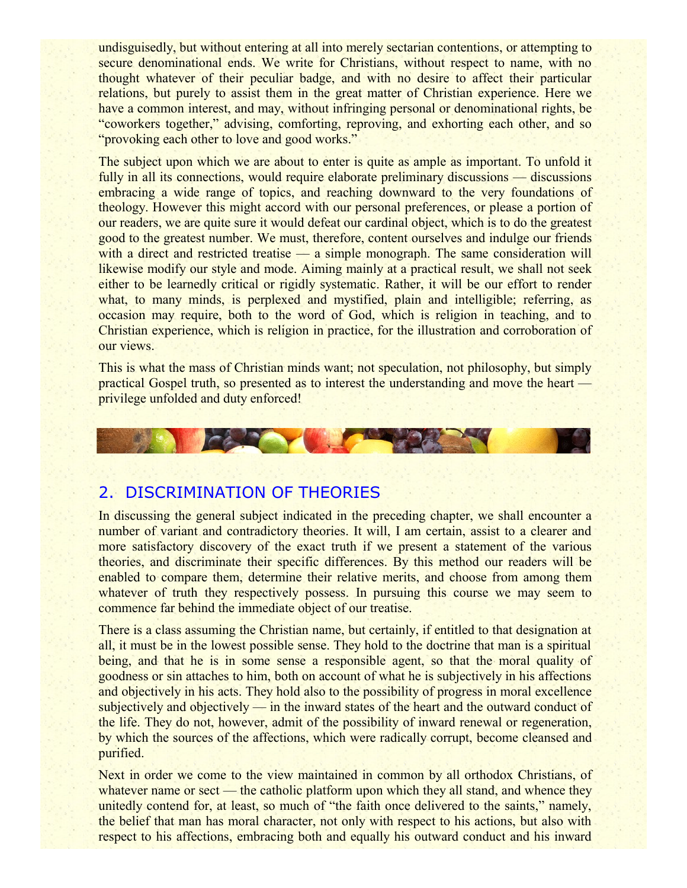undisguisedly, but without entering at all into merely sectarian contentions, or attempting to secure denominational ends. We write for Christians, without respect to name, with no thought whatever of their peculiar badge, and with no desire to affect their particular relations, but purely to assist them in the great matter of Christian experience. Here we have a common interest, and may, without infringing personal or denominational rights, be "coworkers together," advising, comforting, reproving, and exhorting each other, and so "provoking each other to love and good works."

The subject upon which we are about to enter is quite as ample as important. To unfold it fully in all its connections, would require elaborate preliminary discussions — discussions embracing a wide range of topics, and reaching downward to the very foundations of theology. However this might accord with our personal preferences, or please a portion of our readers, we are quite sure it would defeat our cardinal object, which is to do the greatest good to the greatest number. We must, therefore, content ourselves and indulge our friends with a direct and restricted treatise — a simple monograph. The same consideration will likewise modify our style and mode. Aiming mainly at a practical result, we shall not seek either to be learnedly critical or rigidly systematic. Rather, it will be our effort to render what, to many minds, is perplexed and mystified, plain and intelligible; referring, as occasion may require, both to the word of God, which is religion in teaching, and to Christian experience, which is religion in practice, for the illustration and corroboration of our views.

This is what the mass of Christian minds want; not speculation, not philosophy, but simply practical Gospel truth, so presented as to interest the understanding and move the heart — privilege unfolded and duty enforced!

## 2. DISCRIMINATION OF THEORIES

In discussing the general subject indicated in the preceding chapter, we shall encounter a number of variant and contradictory theories. It will, I am certain, assist to a clearer and more satisfactory discovery of the exact truth if we present a statement of the various theories, and discriminate their specific differences. By this method our readers will be enabled to compare them, determine their relative merits, and choose from among them whatever of truth they respectively possess. In pursuing this course we may seem to commence far behind the immediate object of our treatise.

There is a class assuming the Christian name, but certainly, if entitled to that designation at all, it must be in the lowest possible sense. They hold to the doctrine that man is a spiritual being, and that he is in some sense a responsible agent, so that the moral quality of goodness or sin attaches to him, both on account of what he is subjectively in his affections and objectively in his acts. They hold also to the possibility of progress in moral excellence subjectively and objectively — in the inward states of the heart and the outward conduct of the life. They do not, however, admit of the possibility of inward renewal or regeneration, by which the sources of the affections, which were radically corrupt, become cleansed and purified.

Next in order we come to the view maintained in common by all orthodox Christians, of whatever name or sect — the catholic platform upon which they all stand, and whence they unitedly contend for, at least, so much of "the faith once delivered to the saints," namely, the belief that man has moral character, not only with respect to his actions, but also with respect to his affections, embracing both and equally his outward conduct and his inward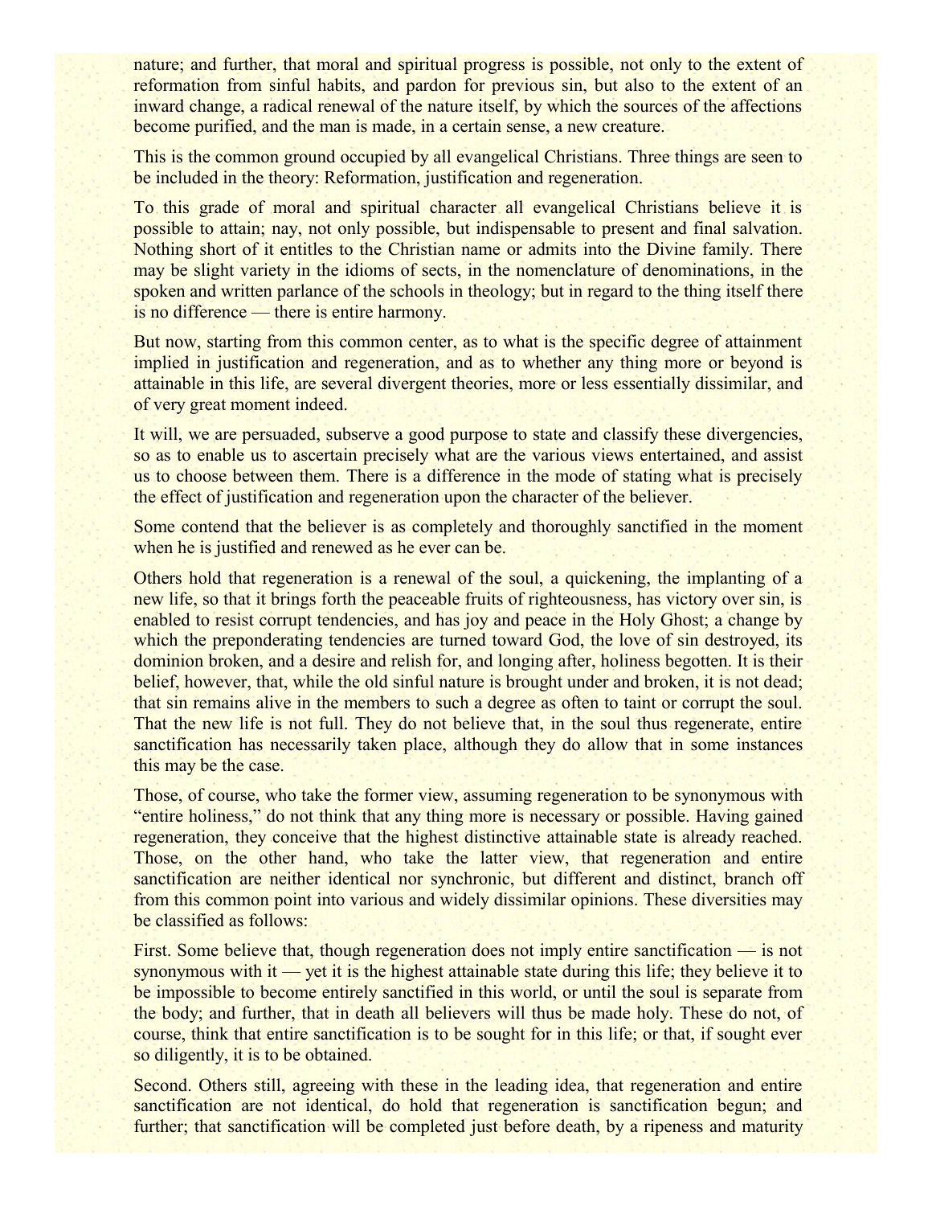nature; and further, that moral and spiritual progress is possible, not only to the extent of reformation from sinful habits, and pardon for previous sin, but also to the extent of an inward change, a radical renewal of the nature itself, by which the sources of the affections become purified, and the man is made, in a certain sense, a new creature.

This is the common ground occupied by all evangelical Christians. Three things are seen to be included in the theory: Reformation, justification and regeneration.

To this grade of moral and spiritual character all evangelical Christians believe it is possible to attain; nay, not only possible, but indispensable to present and final salvation. Nothing short of it entitles to the Christian name or admits into the Divine family. There may be slight variety in the idioms of sects, in the nomenclature of denominations, in the spoken and written parlance of the schools in theology; but in regard to the thing itself there is no difference — there is entire harmony.

But now, starting from this common center, as to what is the specific degree of attainment implied in justification and regeneration, and as to whether any thing more or beyond is attainable in this life, are several divergent theories, more or less essentially dissimilar, and of very great moment indeed.

It will, we are persuaded, subserve a good purpose to state and classify these divergencies, so as to enable us to ascertain precisely what are the various views entertained, and assist us to choose between them. There is a difference in the mode of stating what is precisely the effect of justification and regeneration upon the character of the believer.

Some contend that the believer is as completely and thoroughly sanctified in the moment when he is justified and renewed as he ever can be.

Others hold that regeneration is a renewal of the soul, a quickening, the implanting of a new life, so that it brings forth the peaceable fruits of righteousness, has victory over sin, is enabled to resist corrupt tendencies, and has joy and peace in the Holy Ghost; a change by which the preponderating tendencies are turned toward God, the love of sin destroyed, its dominion broken, and a desire and relish for, and longing after, holiness begotten. It is their belief, however, that, while the old sinful nature is brought under and broken, it is not dead; that sin remains alive in the members to such a degree as often to taint or corrupt the soul. That the new life is not full. They do not believe that, in the soul thus regenerate, entire sanctification has necessarily taken place, although they do allow that in some instances this may be the case.

Those, of course, who take the former view, assuming regeneration to be synonymous with "entire holiness," do not think that any thing more is necessary or possible. Having gained regeneration, they conceive that the highest distinctive attainable state is already reached. Those, on the other hand, who take the latter view, that regeneration and entire sanctification are neither identical nor synchronic, but different and distinct, branch off from this common point into various and widely dissimilar opinions. These diversities may be classified as follows:

First. Some believe that, though regeneration does not imply entire sanctification — is not synonymous with it — yet it is the highest attainable state during this life; they believe it to be impossible to become entirely sanctified in this world, or until the soul is separate from the body; and further, that in death all believers will thus be made holy. These do not, of course, think that entire sanctification is to be sought for in this life; or that, if sought ever so diligently, it is to be obtained.

Second. Others still, agreeing with these in the leading idea, that regeneration and entire sanctification are not identical, do hold that regeneration is sanctification begun; and further; that sanctification will be completed just before death, by a ripeness and maturity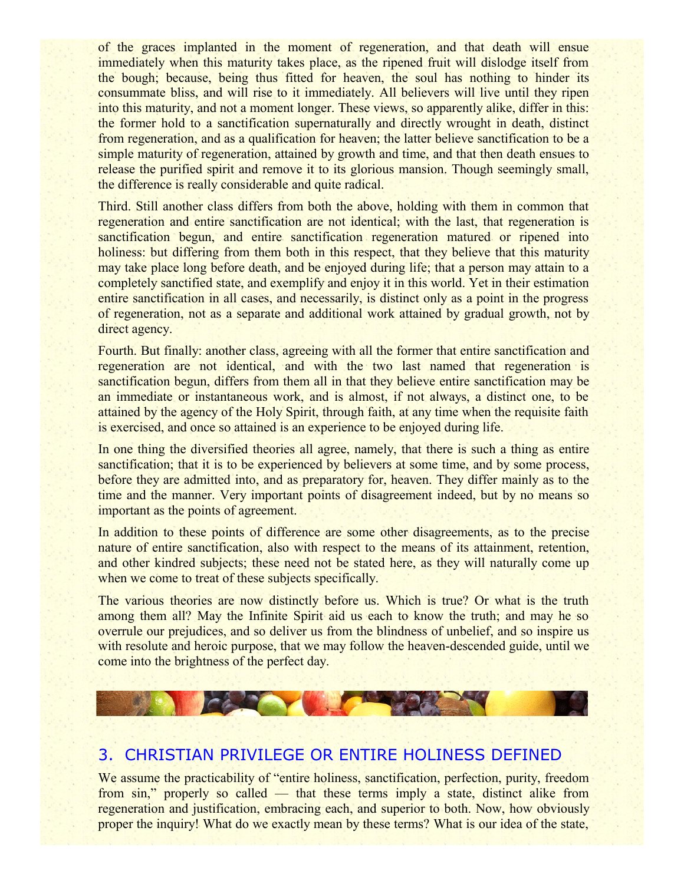of the graces implanted in the moment of regeneration, and that death will ensue immediately when this maturity takes place, as the ripened fruit will dislodge itself from the bough; because, being thus fitted for heaven, the soul has nothing to hinder its consummate bliss, and will rise to it immediately. All believers will live until they ripen into this maturity, and not a moment longer. These views, so apparently alike, differ in this: the former hold to a sanctification supernaturally and directly wrought in death, distinct from regeneration, and as a qualification for heaven; the latter believe sanctification to be a simple maturity of regeneration, attained by growth and time, and that then death ensues to release the purified spirit and remove it to its glorious mansion. Though seemingly small, the difference is really considerable and quite radical.

Third. Still another class differs from both the above, holding with them in common that regeneration and entire sanctification are not identical; with the last, that regeneration is sanctification begun, and entire sanctification regeneration matured or ripened into holiness: but differing from them both in this respect, that they believe that this maturity may take place long before death, and be enjoyed during life; that a person may attain to a completely sanctified state, and exemplify and enjoy it in this world. Yet in their estimation entire sanctification in all cases, and necessarily, is distinct only as a point in the progress of regeneration, not as a separate and additional work attained by gradual growth, not by direct agency.

Fourth. But finally: another class, agreeing with all the former that entire sanctification and regeneration are not identical, and with the two last named that regeneration is sanctification begun, differs from them all in that they believe entire sanctification may be an immediate or instantaneous work, and is almost, if not always, a distinct one, to be attained by the agency of the Holy Spirit, through faith, at any time when the requisite faith is exercised, and once so attained is an experience to be enjoyed during life.

In one thing the diversified theories all agree, namely, that there is such a thing as entire sanctification; that it is to be experienced by believers at some time, and by some process, before they are admitted into, and as preparatory for, heaven. They differ mainly as to the time and the manner. Very important points of disagreement indeed, but by no means so important as the points of agreement.

In addition to these points of difference are some other disagreements, as to the precise nature of entire sanctification, also with respect to the means of its attainment, retention, and other kindred subjects; these need not be stated here, as they will naturally come up when we come to treat of these subjects specifically.

The various theories are now distinctly before us. Which is true? Or what is the truth among them all? May the Infinite Spirit aid us each to know the truth; and may he so overrule our prejudices, and so deliver us from the blindness of unbelief, and so inspire us with resolute and heroic purpose, that we may follow the heaven-descended guide, until we come into the brightness of the perfect day.

## 3. CHRISTIAN PRIVILEGE OR ENTIRE HOLINESS DEFINED

We assume the practicability of "entire holiness, sanctification, perfection, purity, freedom from sin," properly so called — that these terms imply a state, distinct alike from regeneration and justification, embracing each, and superior to both. Now, how obviously proper the inquiry! What do we exactly mean by these terms? What is our idea of the state,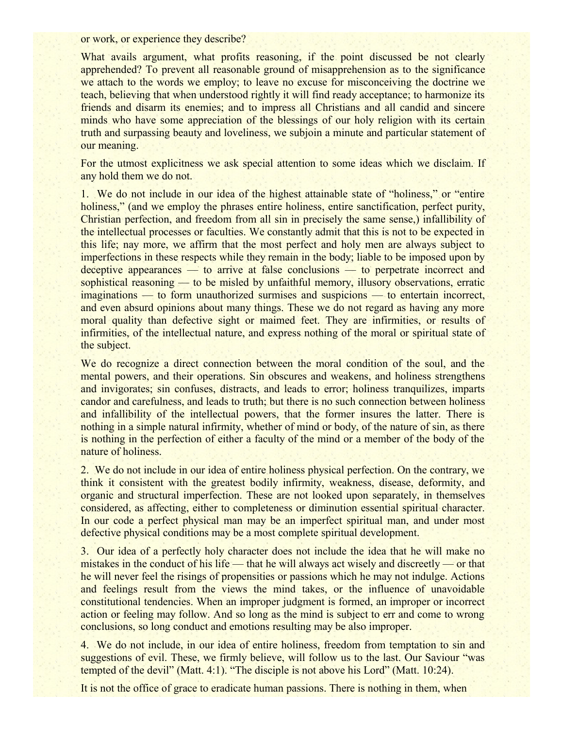or work, or experience they describe?

What avails argument, what profits reasoning, if the point discussed be not clearly apprehended? To prevent all reasonable ground of misapprehension as to the significance we attach to the words we employ; to leave no excuse for misconceiving the doctrine we teach, believing that when understood rightly it will find ready acceptance; to harmonize its friends and disarm its enemies; and to impress all Christians and all candid and sincere minds who have some appreciation of the blessings of our holy religion with its certain truth and surpassing beauty and loveliness, we subjoin a minute and particular statement of our meaning.

For the utmost explicitness we ask special attention to some ideas which we disclaim. If any hold them we do not.

1. We do not include in our idea of the highest attainable state of "holiness," or "entire holiness," (and we employ the phrases entire holiness, entire sanctification, perfect purity, Christian perfection, and freedom from all sin in precisely the same sense,) infallibility of the intellectual processes or faculties. We constantly admit that this is not to be expected in this life; nay more, we affirm that the most perfect and holy men are always subject to imperfections in these respects while they remain in the body; liable to be imposed upon by deceptive appearances — to arrive at false conclusions — to perpetrate incorrect and sophistical reasoning — to be misled by unfaithful memory, illusory observations, erratic imaginations — to form unauthorized surmises and suspicions — to entertain incorrect, and even absurd opinions about many things. These we do not regard as having any more moral quality than defective sight or maimed feet. They are infirmities, or results of infirmities, of the intellectual nature, and express nothing of the moral or spiritual state of the subject.

We do recognize a direct connection between the moral condition of the soul, and the mental powers, and their operations. Sin obscures and weakens, and holiness strengthens and invigorates; sin confuses, distracts, and leads to error; holiness tranquilizes, imparts candor and carefulness, and leads to truth; but there is no such connection between holiness and infallibility of the intellectual powers, that the former insures the latter. There is nothing in a simple natural infirmity, whether of mind or body, of the nature of sin, as there is nothing in the perfection of either a faculty of the mind or a member of the body of the nature of holiness.

2. We do not include in our idea of entire holiness physical perfection. On the contrary, we think it consistent with the greatest bodily infirmity, weakness, disease, deformity, and organic and structural imperfection. These are not looked upon separately, in themselves considered, as affecting, either to completeness or diminution essential spiritual character. In our code a perfect physical man may be an imperfect spiritual man, and under most defective physical conditions may be a most complete spiritual development.

3. Our idea of a perfectly holy character does not include the idea that he will make no mistakes in the conduct of his life — that he will always act wisely and discreetly — or that he will never feel the risings of propensities or passions which he may not indulge. Actions and feelings result from the views the mind takes, or the influence of unavoidable constitutional tendencies. When an improper judgment is formed, an improper or incorrect action or feeling may follow. And so long as the mind is subject to err and come to wrong conclusions, so long conduct and emotions resulting may be also improper.

4. We do not include, in our idea of entire holiness, freedom from temptation to sin and suggestions of evil. These, we firmly believe, will follow us to the last. Our Saviour "was tempted of the devil" (Matt. 4:1). "The disciple is not above his Lord" (Matt. 10:24).

It is not the office of grace to eradicate human passions. There is nothing in them, when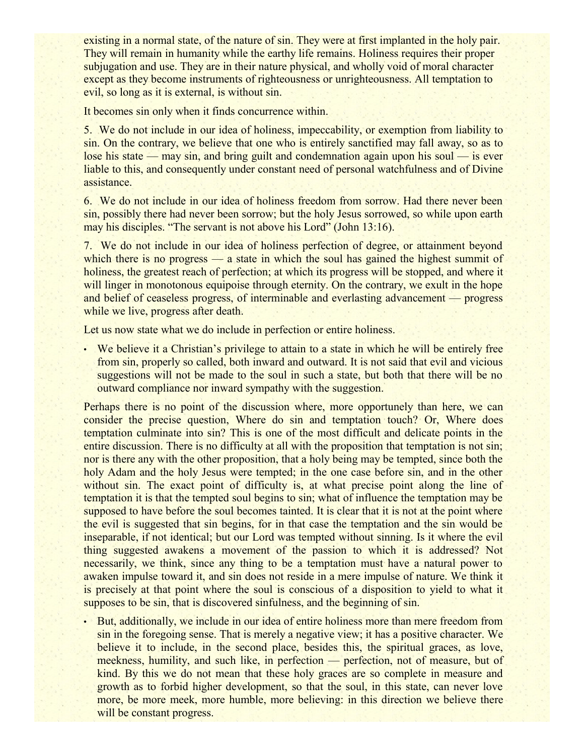existing in a normal state, of the nature of sin. They were at first implanted in the holy pair. They will remain in humanity while the earthy life remains. Holiness requires their proper subjugation and use. They are in their nature physical, and wholly void of moral character except as they become instruments of righteousness or unrighteousness. All temptation to evil, so long as it is external, is without sin.

It becomes sin only when it finds concurrence within.

5. We do not include in our idea of holiness, impeccability, or exemption from liability to sin. On the contrary, we believe that one who is entirely sanctified may fall away, so as to lose his state — may sin, and bring guilt and condemnation again upon his soul — is ever liable to this, and consequently under constant need of personal watchfulness and of Divine assistance.

6. We do not include in our idea of holiness freedom from sorrow. Had there never been sin, possibly there had never been sorrow; but the holy Jesus sorrowed, so while upon earth may his disciples. "The servant is not above his Lord" (John 13:16).

7. We do not include in our idea of holiness perfection of degree, or attainment beyond which there is no progress — a state in which the soul has gained the highest summit of holiness, the greatest reach of perfection; at which its progress will be stopped, and where it will linger in monotonous equipoise through eternity. On the contrary, we exult in the hope and belief of ceaseless progress, of interminable and everlasting advancement — progress while we live, progress after death.

Let us now state what we do include in perfection or entire holiness.

- We believe it a Christian's privilege to attain to a state in which he will be entirely free from sin, properly so called, both inward and outward. It is not said that evil and vicious suggestions will not be made to the soul in such a state, but both that there will be no outward compliance nor inward sympathy with the suggestion.

Perhaps there is no point of the discussion where, more opportunely than here, we can consider the precise question, Where do sin and temptation touch? Or, Where does temptation culminate into sin? This is one of the most difficult and delicate points in the entire discussion. There is no difficulty at all with the proposition that temptation is not sin; nor is there any with the other proposition, that a holy being may be tempted, since both the holy Adam and the holy Jesus were tempted; in the one case before sin, and in the other without sin. The exact point of difficulty is, at what precise point along the line of temptation it is that the tempted soul begins to sin; what of influence the temptation may be supposed to have before the soul becomes tainted. It is clear that it is not at the point where the evil is suggested that sin begins, for in that case the temptation and the sin would be inseparable, if not identical; but our Lord was tempted without sinning. Is it where the evil thing suggested awakens a movement of the passion to which it is addressed? Not necessarily, we think, since any thing to be a temptation must have a natural power to awaken impulse toward it, and sin does not reside in a mere impulse of nature. We think it is precisely at that point where the soul is conscious of a disposition to yield to what it supposes to be sin, that is discovered sinfulness, and the beginning of sin.

- But, additionally, we include in our idea of entire holiness more than mere freedom from sin in the foregoing sense. That is merely a negative view; it has a positive character. We believe it to include, in the second place, besides this, the spiritual graces, as love, meekness, humility, and such like, in perfection — perfection, not of measure, but of kind. By this we do not mean that these holy graces are so complete in measure and growth as to forbid higher development, so that the soul, in this state, can never love more, be more meek, more humble, more believing: in this direction we believe there will be constant progress.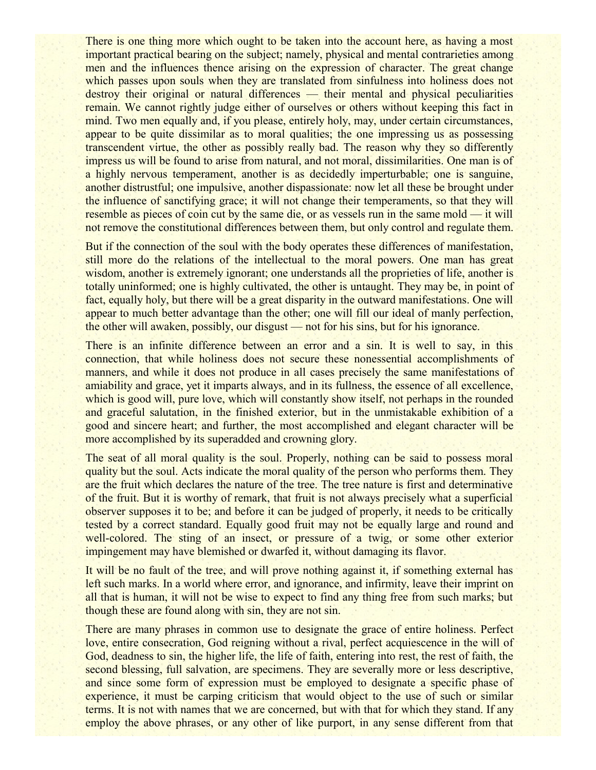There is one thing more which ought to be taken into the account here, as having a most important practical bearing on the subject; namely, physical and mental contrarieties among men and the influences thence arising on the expression of character. The great change which passes upon souls when they are translated from sinfulness into holiness does not destroy their original or natural differences — their mental and physical peculiarities remain. We cannot rightly judge either of ourselves or others without keeping this fact in mind. Two men equally and, if you please, entirely holy, may, under certain circumstances, appear to be quite dissimilar as to moral qualities; the one impressing us as possessing transcendent virtue, the other as possibly really bad. The reason why they so differently impress us will be found to arise from natural, and not moral, dissimilarities. One man is of a highly nervous temperament, another is as decidedly imperturbable; one is sanguine, another distrustful; one impulsive, another dispassionate: now let all these be brought under the influence of sanctifying grace; it will not change their temperaments, so that they will resemble as pieces of coin cut by the same die, or as vessels run in the same mold — it will not remove the constitutional differences between them, but only control and regulate them.

But if the connection of the soul with the body operates these differences of manifestation, still more do the relations of the intellectual to the moral powers. One man has great wisdom, another is extremely ignorant; one understands all the proprieties of life, another is totally uninformed; one is highly cultivated, the other is untaught. They may be, in point of fact, equally holy, but there will be a great disparity in the outward manifestations. One will appear to much better advantage than the other; one will fill our ideal of manly perfection, the other will awaken, possibly, our disgust — not for his sins, but for his ignorance.

There is an infinite difference between an error and a sin. It is well to say, in this connection, that while holiness does not secure these nonessential accomplishments of manners, and while it does not produce in all cases precisely the same manifestations of amiability and grace, yet it imparts always, and in its fullness, the essence of all excellence, which is good will, pure love, which will constantly show itself, not perhaps in the rounded and graceful salutation, in the finished exterior, but in the unmistakable exhibition of a good and sincere heart; and further, the most accomplished and elegant character will be more accomplished by its superadded and crowning glory.

The seat of all moral quality is the soul. Properly, nothing can be said to possess moral quality but the soul. Acts indicate the moral quality of the person who performs them. They are the fruit which declares the nature of the tree. The tree nature is first and determinative of the fruit. But it is worthy of remark, that fruit is not always precisely what a superficial observer supposes it to be; and before it can be judged of properly, it needs to be critically tested by a correct standard. Equally good fruit may not be equally large and round and well-colored. The sting of an insect, or pressure of a twig, or some other exterior impingement may have blemished or dwarfed it, without damaging its flavor.

It will be no fault of the tree, and will prove nothing against it, if something external has left such marks. In a world where error, and ignorance, and infirmity, leave their imprint on all that is human, it will not be wise to expect to find any thing free from such marks; but though these are found along with sin, they are not sin.

There are many phrases in common use to designate the grace of entire holiness. Perfect love, entire consecration, God reigning without a rival, perfect acquiescence in the will of God, deadness to sin, the higher life, the life of faith, entering into rest, the rest of faith, the second blessing, full salvation, are specimens. They are severally more or less descriptive, and since some form of expression must be employed to designate a specific phase of experience, it must be carping criticism that would object to the use of such or similar terms. It is not with names that we are concerned, but with that for which they stand. If any employ the above phrases, or any other of like purport, in any sense different from that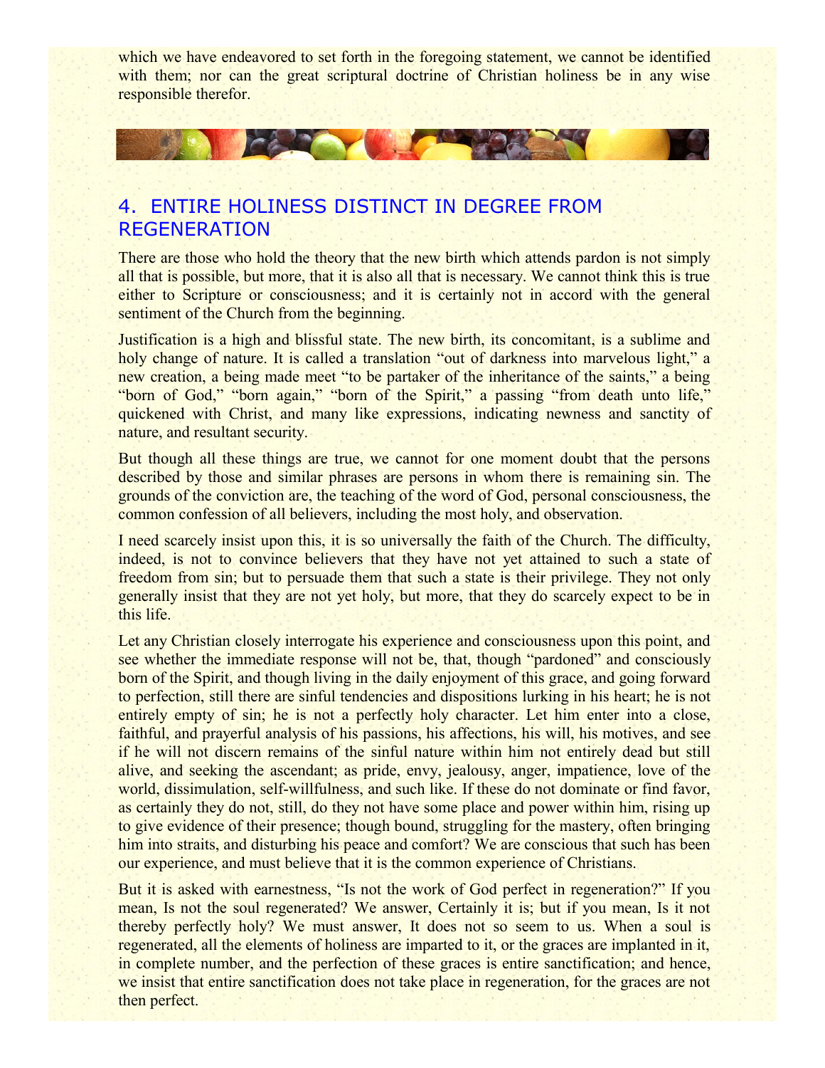which we have endeavored to set forth in the foregoing statement, we cannot be identified with them; nor can the great scriptural doctrine of Christian holiness be in any wise responsible therefor.

## 4. ENTIRE HOLINESS DISTINCT IN DEGREE FROM REGENERATION

There are those who hold the theory that the new birth which attends pardon is not simply all that is possible, but more, that it is also all that is necessary. We cannot think this is true either to Scripture or consciousness; and it is certainly not in accord with the general sentiment of the Church from the beginning.

Justification is a high and blissful state. The new birth, its concomitant, is a sublime and holy change of nature. It is called a translation "out of darkness into marvelous light," a new creation, a being made meet "to be partaker of the inheritance of the saints," a being "born of God," "born again," "born of the Spirit," a passing "from death unto life," quickened with Christ, and many like expressions, indicating newness and sanctity of nature, and resultant security.

But though all these things are true, we cannot for one moment doubt that the persons described by those and similar phrases are persons in whom there is remaining sin. The grounds of the conviction are, the teaching of the word of God, personal consciousness, the common confession of all believers, including the most holy, and observation.

I need scarcely insist upon this, it is so universally the faith of the Church. The difficulty, indeed, is not to convince believers that they have not yet attained to such a state of freedom from sin; but to persuade them that such a state is their privilege. They not only generally insist that they are not yet holy, but more, that they do scarcely expect to be in this life.

Let any Christian closely interrogate his experience and consciousness upon this point, and see whether the immediate response will not be, that, though "pardoned" and consciously born of the Spirit, and though living in the daily enjoyment of this grace, and going forward to perfection, still there are sinful tendencies and dispositions lurking in his heart; he is not entirely empty of sin; he is not a perfectly holy character. Let him enter into a close, faithful, and prayerful analysis of his passions, his affections, his will, his motives, and see if he will not discern remains of the sinful nature within him not entirely dead but still alive, and seeking the ascendant; as pride, envy, jealousy, anger, impatience, love of the world, dissimulation, self-willfulness, and such like. If these do not dominate or find favor, as certainly they do not, still, do they not have some place and power within him, rising up to give evidence of their presence; though bound, struggling for the mastery, often bringing him into straits, and disturbing his peace and comfort? We are conscious that such has been our experience, and must believe that it is the common experience of Christians.

But it is asked with earnestness, "Is not the work of God perfect in regeneration?" If you mean, Is not the soul regenerated? We answer, Certainly it is; but if you mean, Is it not thereby perfectly holy? We must answer, It does not so seem to us. When a soul is regenerated, all the elements of holiness are imparted to it, or the graces are implanted in it, in complete number, and the perfection of these graces is entire sanctification; and hence, we insist that entire sanctification does not take place in regeneration, for the graces are not then perfect.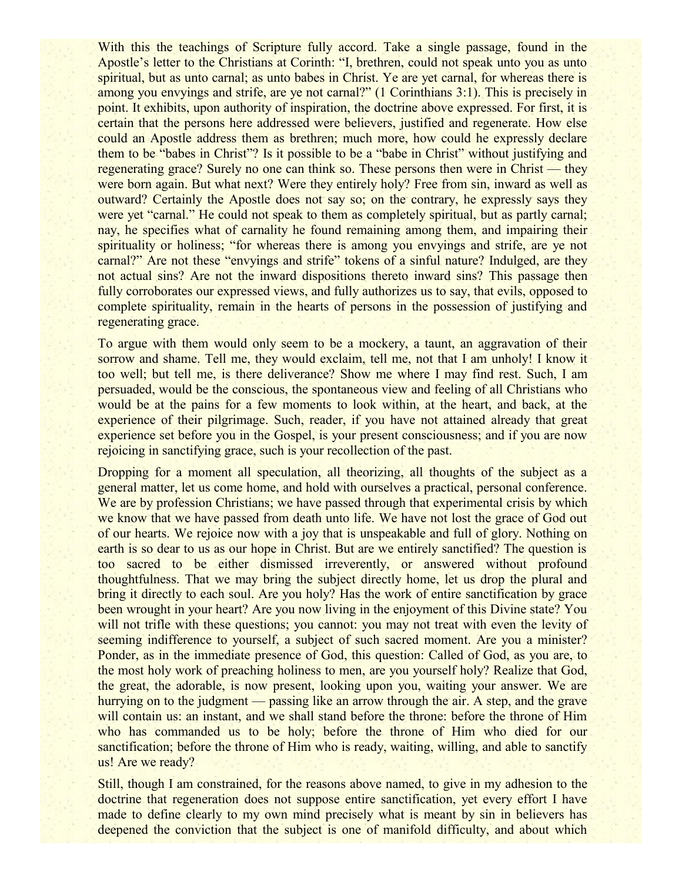With this the teachings of Scripture fully accord. Take a single passage, found in the Apostle's letter to the Christians at Corinth: "I, brethren, could not speak unto you as unto spiritual, but as unto carnal; as unto babes in Christ. Ye are yet carnal, for whereas there is among you envyings and strife, are ye not carnal?" (1 Corinthians 3:1). This is precisely in point. It exhibits, upon authority of inspiration, the doctrine above expressed. For first, it is certain that the persons here addressed were believers, justified and regenerate. How else could an Apostle address them as brethren; much more, how could he expressly declare them to be "babes in Christ"? Is it possible to be a "babe in Christ" without justifying and regenerating grace? Surely no one can think so. These persons then were in Christ — they were born again. But what next? Were they entirely holy? Free from sin, inward as well as outward? Certainly the Apostle does not say so; on the contrary, he expressly says they were yet "carnal." He could not speak to them as completely spiritual, but as partly carnal; nay, he specifies what of carnality he found remaining among them, and impairing their spirituality or holiness; "for whereas there is among you envyings and strife, are ye not carnal?" Are not these "envyings and strife" tokens of a sinful nature? Indulged, are they not actual sins? Are not the inward dispositions thereto inward sins? This passage then fully corroborates our expressed views, and fully authorizes us to say, that evils, opposed to complete spirituality, remain in the hearts of persons in the possession of justifying and regenerating grace.

To argue with them would only seem to be a mockery, a taunt, an aggravation of their sorrow and shame. Tell me, they would exclaim, tell me, not that I am unholy! I know it too well; but tell me, is there deliverance? Show me where I may find rest. Such, I am persuaded, would be the conscious, the spontaneous view and feeling of all Christians who would be at the pains for a few moments to look within, at the heart, and back, at the experience of their pilgrimage. Such, reader, if you have not attained already that great experience set before you in the Gospel, is your present consciousness; and if you are now rejoicing in sanctifying grace, such is your recollection of the past.

Dropping for a moment all speculation, all theorizing, all thoughts of the subject as a general matter, let us come home, and hold with ourselves a practical, personal conference. We are by profession Christians; we have passed through that experimental crisis by which we know that we have passed from death unto life. We have not lost the grace of God out of our hearts. We rejoice now with a joy that is unspeakable and full of glory. Nothing on earth is so dear to us as our hope in Christ. But are we entirely sanctified? The question is too sacred to be either dismissed irreverently, or answered without profound thoughtfulness. That we may bring the subject directly home, let us drop the plural and bring it directly to each soul. Are you holy? Has the work of entire sanctification by grace been wrought in your heart? Are you now living in the enjoyment of this Divine state? You will not trifle with these questions; you cannot: you may not treat with even the levity of seeming indifference to yourself, a subject of such sacred moment. Are you a minister? Ponder, as in the immediate presence of God, this question: Called of God, as you are, to the most holy work of preaching holiness to men, are you yourself holy? Realize that God, the great, the adorable, is now present, looking upon you, waiting your answer. We are hurrying on to the judgment — passing like an arrow through the air. A step, and the grave will contain us: an instant, and we shall stand before the throne: before the throne of Him who has commanded us to be holy; before the throne of Him who died for our sanctification; before the throne of Him who is ready, waiting, willing, and able to sanctify us! Are we ready?

Still, though I am constrained, for the reasons above named, to give in my adhesion to the doctrine that regeneration does not suppose entire sanctification, yet every effort I have made to define clearly to my own mind precisely what is meant by sin in believers has deepened the conviction that the subject is one of manifold difficulty, and about which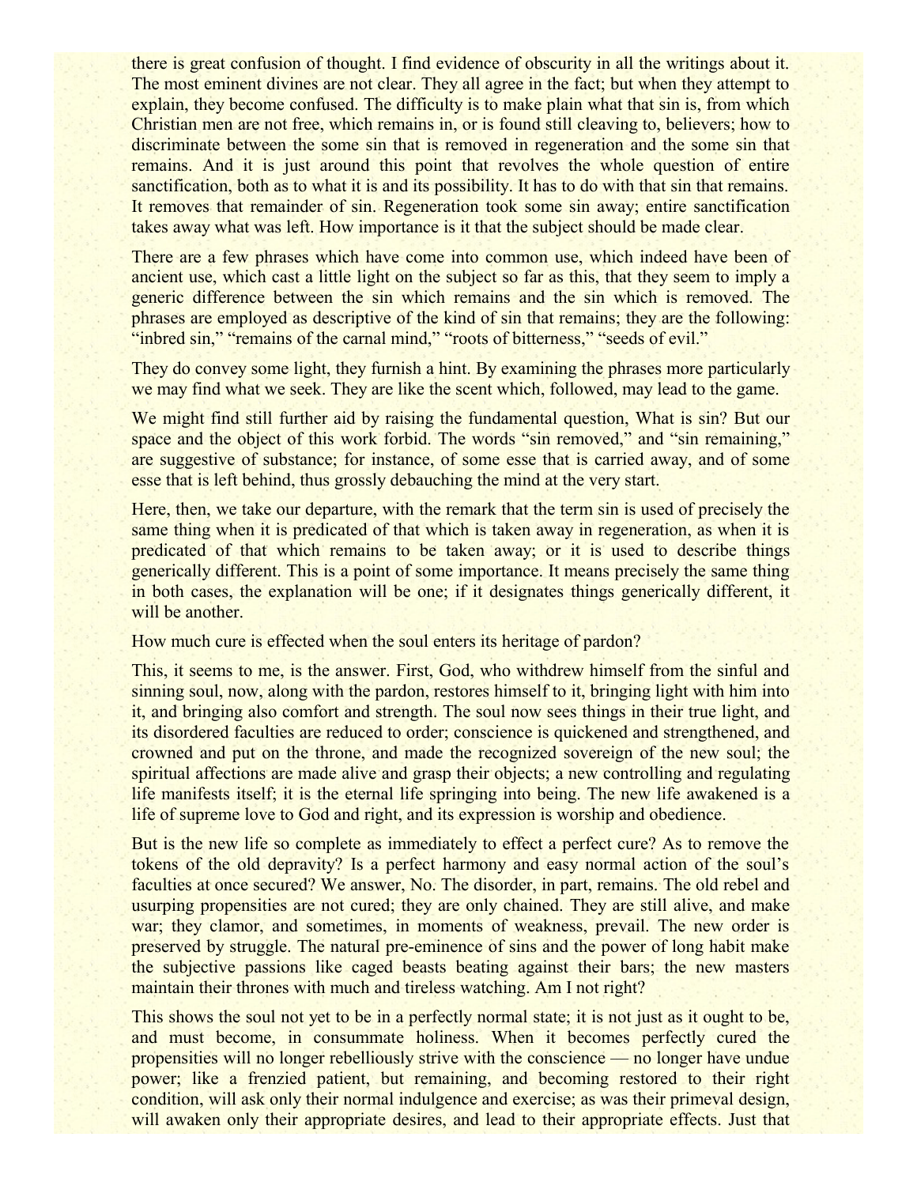there is great confusion of thought. I find evidence of obscurity in all the writings about it. The most eminent divines are not clear. They all agree in the fact; but when they attempt to explain, they become confused. The difficulty is to make plain what that sin is, from which Christian men are not free, which remains in, or is found still cleaving to, believers; how to discriminate between the some sin that is removed in regeneration and the some sin that remains. And it is just around this point that revolves the whole question of entire sanctification, both as to what it is and its possibility. It has to do with that sin that remains. It removes that remainder of sin. Regeneration took some sin away; entire sanctification takes away what was left. How importance is it that the subject should be made clear.

There are a few phrases which have come into common use, which indeed have been of ancient use, which cast a little light on the subject so far as this, that they seem to imply a generic difference between the sin which remains and the sin which is removed. The phrases are employed as descriptive of the kind of sin that remains; they are the following: "inbred sin," "remains of the carnal mind," "roots of bitterness," "seeds of evil."

They do convey some light, they furnish a hint. By examining the phrases more particularly we may find what we seek. They are like the scent which, followed, may lead to the game.

We might find still further aid by raising the fundamental question, What is sin? But our space and the object of this work forbid. The words "sin removed," and "sin remaining," are suggestive of substance; for instance, of some esse that is carried away, and of some esse that is left behind, thus grossly debauching the mind at the very start.

Here, then, we take our departure, with the remark that the term sin is used of precisely the same thing when it is predicated of that which is taken away in regeneration, as when it is predicated of that which remains to be taken away; or it is used to describe things generically different. This is a point of some importance. It means precisely the same thing in both cases, the explanation will be one; if it designates things generically different, it will be another.

How much cure is effected when the soul enters its heritage of pardon?

This, it seems to me, is the answer. First, God, who withdrew himself from the sinful and sinning soul, now, along with the pardon, restores himself to it, bringing light with him into it, and bringing also comfort and strength. The soul now sees things in their true light, and its disordered faculties are reduced to order; conscience is quickened and strengthened, and crowned and put on the throne, and made the recognized sovereign of the new soul; the spiritual affections are made alive and grasp their objects; a new controlling and regulating life manifests itself; it is the eternal life springing into being. The new life awakened is a life of supreme love to God and right, and its expression is worship and obedience.

But is the new life so complete as immediately to effect a perfect cure? As to remove the tokens of the old depravity? Is a perfect harmony and easy normal action of the soul's faculties at once secured? We answer, No. The disorder, in part, remains. The old rebel and usurping propensities are not cured; they are only chained. They are still alive, and make war; they clamor, and sometimes, in moments of weakness, prevail. The new order is preserved by struggle. The natural pre-eminence of sins and the power of long habit make the subjective passions like caged beasts beating against their bars; the new masters maintain their thrones with much and tireless watching. Am I not right?

This shows the soul not yet to be in a perfectly normal state; it is not just as it ought to be, and must become, in consummate holiness. When it becomes perfectly cured the propensities will no longer rebelliously strive with the conscience — no longer have undue power; like a frenzied patient, but remaining, and becoming restored to their right condition, will ask only their normal indulgence and exercise; as was their primeval design, will awaken only their appropriate desires, and lead to their appropriate effects. Just that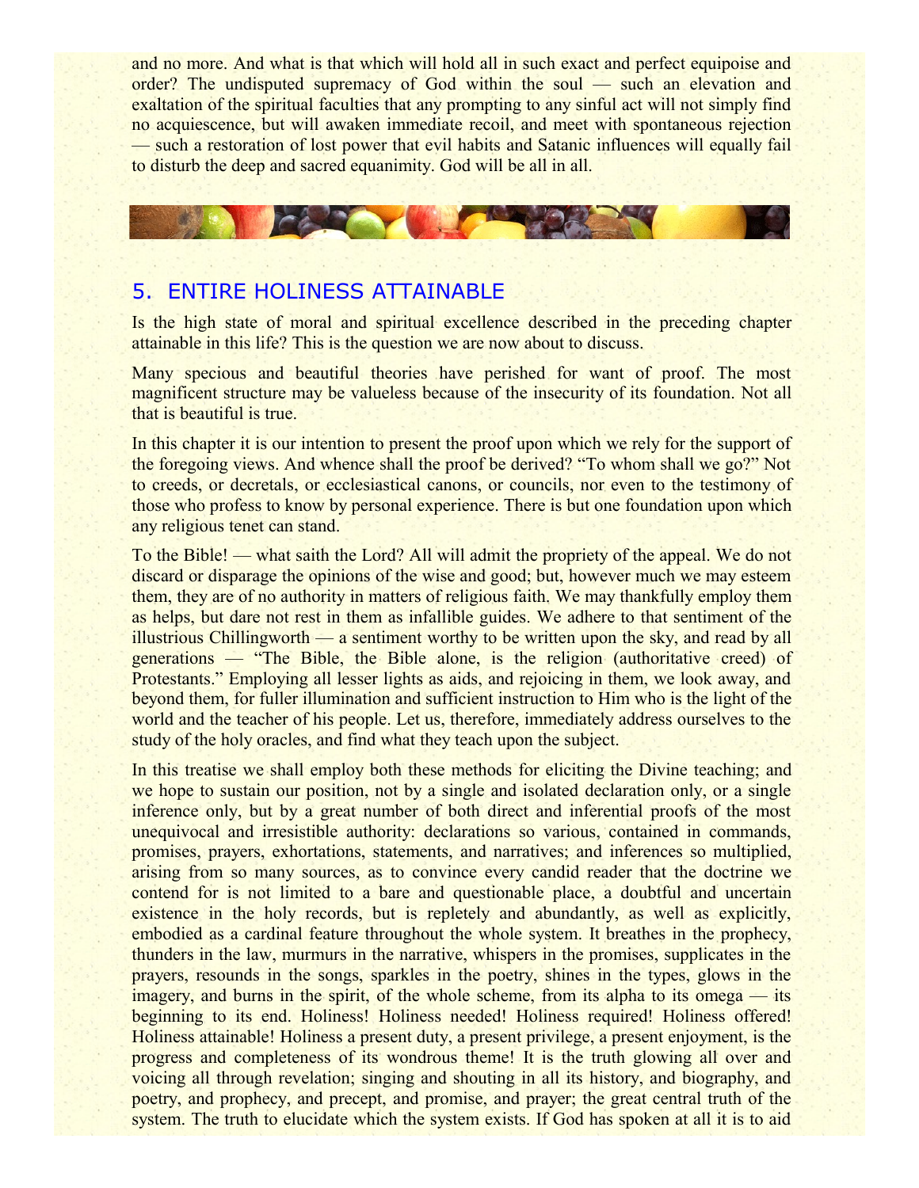and no more. And what is that which will hold all in such exact and perfect equipoise and order? The undisputed supremacy of God within the soul — such an elevation and exaltation of the spiritual faculties that any prompting to any sinful act will not simply find no acquiescence, but will awaken immediate recoil, and meet with spontaneous rejection — such a restoration of lost power that evil habits and Satanic influences will equally fail to disturb the deep and sacred equanimity. God will be all in all.

## 5. ENTIRE HOLINESS ATTAINABLE

Is the high state of moral and spiritual excellence described in the preceding chapter attainable in this life? This is the question we are now about to discuss.

Many specious and beautiful theories have perished for want of proof. The most magnificent structure may be valueless because of the insecurity of its foundation. Not all that is beautiful is true.

In this chapter it is our intention to present the proof upon which we rely for the support of the foregoing views. And whence shall the proof be derived? "To whom shall we go?" Not to creeds, or decretals, or ecclesiastical canons, or councils, nor even to the testimony of those who profess to know by personal experience. There is but one foundation upon which any religious tenet can stand.

To the Bible! — what saith the Lord? All will admit the propriety of the appeal. We do not discard or disparage the opinions of the wise and good; but, however much we may esteem them, they are of no authority in matters of religious faith. We may thankfully employ them as helps, but dare not rest in them as infallible guides. We adhere to that sentiment of the illustrious Chillingworth — a sentiment worthy to be written upon the sky, and read by all generations — "The Bible, the Bible alone, is the religion (authoritative creed) of Protestants." Employing all lesser lights as aids, and rejoicing in them, we look away, and beyond them, for fuller illumination and sufficient instruction to Him who is the light of the world and the teacher of his people. Let us, therefore, immediately address ourselves to the study of the holy oracles, and find what they teach upon the subject.

In this treatise we shall employ both these methods for eliciting the Divine teaching; and we hope to sustain our position, not by a single and isolated declaration only, or a single inference only, but by a great number of both direct and inferential proofs of the most unequivocal and irresistible authority: declarations so various, contained in commands, promises, prayers, exhortations, statements, and narratives; and inferences so multiplied, arising from so many sources, as to convince every candid reader that the doctrine we contend for is not limited to a bare and questionable place, a doubtful and uncertain existence in the holy records, but is repletely and abundantly, as well as explicitly, embodied as a cardinal feature throughout the whole system. It breathes in the prophecy, thunders in the law, murmurs in the narrative, whispers in the promises, supplicates in the prayers, resounds in the songs, sparkles in the poetry, shines in the types, glows in the imagery, and burns in the spirit, of the whole scheme, from its alpha to its omega — its beginning to its end. Holiness! Holiness needed! Holiness required! Holiness offered! Holiness attainable! Holiness a present duty, a present privilege, a present enjoyment, is the progress and completeness of its wondrous theme! It is the truth glowing all over and voicing all through revelation; singing and shouting in all its history, and biography, and poetry, and prophecy, and precept, and promise, and prayer; the great central truth of the system. The truth to elucidate which the system exists. If God has spoken at all it is to aid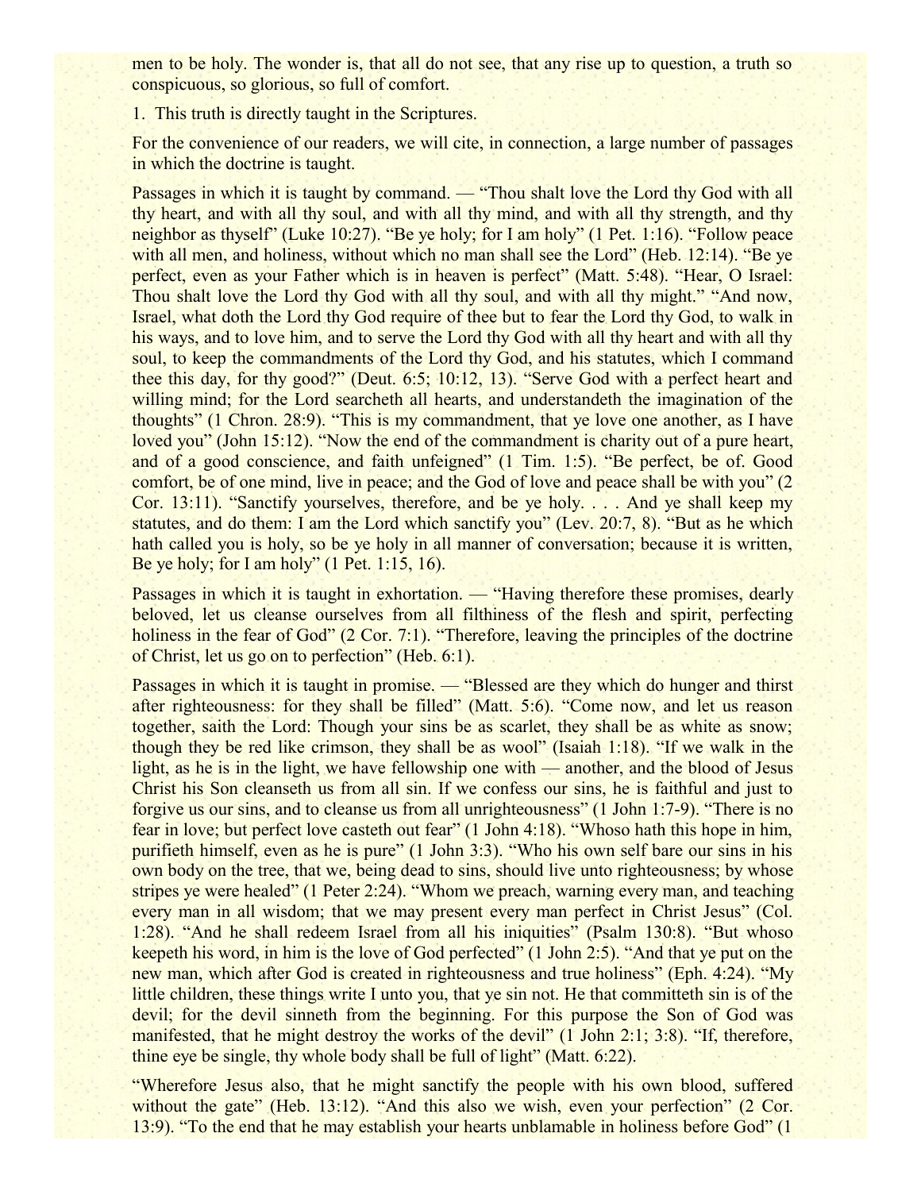men to be holy. The wonder is, that all do not see, that any rise up to question, a truth so conspicuous, so glorious, so full of comfort.

1. This truth is directly taught in the Scriptures.

For the convenience of our readers, we will cite, in connection, a large number of passages in which the doctrine is taught.

Passages in which it is taught by command. — "Thou shalt love the Lord thy God with all thy heart, and with all thy soul, and with all thy mind, and with all thy strength, and thy neighbor as thyself" (Luke 10:27). "Be ye holy; for I am holy" (1 Pet. 1:16). "Follow peace with all men, and holiness, without which no man shall see the Lord" (Heb. 12:14). "Be ye perfect, even as your Father which is in heaven is perfect" (Matt. 5:48). "Hear, O Israel: Thou shalt love the Lord thy God with all thy soul, and with all thy might." "And now, Israel, what doth the Lord thy God require of thee but to fear the Lord thy God, to walk in his ways, and to love him, and to serve the Lord thy God with all thy heart and with all thy soul, to keep the commandments of the Lord thy God, and his statutes, which I command thee this day, for thy good?" (Deut. 6:5; 10:12, 13). "Serve God with a perfect heart and willing mind; for the Lord searcheth all hearts, and understandeth the imagination of the thoughts" (1 Chron. 28:9). "This is my commandment, that ye love one another, as I have loved you" (John 15:12). "Now the end of the commandment is charity out of a pure heart, and of a good conscience, and faith unfeigned" (1 Tim. 1:5). "Be perfect, be of. Good comfort, be of one mind, live in peace; and the God of love and peace shall be with you" (2 Cor. 13:11). "Sanctify yourselves, therefore, and be ye holy. . . . And ye shall keep my statutes, and do them: I am the Lord which sanctify you" (Lev. 20:7, 8). "But as he which hath called you is holy, so be ye holy in all manner of conversation; because it is written, Be ye holy; for I am holy" (1 Pet. 1:15, 16).

Passages in which it is taught in exhortation. — "Having therefore these promises, dearly beloved, let us cleanse ourselves from all filthiness of the flesh and spirit, perfecting holiness in the fear of God" (2 Cor. 7:1). "Therefore, leaving the principles of the doctrine of Christ, let us go on to perfection" (Heb. 6:1).

Passages in which it is taught in promise. — "Blessed are they which do hunger and thirst after righteousness: for they shall be filled" (Matt. 5:6). "Come now, and let us reason together, saith the Lord: Though your sins be as scarlet, they shall be as white as snow; though they be red like crimson, they shall be as wool" (Isaiah 1:18). "If we walk in the light, as he is in the light, we have fellowship one with — another, and the blood of Jesus Christ his Son cleanseth us from all sin. If we confess our sins, he is faithful and just to forgive us our sins, and to cleanse us from all unrighteousness" (1 John 1:7-9). "There is no fear in love; but perfect love casteth out fear" (1 John 4:18). "Whoso hath this hope in him, purifieth himself, even as he is pure" (1 John 3:3). "Who his own self bare our sins in his own body on the tree, that we, being dead to sins, should live unto righteousness; by whose stripes ye were healed" (1 Peter 2:24). "Whom we preach, warning every man, and teaching every man in all wisdom; that we may present every man perfect in Christ Jesus" (Col. 1:28). "And he shall redeem Israel from all his iniquities" (Psalm 130:8). "But whoso keepeth his word, in him is the love of God perfected" (1 John 2:5). "And that ye put on the new man, which after God is created in righteousness and true holiness" (Eph. 4:24). "My little children, these things write I unto you, that ye sin not. He that committeth sin is of the devil; for the devil sinneth from the beginning. For this purpose the Son of God was manifested, that he might destroy the works of the devil" (1 John 2:1; 3:8). "If, therefore, thine eye be single, thy whole body shall be full of light" (Matt. 6:22).

"Wherefore Jesus also, that he might sanctify the people with his own blood, suffered without the gate" (Heb. 13:12). "And this also we wish, even your perfection" (2 Cor. 13:9). "To the end that he may establish your hearts unblamable in holiness before God" (1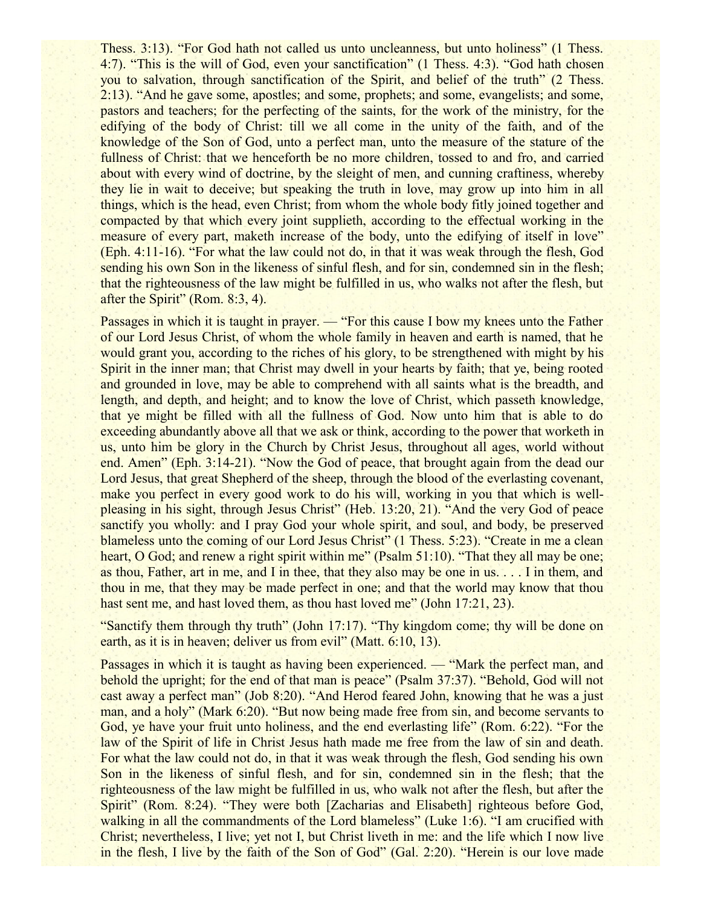Thess. 3:13). "For God hath not called us unto uncleanness, but unto holiness" (1 Thess. 4:7). "This is the will of God, even your sanctification" (1 Thess. 4:3). "God hath chosen you to salvation, through sanctification of the Spirit, and belief of the truth" (2 Thess. 2:13). "And he gave some, apostles; and some, prophets; and some, evangelists; and some, pastors and teachers; for the perfecting of the saints, for the work of the ministry, for the edifying of the body of Christ: till we all come in the unity of the faith, and of the knowledge of the Son of God, unto a perfect man, unto the measure of the stature of the fullness of Christ: that we henceforth be no more children, tossed to and fro, and carried about with every wind of doctrine, by the sleight of men, and cunning craftiness, whereby they lie in wait to deceive; but speaking the truth in love, may grow up into him in all things, which is the head, even Christ; from whom the whole body fitly joined together and compacted by that which every joint supplieth, according to the effectual working in the measure of every part, maketh increase of the body, unto the edifying of itself in love" (Eph. 4:11-16). "For what the law could not do, in that it was weak through the flesh, God sending his own Son in the likeness of sinful flesh, and for sin, condemned sin in the flesh; that the righteousness of the law might be fulfilled in us, who walks not after the flesh, but after the Spirit" (Rom. 8:3, 4).

Passages in which it is taught in prayer. — "For this cause I bow my knees unto the Father of our Lord Jesus Christ, of whom the whole family in heaven and earth is named, that he would grant you, according to the riches of his glory, to be strengthened with might by his Spirit in the inner man; that Christ may dwell in your hearts by faith; that ye, being rooted and grounded in love, may be able to comprehend with all saints what is the breadth, and length, and depth, and height; and to know the love of Christ, which passeth knowledge, that ye might be filled with all the fullness of God. Now unto him that is able to do exceeding abundantly above all that we ask or think, according to the power that worketh in us, unto him be glory in the Church by Christ Jesus, throughout all ages, world without end. Amen" (Eph. 3:14-21). "Now the God of peace, that brought again from the dead our Lord Jesus, that great Shepherd of the sheep, through the blood of the everlasting covenant, make you perfect in every good work to do his will, working in you that which is well-pleasing in his sight, through Jesus Christ" (Heb. 13:20, 21). "And the very God of peace sanctify you wholly: and I pray God your whole spirit, and soul, and body, be preserved blameless unto the coming of our Lord Jesus Christ" (1 Thess. 5:23). "Create in me a clean heart, O God; and renew a right spirit within me" (Psalm 51:10). "That they all may be one; as thou, Father, art in me, and I in thee, that they also may be one in us. . . . I in them, and thou in me, that they may be made perfect in one; and that the world may know that thou hast sent me, and hast loved them, as thou hast loved me" (John 17:21, 23).

"Sanctify them through thy truth" (John 17:17). "Thy kingdom come; thy will be done on earth, as it is in heaven; deliver us from evil" (Matt. 6:10, 13).

Passages in which it is taught as having been experienced. — "Mark the perfect man, and behold the upright; for the end of that man is peace" (Psalm 37:37). "Behold, God will not cast away a perfect man" (Job 8:20). "And Herod feared John, knowing that he was a just man, and a holy" (Mark 6:20). "But now being made free from sin, and become servants to God, ye have your fruit unto holiness, and the end everlasting life" (Rom. 6:22). "For the law of the Spirit of life in Christ Jesus hath made me free from the law of sin and death. For what the law could not do, in that it was weak through the flesh, God sending his own Son in the likeness of sinful flesh, and for sin, condemned sin in the flesh; that the righteousness of the law might be fulfilled in us, who walk not after the flesh, but after the Spirit" (Rom. 8:24). "They were both [Zacharias and Elisabeth] righteous before God, walking in all the commandments of the Lord blameless" (Luke 1:6). "I am crucified with Christ; nevertheless, I live; yet not I, but Christ liveth in me: and the life which I now live in the flesh, I live by the faith of the Son of God" (Gal. 2:20). "Herein is our love made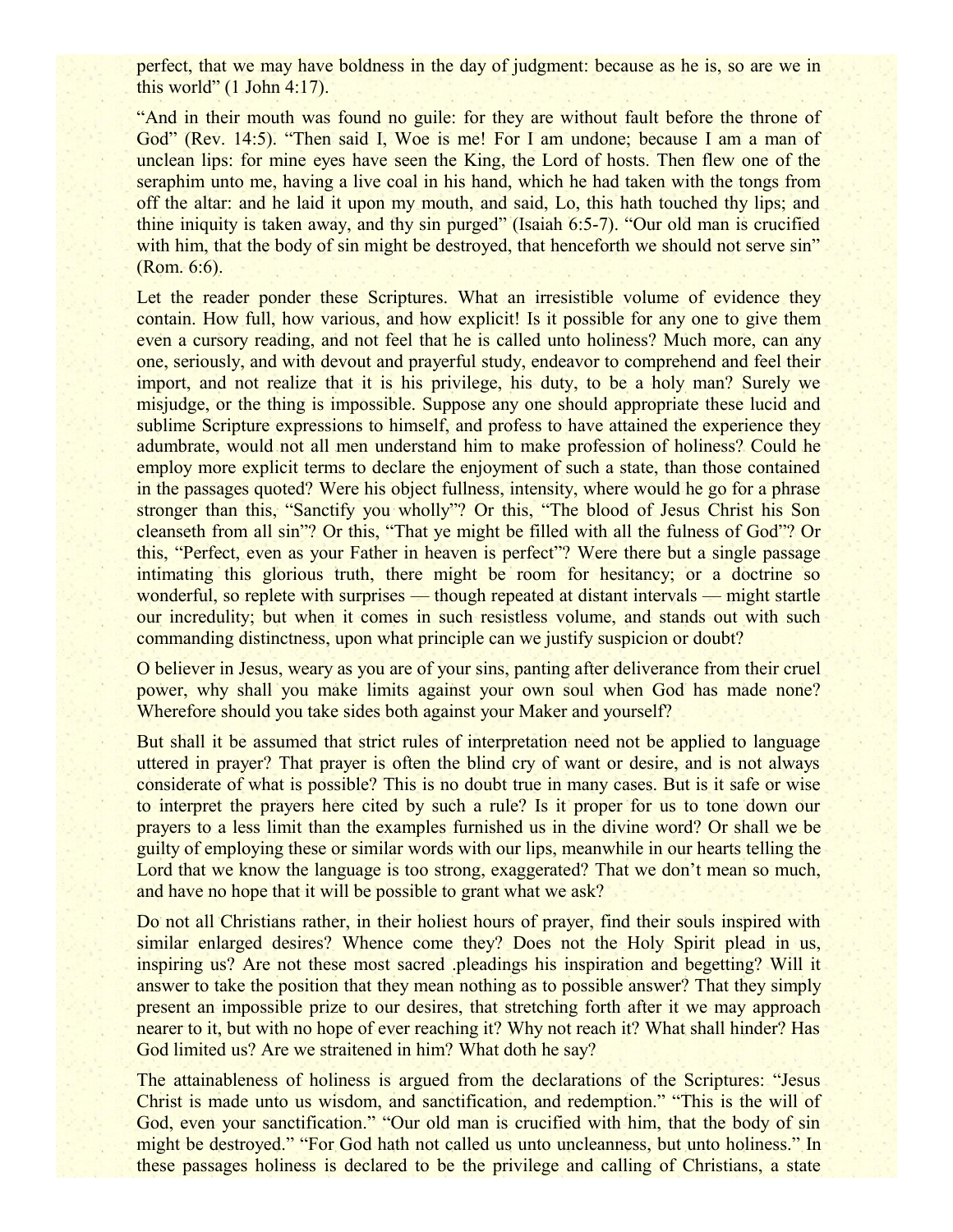perfect, that we may have boldness in the day of judgment: because as he is, so are we in this world" (1 John 4:17).

"And in their mouth was found no guile: for they are without fault before the throne of God" (Rev. 14:5). "Then said I, Woe is me! For I am undone; because I am a man of unclean lips: for mine eyes have seen the King, the Lord of hosts. Then flew one of the seraphim unto me, having a live coal in his hand, which he had taken with the tongs from off the altar: and he laid it upon my mouth, and said, Lo, this hath touched thy lips; and thine iniquity is taken away, and thy sin purged" (Isaiah 6:5-7). "Our old man is crucified with him, that the body of sin might be destroyed, that henceforth we should not serve sin" (Rom. 6:6).

Let the reader ponder these Scriptures. What an irresistible volume of evidence they contain. How full, how various, and how explicit! Is it possible for any one to give them even a cursory reading, and not feel that he is called unto holiness? Much more, can any one, seriously, and with devout and prayerful study, endeavor to comprehend and feel their import, and not realize that it is his privilege, his duty, to be a holy man? Surely we misjudge, or the thing is impossible. Suppose any one should appropriate these lucid and sublime Scripture expressions to himself, and profess to have attained the experience they adumbrate, would not all men understand him to make profession of holiness? Could he employ more explicit terms to declare the enjoyment of such a state, than those contained in the passages quoted? Were his object fullness, intensity, where would he go for a phrase stronger than this, "Sanctify you wholly"? Or this, "The blood of Jesus Christ his Son cleanseth from all sin"? Or this, "That ye might be filled with all the fulness of God"? Or this, "Perfect, even as your Father in heaven is perfect"? Were there but a single passage intimating this glorious truth, there might be room for hesitancy; or a doctrine so wonderful, so replete with surprises — though repeated at distant intervals — might startle our incredulity; but when it comes in such resistless volume, and stands out with such commanding distinctness, upon what principle can we justify suspicion or doubt?

O believer in Jesus, weary as you are of your sins, panting after deliverance from their cruel power, why shall you make limits against your own soul when God has made none? Wherefore should you take sides both against your Maker and yourself?

But shall it be assumed that strict rules of interpretation need not be applied to language uttered in prayer? That prayer is often the blind cry of want or desire, and is not always considerate of what is possible? This is no doubt true in many cases. But is it safe or wise to interpret the prayers here cited by such a rule? Is it proper for us to tone down our prayers to a less limit than the examples furnished us in the divine word? Or shall we be guilty of employing these or similar words with our lips, meanwhile in our hearts telling the Lord that we know the language is too strong, exaggerated? That we don't mean so much, and have no hope that it will be possible to grant what we ask?

Do not all Christians rather, in their holiest hours of prayer, find their souls inspired with similar enlarged desires? Whence come they? Does not the Holy Spirit plead in us, inspiring us? Are not these most sacred .pleadings his inspiration and begetting? Will it answer to take the position that they mean nothing as to possible answer? That they simply present an impossible prize to our desires, that stretching forth after it we may approach nearer to it, but with no hope of ever reaching it? Why not reach it? What shall hinder? Has God limited us? Are we straitened in him? What doth he say?

The attainableness of holiness is argued from the declarations of the Scriptures: "Jesus Christ is made unto us wisdom, and sanctification, and redemption." "This is the will of God, even your sanctification." "Our old man is crucified with him, that the body of sin might be destroyed." "For God hath not called us unto uncleanness, but unto holiness." In these passages holiness is declared to be the privilege and calling of Christians, a state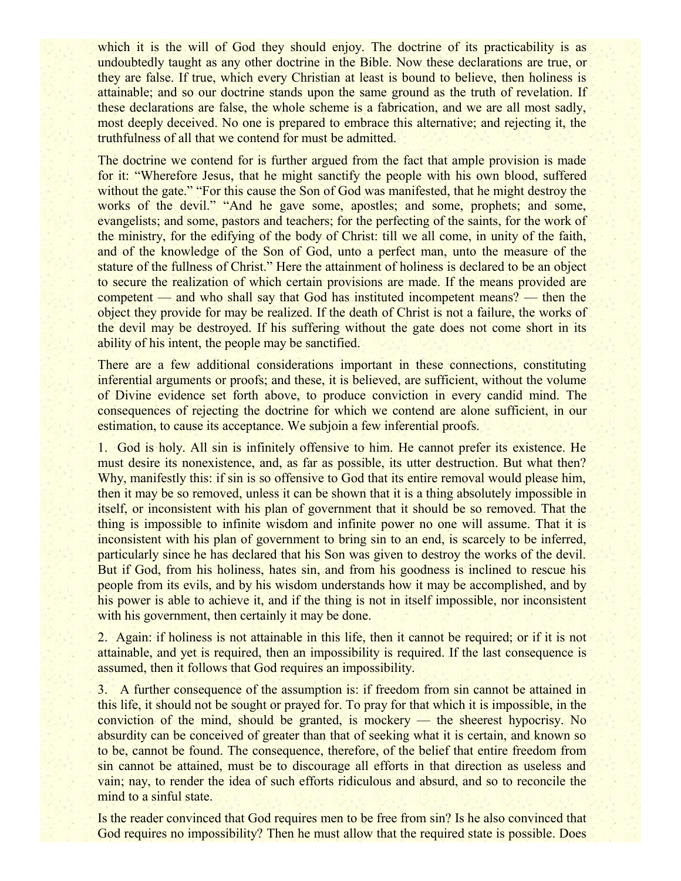which it is the will of God they should enjoy. The doctrine of its practicability is as undoubtedly taught as any other doctrine in the Bible. Now these declarations are true, or they are false. If true, which every Christian at least is bound to believe, then holiness is attainable; and so our doctrine stands upon the same ground as the truth of revelation. If these declarations are false, the whole scheme is a fabrication, and we are all most sadly, most deeply deceived. No one is prepared to embrace this alternative; and rejecting it, the truthfulness of all that we contend for must be admitted.

The doctrine we contend for is further argued from the fact that ample provision is made for it: "Wherefore Jesus, that he might sanctify the people with his own blood, suffered without the gate." "For this cause the Son of God was manifested, that he might destroy the works of the devil." "And he gave some, apostles; and some, prophets; and some, evangelists; and some, pastors and teachers; for the perfecting of the saints, for the work of the ministry, for the edifying of the body of Christ: till we all come, in unity of the faith, and of the knowledge of the Son of God, unto a perfect man, unto the measure of the stature of the fullness of Christ." Here the attainment of holiness is declared to be an object to secure the realization of which certain provisions are made. If the means provided are competent — and who shall say that God has instituted incompetent means? — then the object they provide for may be realized. If the death of Christ is not a failure, the works of the devil may be destroyed. If his suffering without the gate does not come short in its ability of his intent, the people may be sanctified.

There are a few additional considerations important in these connections, constituting inferential arguments or proofs; and these, it is believed, are sufficient, without the volume of Divine evidence set forth above, to produce conviction in every candid mind. The consequences of rejecting the doctrine for which we contend are alone sufficient, in our estimation, to cause its acceptance. We subjoin a few inferential proofs.

1. God is holy. All sin is infinitely offensive to him. He cannot prefer its existence. He must desire its nonexistence, and, as far as possible, its utter destruction. But what then? Why, manifestly this: if sin is so offensive to God that its entire removal would please him, then it may be so removed, unless it can be shown that it is a thing absolutely impossible in itself, or inconsistent with his plan of government that it should be so removed. That the thing is impossible to infinite wisdom and infinite power no one will assume. That it is inconsistent with his plan of government to bring sin to an end, is scarcely to be inferred, particularly since he has declared that his Son was given to destroy the works of the devil. But if God, from his holiness, hates sin, and from his goodness is inclined to rescue his people from its evils, and by his wisdom understands how it may be accomplished, and by his power is able to achieve it, and if the thing is not in itself impossible, nor inconsistent with his government, then certainly it may be done.

2. Again: if holiness is not attainable in this life, then it cannot be required; or if it is not attainable, and yet is required, then an impossibility is required. If the last consequence is assumed, then it follows that God requires an impossibility.

3. A further consequence of the assumption is: if freedom from sin cannot be attained in this life, it should not be sought or prayed for. To pray for that which it is impossible, in the conviction of the mind, should be granted, is mockery — the sheerest hypocrisy. No absurdity can be conceived of greater than that of seeking what it is certain, and known so to be, cannot be found. The consequence, therefore, of the belief that entire freedom from sin cannot be attained, must be to discourage all efforts in that direction as useless and vain; nay, to render the idea of such efforts ridiculous and absurd, and so to reconcile the mind to a sinful state.

Is the reader convinced that God requires men to be free from sin? Is he also convinced that God requires no impossibility? Then he must allow that the required state is possible. Does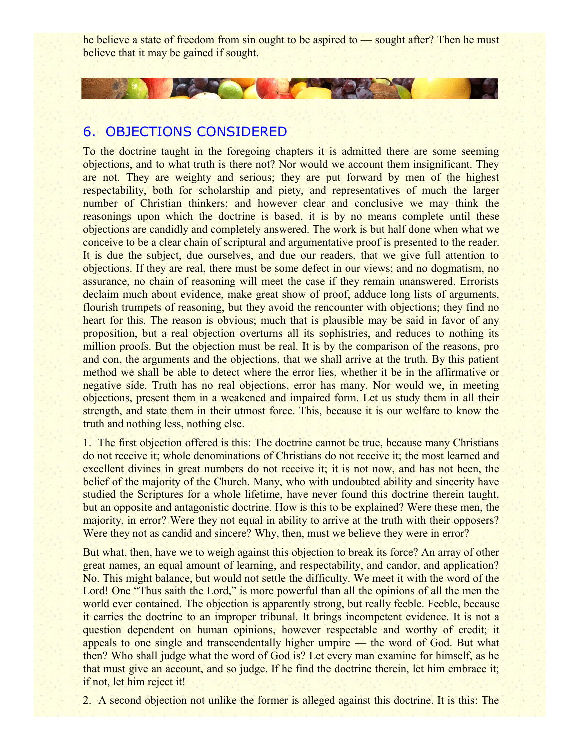he believe a state of freedom from sin ought to be aspired to — sought after? Then he must believe that it may be gained if sought.

## 6. OBJECTIONS CONSIDERED

To the doctrine taught in the foregoing chapters it is admitted there are some seeming objections, and to what truth is there not? Nor would we account them insignificant. They are not. They are weighty and serious; they are put forward by men of the highest respectability, both for scholarship and piety, and representatives of much the larger number of Christian thinkers; and however clear and conclusive we may think the reasonings upon which the doctrine is based, it is by no means complete until these objections are candidly and completely answered. The work is but half done when what we conceive to be a clear chain of scriptural and argumentative proof is presented to the reader. It is due the subject, due ourselves, and due our readers, that we give full attention to objections. If they are real, there must be some defect in our views; and no dogmatism, no assurance, no chain of reasoning will meet the case if they remain unanswered. Errorists declaim much about evidence, make great show of proof, adduce long lists of arguments, flourish trumpets of reasoning, but they avoid the rencounter with objections; they find no heart for this. The reason is obvious; much that is plausible may be said in favor of any proposition, but a real objection overturns all its sophistries, and reduces to nothing its million proofs. But the objection must be real. It is by the comparison of the reasons, pro and con, the arguments and the objections, that we shall arrive at the truth. By this patient method we shall be able to detect where the error lies, whether it be in the affirmative or negative side. Truth has no real objections, error has many. Nor would we, in meeting objections, present them in a weakened and impaired form. Let us study them in all their strength, and state them in their utmost force. This, because it is our welfare to know the truth and nothing less, nothing else.

1. The first objection offered is this: The doctrine cannot be true, because many Christians do not receive it; whole denominations of Christians do not receive it; the most learned and excellent divines in great numbers do not receive it; it is not now, and has not been, the belief of the majority of the Church. Many, who with undoubted ability and sincerity have studied the Scriptures for a whole lifetime, have never found this doctrine therein taught, but an opposite and antagonistic doctrine. How is this to be explained? Were these men, the majority, in error? Were they not equal in ability to arrive at the truth with their opposers? Were they not as candid and sincere? Why, then, must we believe they were in error?

But what, then, have we to weigh against this objection to break its force? An array of other great names, an equal amount of learning, and respectability, and candor, and application? No. This might balance, but would not settle the difficulty. We meet it with the word of the Lord! One "Thus saith the Lord," is more powerful than all the opinions of all the men the world ever contained. The objection is apparently strong, but really feeble. Feeble, because it carries the doctrine to an improper tribunal. It brings incompetent evidence. It is not a question dependent on human opinions, however respectable and worthy of credit; it appeals to one single and transcendentally higher umpire — the word of God. But what then? Who shall judge what the word of God is? Let every man examine for himself, as he that must give an account, and so judge. If he find the doctrine therein, let him embrace it; if not, let him reject it!

2. A second objection not unlike the former is alleged against this doctrine. It is this: The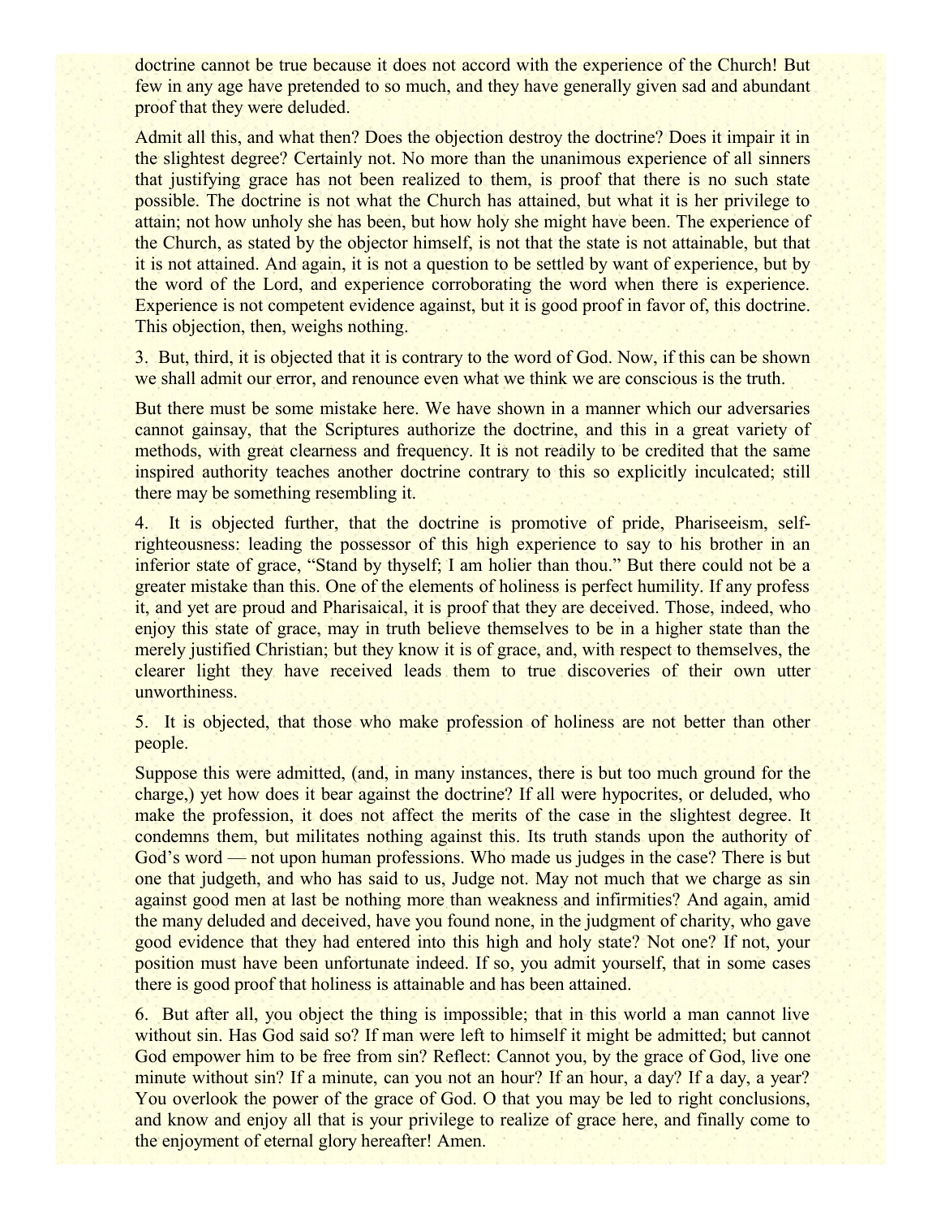doctrine cannot be true because it does not accord with the experience of the Church! But few in any age have pretended to so much, and they have generally given sad and abundant proof that they were deluded.

Admit all this, and what then? Does the objection destroy the doctrine? Does it impair it in the slightest degree? Certainly not. No more than the unanimous experience of all sinners that justifying grace has not been realized to them, is proof that there is no such state possible. The doctrine is not what the Church has attained, but what it is her privilege to attain; not how unholy she has been, but how holy she might have been. The experience of the Church, as stated by the objector himself, is not that the state is not attainable, but that it is not attained. And again, it is not a question to be settled by want of experience, but by the word of the Lord, and experience corroborating the word when there is experience. Experience is not competent evidence against, but it is good proof in favor of, this doctrine. This objection, then, weighs nothing.

3. But, third, it is objected that it is contrary to the word of God. Now, if this can be shown we shall admit our error, and renounce even what we think we are conscious is the truth.

But there must be some mistake here. We have shown in a manner which our adversaries cannot gainsay, that the Scriptures authorize the doctrine, and this in a great variety of methods, with great clearness and frequency. It is not readily to be credited that the same inspired authority teaches another doctrine contrary to this so explicitly inculcated; still there may be something resembling it.

4. It is objected further, that the doctrine is promotive of pride, Phariseeism, self-righteousness: leading the possessor of this high experience to say to his brother in an inferior state of grace, "Stand by thyself; I am holier than thou." But there could not be a greater mistake than this. One of the elements of holiness is perfect humility. If any profess it, and yet are proud and Pharisaical, it is proof that they are deceived. Those, indeed, who enjoy this state of grace, may in truth believe themselves to be in a higher state than the merely justified Christian; but they know it is of grace, and, with respect to themselves, the clearer light they have received leads them to true discoveries of their own utter unworthiness.

5. It is objected, that those who make profession of holiness are not better than other people.

Suppose this were admitted, (and, in many instances, there is but too much ground for the charge,) yet how does it bear against the doctrine? If all were hypocrites, or deluded, who make the profession, it does not affect the merits of the case in the slightest degree. It condemns them, but militates nothing against this. Its truth stands upon the authority of God's word — not upon human professions. Who made us judges in the case? There is but one that judgeth, and who has said to us, Judge not. May not much that we charge as sin against good men at last be nothing more than weakness and infirmities? And again, amid the many deluded and deceived, have you found none, in the judgment of charity, who gave good evidence that they had entered into this high and holy state? Not one? If not, your position must have been unfortunate indeed. If so, you admit yourself, that in some cases there is good proof that holiness is attainable and has been attained.

6. But after all, you object the thing is impossible; that in this world a man cannot live without sin. Has God said so? If man were left to himself it might be admitted; but cannot God empower him to be free from sin? Reflect: Cannot you, by the grace of God, live one minute without sin? If a minute, can you not an hour? If an hour, a day? If a day, a year? You overlook the power of the grace of God. O that you may be led to right conclusions, and know and enjoy all that is your privilege to realize of grace here, and finally come to the enjoyment of eternal glory hereafter! Amen.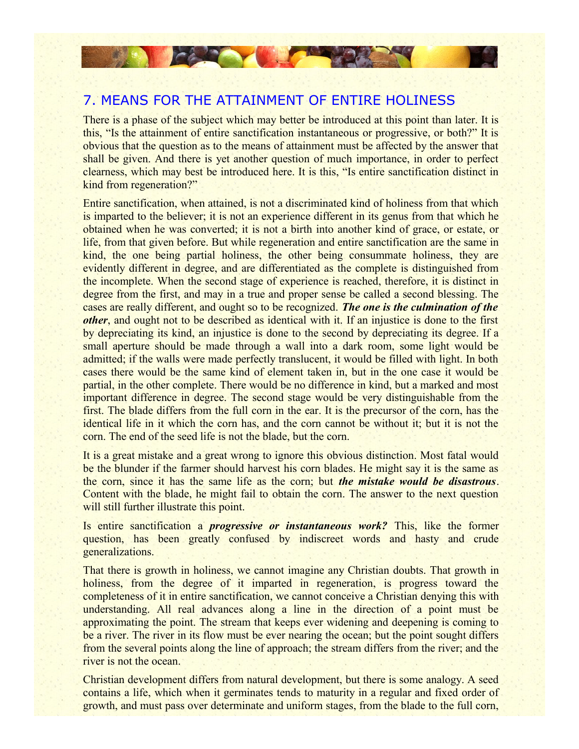## 7. MEANS FOR THE ATTAINMENT OF ENTIRE HOLINESS

There is a phase of the subject which may better be introduced at this point than later. It is this, "Is the attainment of entire sanctification instantaneous or progressive, or both?" It is obvious that the question as to the means of attainment must be affected by the answer that shall be given. And there is yet another question of much importance, in order to perfect clearness, which may best be introduced here. It is this, "Is entire sanctification distinct in kind from regeneration?"

Entire sanctification, when attained, is not a discriminated kind of holiness from that which is imparted to the believer; it is not an experience different in its genus from that which he obtained when he was converted; it is not a birth into another kind of grace, or estate, or life, from that given before. But while regeneration and entire sanctification are the same in kind, the one being partial holiness, the other being consummate holiness, they are evidently different in degree, and are differentiated as the complete is distinguished from the incomplete. When the second stage of experience is reached, therefore, it is distinct in degree from the first, and may in a true and proper sense be called a second blessing. The cases are really different, and ought so to be recognized. ***The one is the culmination of the other***, and ought not to be described as identical with it. If an injustice is done to the first by depreciating its kind, an injustice is done to the second by depreciating its degree. If a small aperture should be made through a wall into a dark room, some light would be admitted; if the walls were made perfectly translucent, it would be filled with light. In both cases there would be the same kind of element taken in, but in the one case it would be partial, in the other complete. There would be no difference in kind, but a marked and most important difference in degree. The second stage would be very distinguishable from the first. The blade differs from the full corn in the ear. It is the precursor of the corn, has the identical life in it which the corn has, and the corn cannot be without it; but it is not the corn. The end of the seed life is not the blade, but the corn.

It is a great mistake and a great wrong to ignore this obvious distinction. Most fatal would be the blunder if the farmer should harvest his corn blades. He might say it is the same as the corn, since it has the same life as the corn; but ***the mistake would be disastrous***. Content with the blade, he might fail to obtain the corn. The answer to the next question will still further illustrate this point.

Is entire sanctification a ***progressive or instantaneous work?*** This, like the former question, has been greatly confused by indiscreet words and hasty and crude generalizations.

That there is growth in holiness, we cannot imagine any Christian doubts. That growth in holiness, from the degree of it imparted in regeneration, is progress toward the completeness of it in entire sanctification, we cannot conceive a Christian denying this with understanding. All real advances along a line in the direction of a point must be approximating the point. The stream that keeps ever widening and deepening is coming to be a river. The river in its flow must be ever nearing the ocean; but the point sought differs from the several points along the line of approach; the stream differs from the river; and the river is not the ocean.

Christian development differs from natural development, but there is some analogy. A seed contains a life, which when it germinates tends to maturity in a regular and fixed order of growth, and must pass over determinate and uniform stages, from the blade to the full corn,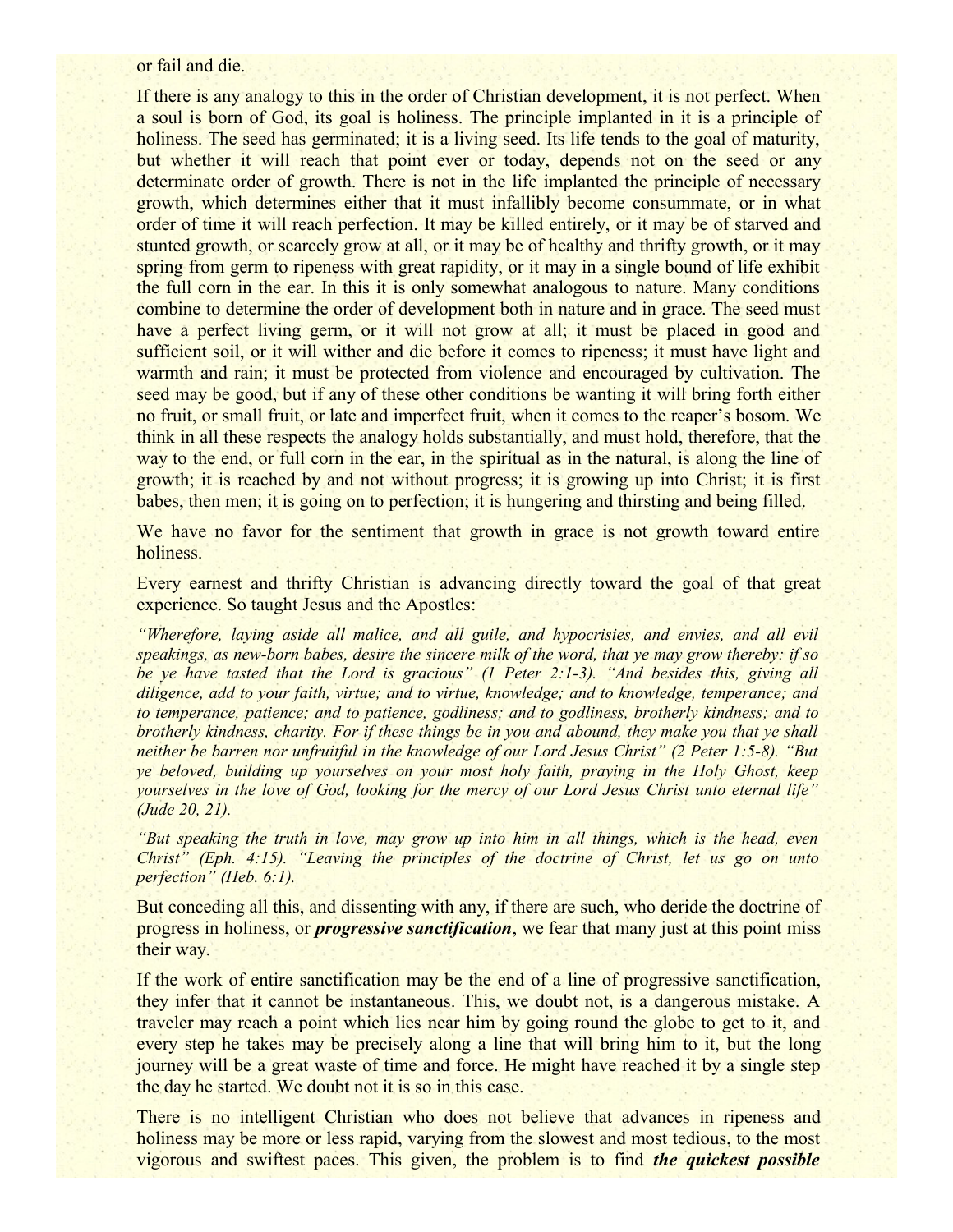or fail and die.

If there is any analogy to this in the order of Christian development, it is not perfect. When a soul is born of God, its goal is holiness. The principle implanted in it is a principle of holiness. The seed has germinated; it is a living seed. Its life tends to the goal of maturity, but whether it will reach that point ever or today, depends not on the seed or any determinate order of growth. There is not in the life implanted the principle of necessary growth, which determines either that it must infallibly become consummate, or in what order of time it will reach perfection. It may be killed entirely, or it may be of starved and stunted growth, or scarcely grow at all, or it may be of healthy and thrifty growth, or it may spring from germ to ripeness with great rapidity, or it may in a single bound of life exhibit the full corn in the ear. In this it is only somewhat analogous to nature. Many conditions combine to determine the order of development both in nature and in grace. The seed must have a perfect living germ, or it will not grow at all; it must be placed in good and sufficient soil, or it will wither and die before it comes to ripeness; it must have light and warmth and rain; it must be protected from violence and encouraged by cultivation. The seed may be good, but if any of these other conditions be wanting it will bring forth either no fruit, or small fruit, or late and imperfect fruit, when it comes to the reaper's bosom. We think in all these respects the analogy holds substantially, and must hold, therefore, that the way to the end, or full corn in the ear, in the spiritual as in the natural, is along the line of growth; it is reached by and not without progress; it is growing up into Christ; it is first babes, then men; it is going on to perfection; it is hungering and thirsting and being filled.

We have no favor for the sentiment that growth in grace is not growth toward entire holiness.

Every earnest and thrifty Christian is advancing directly toward the goal of that great experience. So taught Jesus and the Apostles:

*"Wherefore, laying aside all malice, and all guile, and hypocrisies, and envies, and all evil speakings, as new-born babes, desire the sincere milk of the word, that ye may grow thereby: if so be ye have tasted that the Lord is gracious" (1 Peter 2:1-3). "And besides this, giving all diligence, add to your faith, virtue; and to virtue, knowledge; and to knowledge, temperance; and to temperance, patience; and to patience, godliness; and to godliness, brotherly kindness; and to brotherly kindness, charity. For if these things be in you and abound, they make you that ye shall neither be barren nor unfruitful in the knowledge of our Lord Jesus Christ" (2 Peter 1:5-8). "But ye beloved, building up yourselves on your most holy faith, praying in the Holy Ghost, keep yourselves in the love of God, looking for the mercy of our Lord Jesus Christ unto eternal life" (Jude 20, 21).*

*"But speaking the truth in love, may grow up into him in all things, which is the head, even Christ" (Eph. 4:15). "Leaving the principles of the doctrine of Christ, let us go on unto perfection" (Heb. 6:1).*

But conceding all this, and dissenting with any, if there are such, who deride the doctrine of progress in holiness, or ***progressive sanctification***, we fear that many just at this point miss their way.

If the work of entire sanctification may be the end of a line of progressive sanctification, they infer that it cannot be instantaneous. This, we doubt not, is a dangerous mistake. A traveler may reach a point which lies near him by going round the globe to get to it, and every step he takes may be precisely along a line that will bring him to it, but the long journey will be a great waste of time and force. He might have reached it by a single step the day he started. We doubt not it is so in this case.

There is no intelligent Christian who does not believe that advances in ripeness and holiness may be more or less rapid, varying from the slowest and most tedious, to the most vigorous and swiftest paces. This given, the problem is to find ***the quickest possible***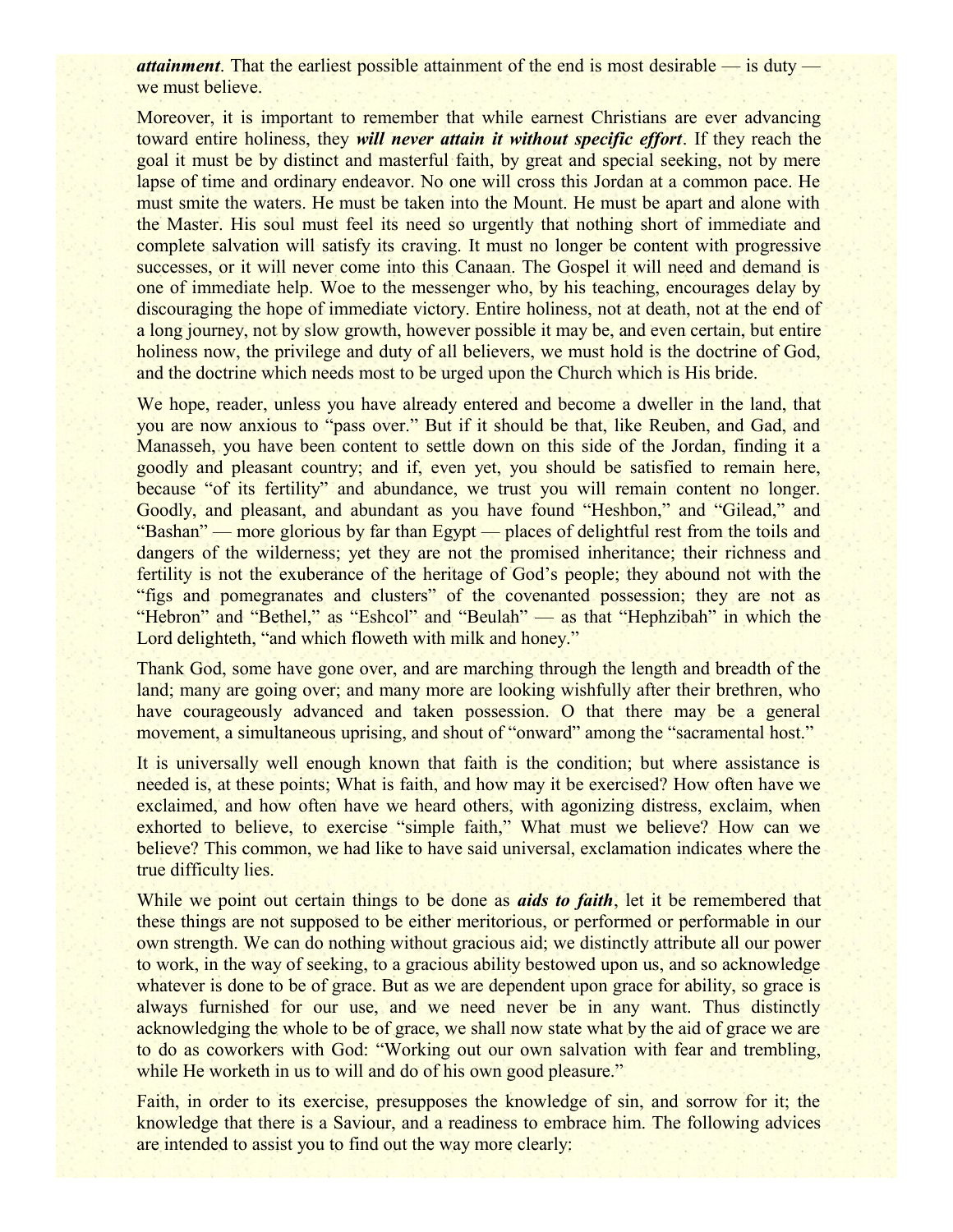***attainment***. That the earliest possible attainment of the end is most desirable — is duty — we must believe.

Moreover, it is important to remember that while earnest Christians are ever advancing toward entire holiness, they ***will never attain it without specific effort***. If they reach the goal it must be by distinct and masterful faith, by great and special seeking, not by mere lapse of time and ordinary endeavor. No one will cross this Jordan at a common pace. He must smite the waters. He must be taken into the Mount. He must be apart and alone with the Master. His soul must feel its need so urgently that nothing short of immediate and complete salvation will satisfy its craving. It must no longer be content with progressive successes, or it will never come into this Canaan. The Gospel it will need and demand is one of immediate help. Woe to the messenger who, by his teaching, encourages delay by discouraging the hope of immediate victory. Entire holiness, not at death, not at the end of a long journey, not by slow growth, however possible it may be, and even certain, but entire holiness now, the privilege and duty of all believers, we must hold is the doctrine of God, and the doctrine which needs most to be urged upon the Church which is His bride.

We hope, reader, unless you have already entered and become a dweller in the land, that you are now anxious to "pass over." But if it should be that, like Reuben, and Gad, and Manasseh, you have been content to settle down on this side of the Jordan, finding it a goodly and pleasant country; and if, even yet, you should be satisfied to remain here, because "of its fertility" and abundance, we trust you will remain content no longer. Goodly, and pleasant, and abundant as you have found "Heshbon," and "Gilead," and "Bashan" — more glorious by far than Egypt — places of delightful rest from the toils and dangers of the wilderness; yet they are not the promised inheritance; their richness and fertility is not the exuberance of the heritage of God's people; they abound not with the "figs and pomegranates and clusters" of the covenanted possession; they are not as "Hebron" and "Bethel," as "Eshcol" and "Beulah" — as that "Hephzibah" in which the Lord delighteth, "and which floweth with milk and honey."

Thank God, some have gone over, and are marching through the length and breadth of the land; many are going over; and many more are looking wishfully after their brethren, who have courageously advanced and taken possession. O that there may be a general movement, a simultaneous uprising, and shout of "onward" among the "sacramental host."

It is universally well enough known that faith is the condition; but where assistance is needed is, at these points; What is faith, and how may it be exercised? How often have we exclaimed, and how often have we heard others, with agonizing distress, exclaim, when exhorted to believe, to exercise "simple faith," What must we believe? How can we believe? This common, we had like to have said universal, exclamation indicates where the true difficulty lies.

While we point out certain things to be done as ***aids to faith***, let it be remembered that these things are not supposed to be either meritorious, or performed or performable in our own strength. We can do nothing without gracious aid; we distinctly attribute all our power to work, in the way of seeking, to a gracious ability bestowed upon us, and so acknowledge whatever is done to be of grace. But as we are dependent upon grace for ability, so grace is always furnished for our use, and we need never be in any want. Thus distinctly acknowledging the whole to be of grace, we shall now state what by the aid of grace we are to do as coworkers with God: "Working out our own salvation with fear and trembling, while He worketh in us to will and do of his own good pleasure."

Faith, in order to its exercise, presupposes the knowledge of sin, and sorrow for it; the knowledge that there is a Saviour, and a readiness to embrace him. The following advices are intended to assist you to find out the way more clearly: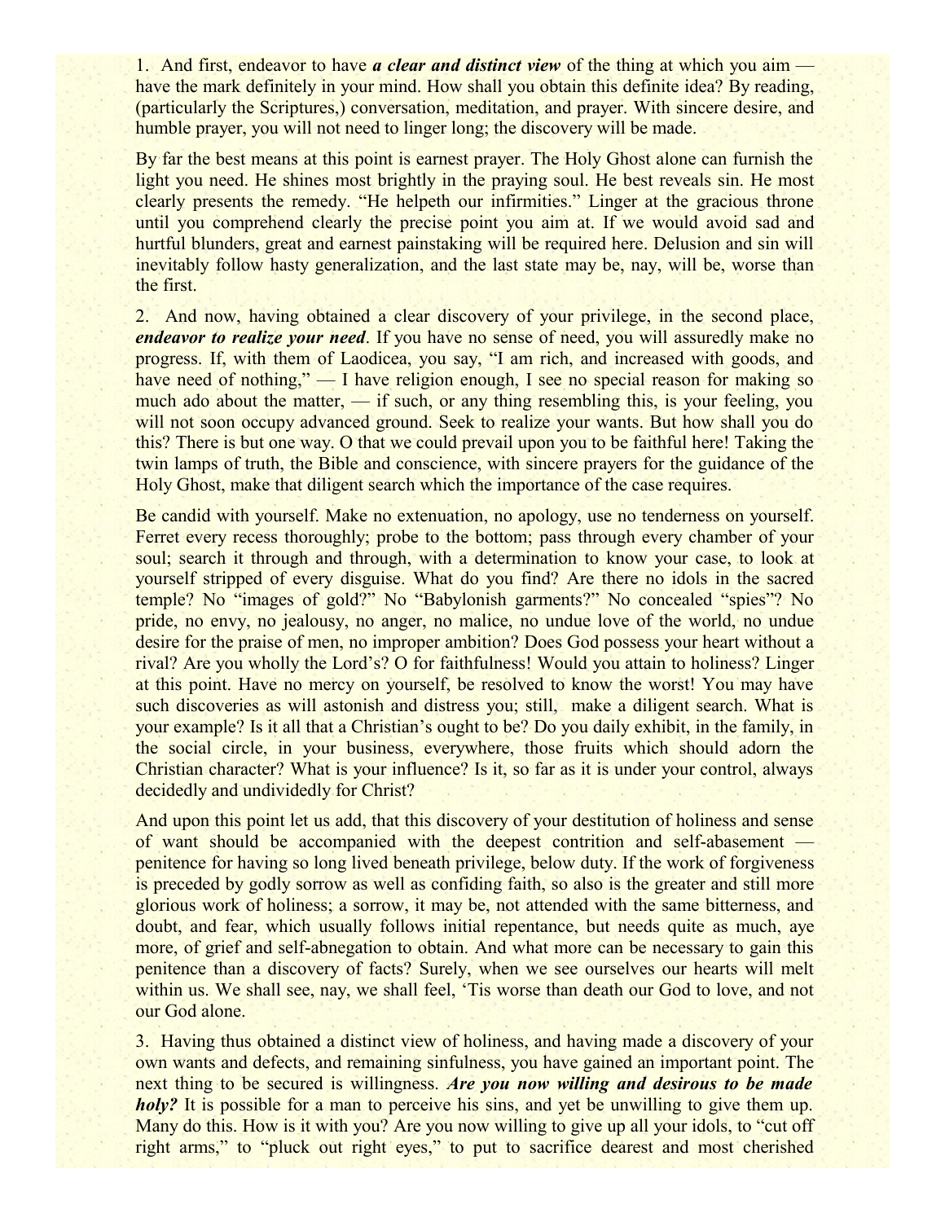1. And first, endeavor to have ***a clear and distinct view*** of the thing at which you aim — have the mark definitely in your mind. How shall you obtain this definite idea? By reading, (particularly the Scriptures,) conversation, meditation, and prayer. With sincere desire, and humble prayer, you will not need to linger long; the discovery will be made.

By far the best means at this point is earnest prayer. The Holy Ghost alone can furnish the light you need. He shines most brightly in the praying soul. He best reveals sin. He most clearly presents the remedy. "He helpeth our infirmities." Linger at the gracious throne until you comprehend clearly the precise point you aim at. If we would avoid sad and hurtful blunders, great and earnest painstaking will be required here. Delusion and sin will inevitably follow hasty generalization, and the last state may be, nay, will be, worse than the first.

2. And now, having obtained a clear discovery of your privilege, in the second place, ***endeavor to realize your need***. If you have no sense of need, you will assuredly make no progress. If, with them of Laodicea, you say, "I am rich, and increased with goods, and have need of nothing," — I have religion enough, I see no special reason for making so much ado about the matter, — if such, or any thing resembling this, is your feeling, you will not soon occupy advanced ground. Seek to realize your wants. But how shall you do this? There is but one way. O that we could prevail upon you to be faithful here! Taking the twin lamps of truth, the Bible and conscience, with sincere prayers for the guidance of the Holy Ghost, make that diligent search which the importance of the case requires.

Be candid with yourself. Make no extenuation, no apology, use no tenderness on yourself. Ferret every recess thoroughly; probe to the bottom; pass through every chamber of your soul; search it through and through, with a determination to know your case, to look at yourself stripped of every disguise. What do you find? Are there no idols in the sacred temple? No "images of gold?" No "Babylonish garments?" No concealed "spies"? No pride, no envy, no jealousy, no anger, no malice, no undue love of the world, no undue desire for the praise of men, no improper ambition? Does God possess your heart without a rival? Are you wholly the Lord's? O for faithfulness! Would you attain to holiness? Linger at this point. Have no mercy on yourself, be resolved to know the worst! You may have such discoveries as will astonish and distress you; still, make a diligent search. What is your example? Is it all that a Christian's ought to be? Do you daily exhibit, in the family, in the social circle, in your business, everywhere, those fruits which should adorn the Christian character? What is your influence? Is it, so far as it is under your control, always decidedly and undividedly for Christ?

And upon this point let us add, that this discovery of your destitution of holiness and sense of want should be accompanied with the deepest contrition and self-abasement — penitence for having so long lived beneath privilege, below duty. If the work of forgiveness is preceded by godly sorrow as well as confiding faith, so also is the greater and still more glorious work of holiness; a sorrow, it may be, not attended with the same bitterness, and doubt, and fear, which usually follows initial repentance, but needs quite as much, aye more, of grief and self-abnegation to obtain. And what more can be necessary to gain this penitence than a discovery of facts? Surely, when we see ourselves our hearts will melt within us. We shall see, nay, we shall feel, 'Tis worse than death our God to love, and not our God alone.

3. Having thus obtained a distinct view of holiness, and having made a discovery of your own wants and defects, and remaining sinfulness, you have gained an important point. The next thing to be secured is willingness. ***Are you now willing and desirous to be made holy?*** It is possible for a man to perceive his sins, and yet be unwilling to give them up. Many do this. How is it with you? Are you now willing to give up all your idols, to "cut off right arms," to "pluck out right eyes," to put to sacrifice dearest and most cherished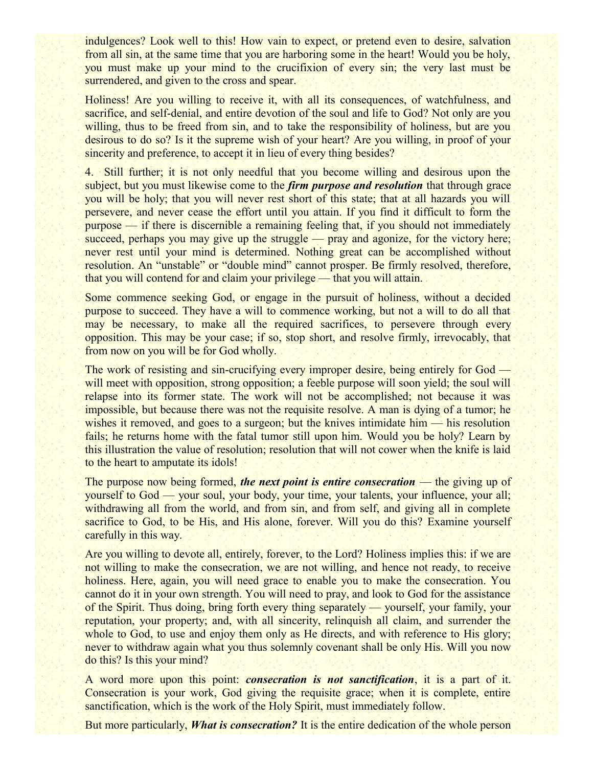indulgences? Look well to this! How vain to expect, or pretend even to desire, salvation from all sin, at the same time that you are harboring some in the heart! Would you be holy, you must make up your mind to the crucifixion of every sin; the very last must be surrendered, and given to the cross and spear.

Holiness! Are you willing to receive it, with all its consequences, of watchfulness, and sacrifice, and self-denial, and entire devotion of the soul and life to God? Not only are you willing, thus to be freed from sin, and to take the responsibility of holiness, but are you desirous to do so? Is it the supreme wish of your heart? Are you willing, in proof of your sincerity and preference, to accept it in lieu of every thing besides?

4. Still further; it is not only needful that you become willing and desirous upon the subject, but you must likewise come to the ***firm purpose and resolution*** that through grace you will be holy; that you will never rest short of this state; that at all hazards you will persevere, and never cease the effort until you attain. If you find it difficult to form the purpose — if there is discernible a remaining feeling that, if you should not immediately succeed, perhaps you may give up the struggle — pray and agonize, for the victory here; never rest until your mind is determined. Nothing great can be accomplished without resolution. An "unstable" or "double mind" cannot prosper. Be firmly resolved, therefore, that you will contend for and claim your privilege — that you will attain.

Some commence seeking God, or engage in the pursuit of holiness, without a decided purpose to succeed. They have a will to commence working, but not a will to do all that may be necessary, to make all the required sacrifices, to persevere through every opposition. This may be your case; if so, stop short, and resolve firmly, irrevocably, that from now on you will be for God wholly.

The work of resisting and sin-crucifying every improper desire, being entirely for God — will meet with opposition, strong opposition; a feeble purpose will soon yield; the soul will relapse into its former state. The work will not be accomplished; not because it was impossible, but because there was not the requisite resolve. A man is dying of a tumor; he wishes it removed, and goes to a surgeon; but the knives intimidate him — his resolution fails; he returns home with the fatal tumor still upon him. Would you be holy? Learn by this illustration the value of resolution; resolution that will not cower when the knife is laid to the heart to amputate its idols!

The purpose now being formed, ***the next point is entire consecration*** — the giving up of yourself to God — your soul, your body, your time, your talents, your influence, your all; withdrawing all from the world, and from sin, and from self, and giving all in complete sacrifice to God, to be His, and His alone, forever. Will you do this? Examine yourself carefully in this way.

Are you willing to devote all, entirely, forever, to the Lord? Holiness implies this: if we are not willing to make the consecration, we are not willing, and hence not ready, to receive holiness. Here, again, you will need grace to enable you to make the consecration. You cannot do it in your own strength. You will need to pray, and look to God for the assistance of the Spirit. Thus doing, bring forth every thing separately — yourself, your family, your reputation, your property; and, with all sincerity, relinquish all claim, and surrender the whole to God, to use and enjoy them only as He directs, and with reference to His glory; never to withdraw again what you thus solemnly covenant shall be only His. Will you now do this? Is this your mind?

A word more upon this point: ***consecration is not sanctification***, it is a part of it. Consecration is your work, God giving the requisite grace; when it is complete, entire sanctification, which is the work of the Holy Spirit, must immediately follow.

But more particularly, ***What is consecration?*** It is the entire dedication of the whole person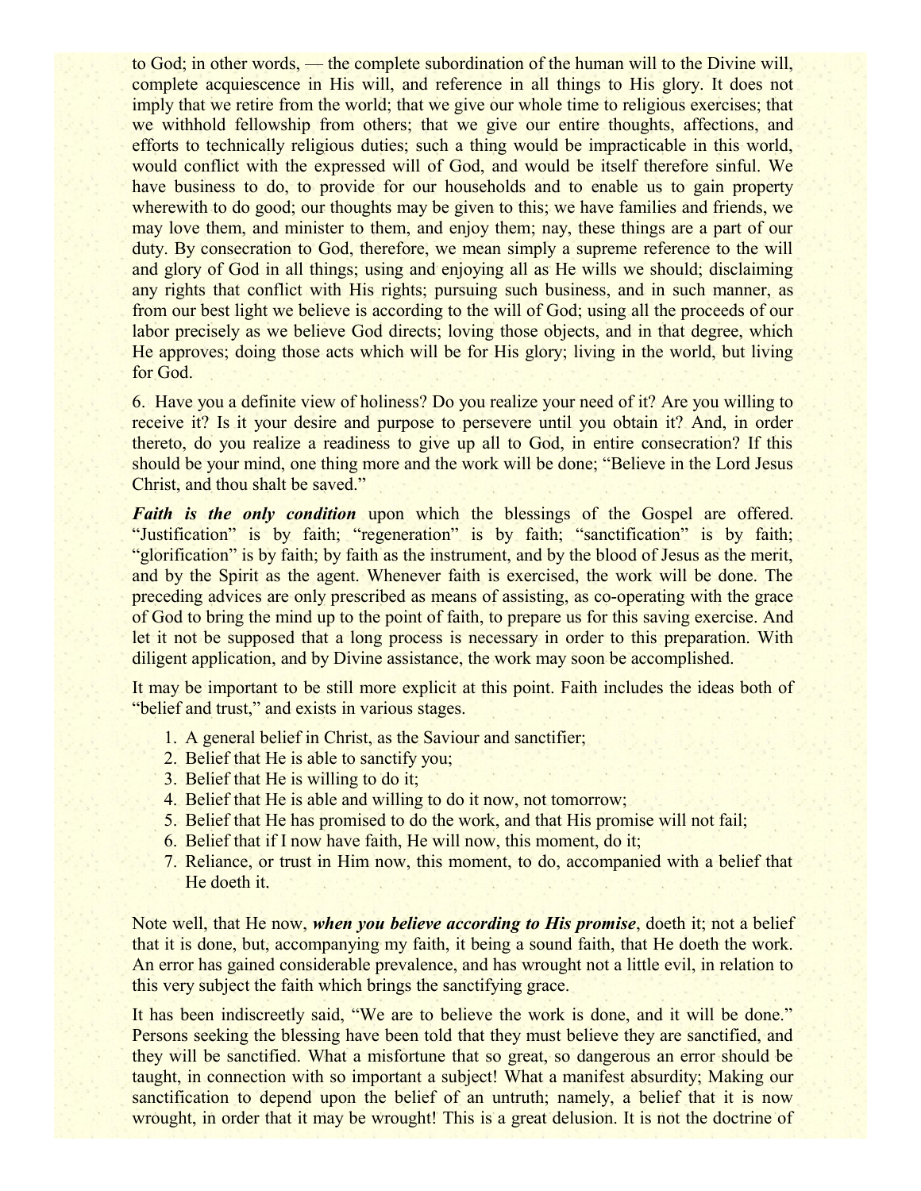to God; in other words, — the complete subordination of the human will to the Divine will, complete acquiescence in His will, and reference in all things to His glory. It does not imply that we retire from the world; that we give our whole time to religious exercises; that we withhold fellowship from others; that we give our entire thoughts, affections, and efforts to technically religious duties; such a thing would be impracticable in this world, would conflict with the expressed will of God, and would be itself therefore sinful. We have business to do, to provide for our households and to enable us to gain property wherewith to do good; our thoughts may be given to this; we have families and friends, we may love them, and minister to them, and enjoy them; nay, these things are a part of our duty. By consecration to God, therefore, we mean simply a supreme reference to the will and glory of God in all things; using and enjoying all as He wills we should; disclaiming any rights that conflict with His rights; pursuing such business, and in such manner, as from our best light we believe is according to the will of God; using all the proceeds of our labor precisely as we believe God directs; loving those objects, and in that degree, which He approves; doing those acts which will be for His glory; living in the world, but living for God.

6. Have you a definite view of holiness? Do you realize your need of it? Are you willing to receive it? Is it your desire and purpose to persevere until you obtain it? And, in order thereto, do you realize a readiness to give up all to God, in entire consecration? If this should be your mind, one thing more and the work will be done; "Believe in the Lord Jesus Christ, and thou shalt be saved."

***Faith is the only condition*** upon which the blessings of the Gospel are offered. "Justification" is by faith; "regeneration" is by faith; "sanctification" is by faith; "glorification" is by faith; by faith as the instrument, and by the blood of Jesus as the merit, and by the Spirit as the agent. Whenever faith is exercised, the work will be done. The preceding advices are only prescribed as means of assisting, as co-operating with the grace of God to bring the mind up to the point of faith, to prepare us for this saving exercise. And let it not be supposed that a long process is necessary in order to this preparation. With diligent application, and by Divine assistance, the work may soon be accomplished.

It may be important to be still more explicit at this point. Faith includes the ideas both of "belief and trust," and exists in various stages.

1. A general belief in Christ, as the Saviour and sanctifier;
2. Belief that He is able to sanctify you;
3. Belief that He is willing to do it;
4. Belief that He is able and willing to do it now, not tomorrow;
5. Belief that He has promised to do the work, and that His promise will not fail;
6. Belief that if I now have faith, He will now, this moment, do it;
7. Reliance, or trust in Him now, this moment, to do, accompanied with a belief that He doeth it.

Note well, that He now, ***when you believe according to His promise***, doeth it; not a belief that it is done, but, accompanying my faith, it being a sound faith, that He doeth the work. An error has gained considerable prevalence, and has wrought not a little evil, in relation to this very subject the faith which brings the sanctifying grace.

It has been indiscreetly said, "We are to believe the work is done, and it will be done." Persons seeking the blessing have been told that they must believe they are sanctified, and they will be sanctified. What a misfortune that so great, so dangerous an error should be taught, in connection with so important a subject! What a manifest absurdity; Making our sanctification to depend upon the belief of an untruth; namely, a belief that it is now wrought, in order that it may be wrought! This is a great delusion. It is not the doctrine of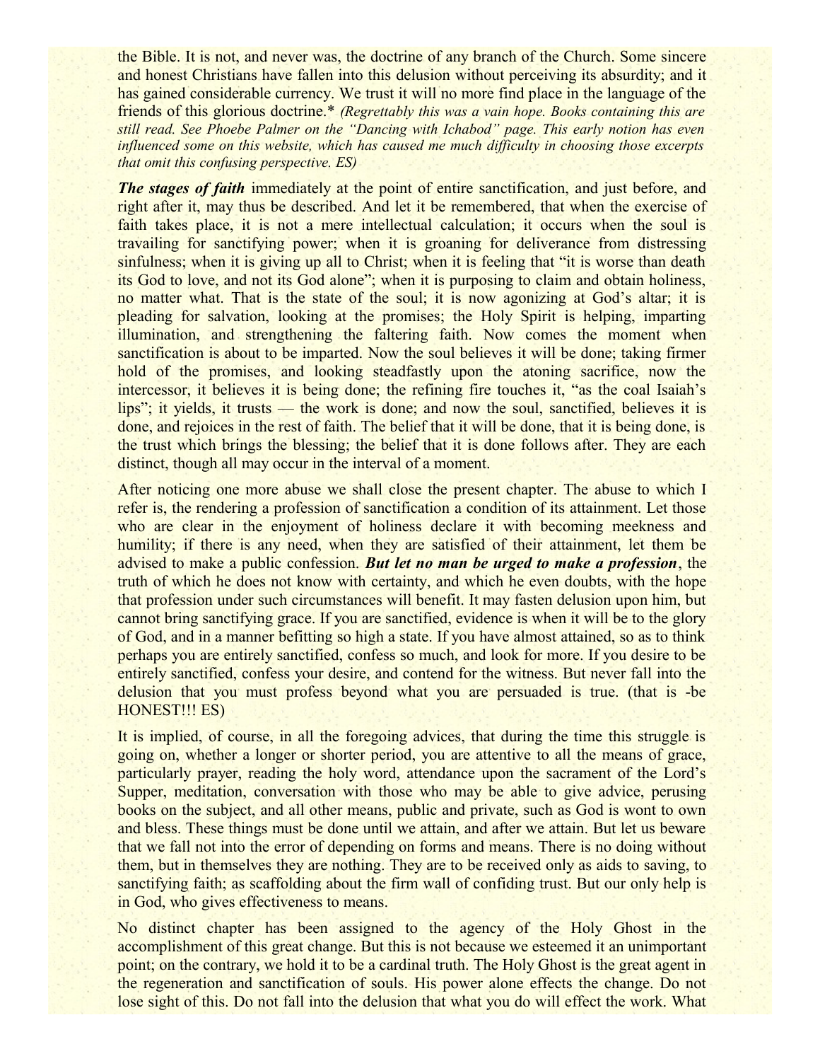the Bible. It is not, and never was, the doctrine of any branch of the Church. Some sincere and honest Christians have fallen into this delusion without perceiving its absurdity; and it has gained considerable currency. We trust it will no more find place in the language of the friends of this glorious doctrine.* *(Regrettably this was a vain hope. Books containing this are still read. See Phoebe Palmer on the "Dancing with Ichabod" page. This early notion has even influenced some on this website, which has caused me much difficulty in choosing those excerpts that omit this confusing perspective. ES)*

***The stages of faith*** immediately at the point of entire sanctification, and just before, and right after it, may thus be described. And let it be remembered, that when the exercise of faith takes place, it is not a mere intellectual calculation; it occurs when the soul is travailing for sanctifying power; when it is groaning for deliverance from distressing sinfulness; when it is giving up all to Christ; when it is feeling that "it is worse than death its God to love, and not its God alone"; when it is purposing to claim and obtain holiness, no matter what. That is the state of the soul; it is now agonizing at God's altar; it is pleading for salvation, looking at the promises; the Holy Spirit is helping, imparting illumination, and strengthening the faltering faith. Now comes the moment when sanctification is about to be imparted. Now the soul believes it will be done; taking firmer hold of the promises, and looking steadfastly upon the atoning sacrifice, now the intercessor, it believes it is being done; the refining fire touches it, "as the coal Isaiah's lips"; it yields, it trusts — the work is done; and now the soul, sanctified, believes it is done, and rejoices in the rest of faith. The belief that it will be done, that it is being done, is the trust which brings the blessing; the belief that it is done follows after. They are each distinct, though all may occur in the interval of a moment.

After noticing one more abuse we shall close the present chapter. The abuse to which I refer is, the rendering a profession of sanctification a condition of its attainment. Let those who are clear in the enjoyment of holiness declare it with becoming meekness and humility; if there is any need, when they are satisfied of their attainment, let them be advised to make a public confession. ***But let no man be urged to make a profession***, the truth of which he does not know with certainty, and which he even doubts, with the hope that profession under such circumstances will benefit. It may fasten delusion upon him, but cannot bring sanctifying grace. If you are sanctified, evidence is when it will be to the glory of God, and in a manner befitting so high a state. If you have almost attained, so as to think perhaps you are entirely sanctified, confess so much, and look for more. If you desire to be entirely sanctified, confess your desire, and contend for the witness. But never fall into the delusion that you must profess beyond what you are persuaded is true. (that is -be HONEST!!! ES)

It is implied, of course, in all the foregoing advices, that during the time this struggle is going on, whether a longer or shorter period, you are attentive to all the means of grace, particularly prayer, reading the holy word, attendance upon the sacrament of the Lord's Supper, meditation, conversation with those who may be able to give advice, perusing books on the subject, and all other means, public and private, such as God is wont to own and bless. These things must be done until we attain, and after we attain. But let us beware that we fall not into the error of depending on forms and means. There is no doing without them, but in themselves they are nothing. They are to be received only as aids to saving, to sanctifying faith; as scaffolding about the firm wall of confiding trust. But our only help is in God, who gives effectiveness to means.

No distinct chapter has been assigned to the agency of the Holy Ghost in the accomplishment of this great change. But this is not because we esteemed it an unimportant point; on the contrary, we hold it to be a cardinal truth. The Holy Ghost is the great agent in the regeneration and sanctification of souls. His power alone effects the change. Do not lose sight of this. Do not fall into the delusion that what you do will effect the work. What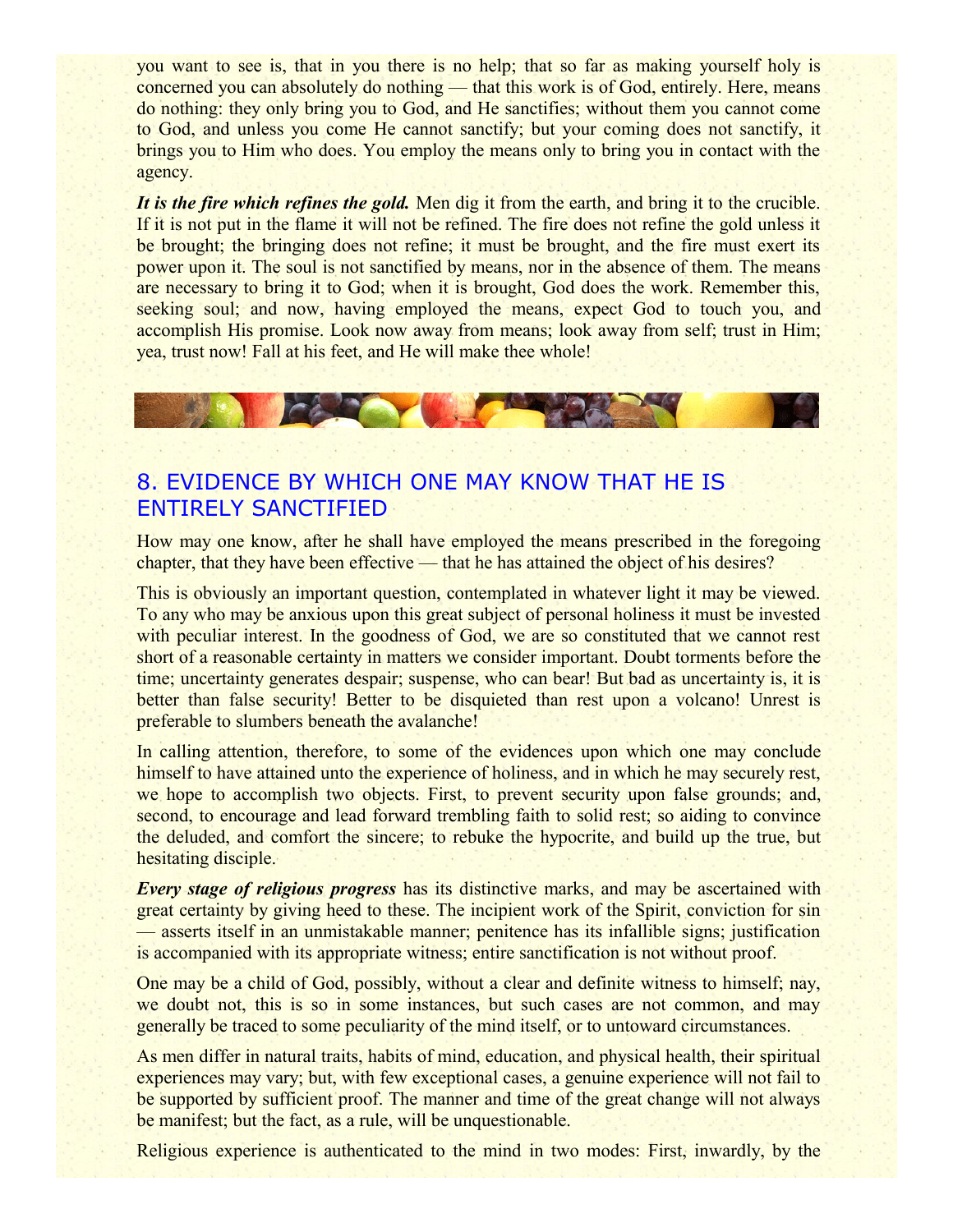you want to see is, that in you there is no help; that so far as making yourself holy is concerned you can absolutely do nothing — that this work is of God, entirely. Here, means do nothing: they only bring you to God, and He sanctifies; without them you cannot come to God, and unless you come He cannot sanctify; but your coming does not sanctify, it brings you to Him who does. You employ the means only to bring you in contact with the agency.

***It is the fire which refines the gold.*** Men dig it from the earth, and bring it to the crucible. If it is not put in the flame it will not be refined. The fire does not refine the gold unless it be brought; the bringing does not refine; it must be brought, and the fire must exert its power upon it. The soul is not sanctified by means, nor in the absence of them. The means are necessary to bring it to God; when it is brought, God does the work. Remember this, seeking soul; and now, having employed the means, expect God to touch you, and accomplish His promise. Look now away from means; look away from self; trust in Him; yea, trust now! Fall at his feet, and He will make thee whole!

## 8. EVIDENCE BY WHICH ONE MAY KNOW THAT HE IS ENTIRELY SANCTIFIED

How may one know, after he shall have employed the means prescribed in the foregoing chapter, that they have been effective — that he has attained the object of his desires?

This is obviously an important question, contemplated in whatever light it may be viewed. To any who may be anxious upon this great subject of personal holiness it must be invested with peculiar interest. In the goodness of God, we are so constituted that we cannot rest short of a reasonable certainty in matters we consider important. Doubt torments before the time; uncertainty generates despair; suspense, who can bear! But bad as uncertainty is, it is better than false security! Better to be disquieted than rest upon a volcano! Unrest is preferable to slumbers beneath the avalanche!

In calling attention, therefore, to some of the evidences upon which one may conclude himself to have attained unto the experience of holiness, and in which he may securely rest, we hope to accomplish two objects. First, to prevent security upon false grounds; and, second, to encourage and lead forward trembling faith to solid rest; so aiding to convince the deluded, and comfort the sincere; to rebuke the hypocrite, and build up the true, but hesitating disciple.

***Every stage of religious progress*** has its distinctive marks, and may be ascertained with great certainty by giving heed to these. The incipient work of the Spirit, conviction for sin — asserts itself in an unmistakable manner; penitence has its infallible signs; justification is accompanied with its appropriate witness; entire sanctification is not without proof.

One may be a child of God, possibly, without a clear and definite witness to himself; nay, we doubt not, this is so in some instances, but such cases are not common, and may generally be traced to some peculiarity of the mind itself, or to untoward circumstances.

As men differ in natural traits, habits of mind, education, and physical health, their spiritual experiences may vary; but, with few exceptional cases, a genuine experience will not fail to be supported by sufficient proof. The manner and time of the great change will not always be manifest; but the fact, as a rule, will be unquestionable.

Religious experience is authenticated to the mind in two modes: First, inwardly, by the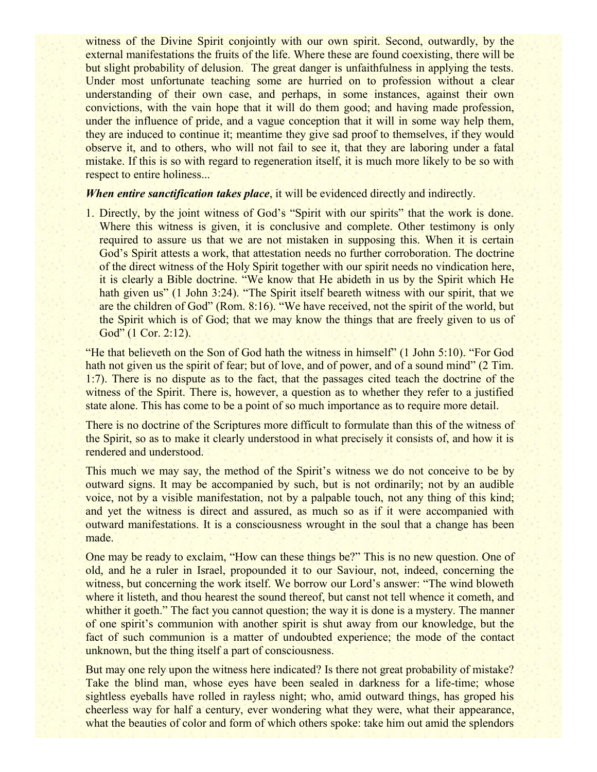witness of the Divine Spirit conjointly with our own spirit. Second, outwardly, by the external manifestations the fruits of the life. Where these are found coexisting, there will be but slight probability of delusion. The great danger is unfaithfulness in applying the tests. Under most unfortunate teaching some are hurried on to profession without a clear understanding of their own case, and perhaps, in some instances, against their own convictions, with the vain hope that it will do them good; and having made profession, under the influence of pride, and a vague conception that it will in some way help them, they are induced to continue it; meantime they give sad proof to themselves, if they would observe it, and to others, who will not fail to see it, that they are laboring under a fatal mistake. If this is so with regard to regeneration itself, it is much more likely to be so with respect to entire holiness...

***When entire sanctification takes place***, it will be evidenced directly and indirectly.

1. Directly, by the joint witness of God's "Spirit with our spirits" that the work is done. Where this witness is given, it is conclusive and complete. Other testimony is only required to assure us that we are not mistaken in supposing this. When it is certain God's Spirit attests a work, that attestation needs no further corroboration. The doctrine of the direct witness of the Holy Spirit together with our spirit needs no vindication here, it is clearly a Bible doctrine. "We know that He abideth in us by the Spirit which He hath given us" (1 John 3:24). "The Spirit itself beareth witness with our spirit, that we are the children of God" (Rom. 8:16). "We have received, not the spirit of the world, but the Spirit which is of God; that we may know the things that are freely given to us of God" (1 Cor. 2:12).

"He that believeth on the Son of God hath the witness in himself" (1 John 5:10). "For God hath not given us the spirit of fear; but of love, and of power, and of a sound mind" (2 Tim. 1:7). There is no dispute as to the fact, that the passages cited teach the doctrine of the witness of the Spirit. There is, however, a question as to whether they refer to a justified state alone. This has come to be a point of so much importance as to require more detail.

There is no doctrine of the Scriptures more difficult to formulate than this of the witness of the Spirit, so as to make it clearly understood in what precisely it consists of, and how it is rendered and understood.

This much we may say, the method of the Spirit's witness we do not conceive to be by outward signs. It may be accompanied by such, but is not ordinarily; not by an audible voice, not by a visible manifestation, not by a palpable touch, not any thing of this kind; and yet the witness is direct and assured, as much so as if it were accompanied with outward manifestations. It is a consciousness wrought in the soul that a change has been made.

One may be ready to exclaim, "How can these things be?" This is no new question. One of old, and he a ruler in Israel, propounded it to our Saviour, not, indeed, concerning the witness, but concerning the work itself. We borrow our Lord's answer: "The wind bloweth where it listeth, and thou hearest the sound thereof, but canst not tell whence it cometh, and whither it goeth." The fact you cannot question; the way it is done is a mystery. The manner of one spirit's communion with another spirit is shut away from our knowledge, but the fact of such communion is a matter of undoubted experience; the mode of the contact unknown, but the thing itself a part of consciousness.

But may one rely upon the witness here indicated? Is there not great probability of mistake? Take the blind man, whose eyes have been sealed in darkness for a life-time; whose sightless eyeballs have rolled in rayless night; who, amid outward things, has groped his cheerless way for half a century, ever wondering what they were, what their appearance, what the beauties of color and form of which others spoke: take him out amid the splendors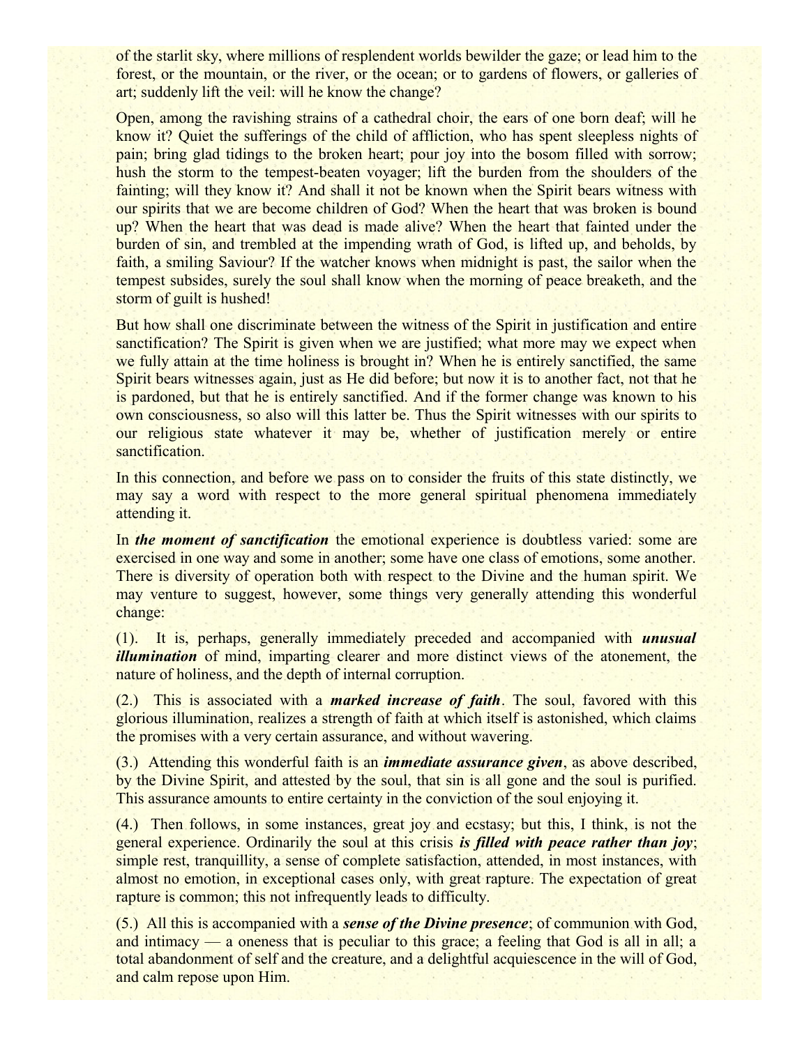of the starlit sky, where millions of resplendent worlds bewilder the gaze; or lead him to the forest, or the mountain, or the river, or the ocean; or to gardens of flowers, or galleries of art; suddenly lift the veil: will he know the change?

Open, among the ravishing strains of a cathedral choir, the ears of one born deaf; will he know it? Quiet the sufferings of the child of affliction, who has spent sleepless nights of pain; bring glad tidings to the broken heart; pour joy into the bosom filled with sorrow; hush the storm to the tempest-beaten voyager; lift the burden from the shoulders of the fainting; will they know it? And shall it not be known when the Spirit bears witness with our spirits that we are become children of God? When the heart that was broken is bound up? When the heart that was dead is made alive? When the heart that fainted under the burden of sin, and trembled at the impending wrath of God, is lifted up, and beholds, by faith, a smiling Saviour? If the watcher knows when midnight is past, the sailor when the tempest subsides, surely the soul shall know when the morning of peace breaketh, and the storm of guilt is hushed!

But how shall one discriminate between the witness of the Spirit in justification and entire sanctification? The Spirit is given when we are justified; what more may we expect when we fully attain at the time holiness is brought in? When he is entirely sanctified, the same Spirit bears witnesses again, just as He did before; but now it is to another fact, not that he is pardoned, but that he is entirely sanctified. And if the former change was known to his own consciousness, so also will this latter be. Thus the Spirit witnesses with our spirits to our religious state whatever it may be, whether of justification merely or entire sanctification.

In this connection, and before we pass on to consider the fruits of this state distinctly, we may say a word with respect to the more general spiritual phenomena immediately attending it.

In ***the moment of sanctification*** the emotional experience is doubtless varied: some are exercised in one way and some in another; some have one class of emotions, some another. There is diversity of operation both with respect to the Divine and the human spirit. We may venture to suggest, however, some things very generally attending this wonderful change:

(1). It is, perhaps, generally immediately preceded and accompanied with ***unusual illumination*** of mind, imparting clearer and more distinct views of the atonement, the nature of holiness, and the depth of internal corruption.

(2.) This is associated with a ***marked increase of faith***. The soul, favored with this glorious illumination, realizes a strength of faith at which itself is astonished, which claims the promises with a very certain assurance, and without wavering.

(3.) Attending this wonderful faith is an ***immediate assurance given***, as above described, by the Divine Spirit, and attested by the soul, that sin is all gone and the soul is purified. This assurance amounts to entire certainty in the conviction of the soul enjoying it.

(4.) Then follows, in some instances, great joy and ecstasy; but this, I think, is not the general experience. Ordinarily the soul at this crisis ***is filled with peace rather than joy***; simple rest, tranquillity, a sense of complete satisfaction, attended, in most instances, with almost no emotion, in exceptional cases only, with great rapture. The expectation of great rapture is common; this not infrequently leads to difficulty.

(5.) All this is accompanied with a ***sense of the Divine presence***; of communion with God, and intimacy — a oneness that is peculiar to this grace; a feeling that God is all in all; a total abandonment of self and the creature, and a delightful acquiescence in the will of God, and calm repose upon Him.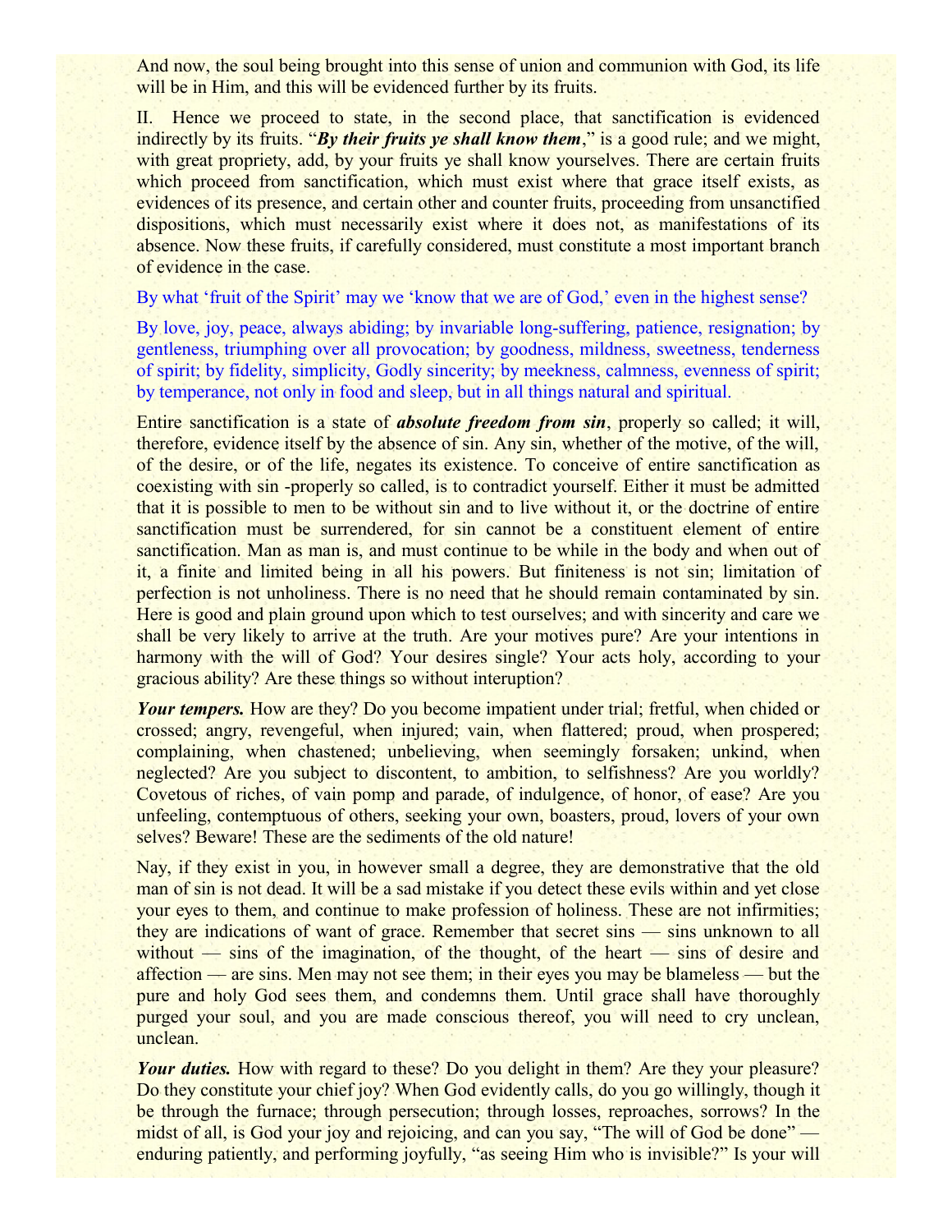And now, the soul being brought into this sense of union and communion with God, its life will be in Him, and this will be evidenced further by its fruits.

II. Hence we proceed to state, in the second place, that sanctification is evidenced indirectly by its fruits. "***By their fruits ye shall know them***," is a good rule; and we might, with great propriety, add, by your fruits ye shall know yourselves. There are certain fruits which proceed from sanctification, which must exist where that grace itself exists, as evidences of its presence, and certain other and counter fruits, proceeding from unsanctified dispositions, which must necessarily exist where it does not, as manifestations of its absence. Now these fruits, if carefully considered, must constitute a most important branch of evidence in the case.

By what 'fruit of the Spirit' may we 'know that we are of God,' even in the highest sense?

By love, joy, peace, always abiding; by invariable long-suffering, patience, resignation; by gentleness, triumphing over all provocation; by goodness, mildness, sweetness, tenderness of spirit; by fidelity, simplicity, Godly sincerity; by meekness, calmness, evenness of spirit; by temperance, not only in food and sleep, but in all things natural and spiritual.

Entire sanctification is a state of ***absolute freedom from sin***, properly so called; it will, therefore, evidence itself by the absence of sin. Any sin, whether of the motive, of the will, of the desire, or of the life, negates its existence. To conceive of entire sanctification as coexisting with sin -properly so called, is to contradict yourself. Either it must be admitted that it is possible to men to be without sin and to live without it, or the doctrine of entire sanctification must be surrendered, for sin cannot be a constituent element of entire sanctification. Man as man is, and must continue to be while in the body and when out of it, a finite and limited being in all his powers. But finiteness is not sin; limitation of perfection is not unholiness. There is no need that he should remain contaminated by sin. Here is good and plain ground upon which to test ourselves; and with sincerity and care we shall be very likely to arrive at the truth. Are your motives pure? Are your intentions in harmony with the will of God? Your desires single? Your acts holy, according to your gracious ability? Are these things so without interuption?

***Your tempers.*** How are they? Do you become impatient under trial; fretful, when chided or crossed; angry, revengeful, when injured; vain, when flattered; proud, when prospered; complaining, when chastened; unbelieving, when seemingly forsaken; unkind, when neglected? Are you subject to discontent, to ambition, to selfishness? Are you worldly? Covetous of riches, of vain pomp and parade, of indulgence, of honor, of ease? Are you unfeeling, contemptuous of others, seeking your own, boasters, proud, lovers of your own selves? Beware! These are the sediments of the old nature!

Nay, if they exist in you, in however small a degree, they are demonstrative that the old man of sin is not dead. It will be a sad mistake if you detect these evils within and yet close your eyes to them, and continue to make profession of holiness. These are not infirmities; they are indications of want of grace. Remember that secret sins — sins unknown to all without — sins of the imagination, of the thought, of the heart — sins of desire and affection — are sins. Men may not see them; in their eyes you may be blameless — but the pure and holy God sees them, and condemns them. Until grace shall have thoroughly purged your soul, and you are made conscious thereof, you will need to cry unclean, unclean.

***Your duties.*** How with regard to these? Do you delight in them? Are they your pleasure? Do they constitute your chief joy? When God evidently calls, do you go willingly, though it be through the furnace; through persecution; through losses, reproaches, sorrows? In the midst of all, is God your joy and rejoicing, and can you say, "The will of God be done" — enduring patiently, and performing joyfully, "as seeing Him who is invisible?" Is your will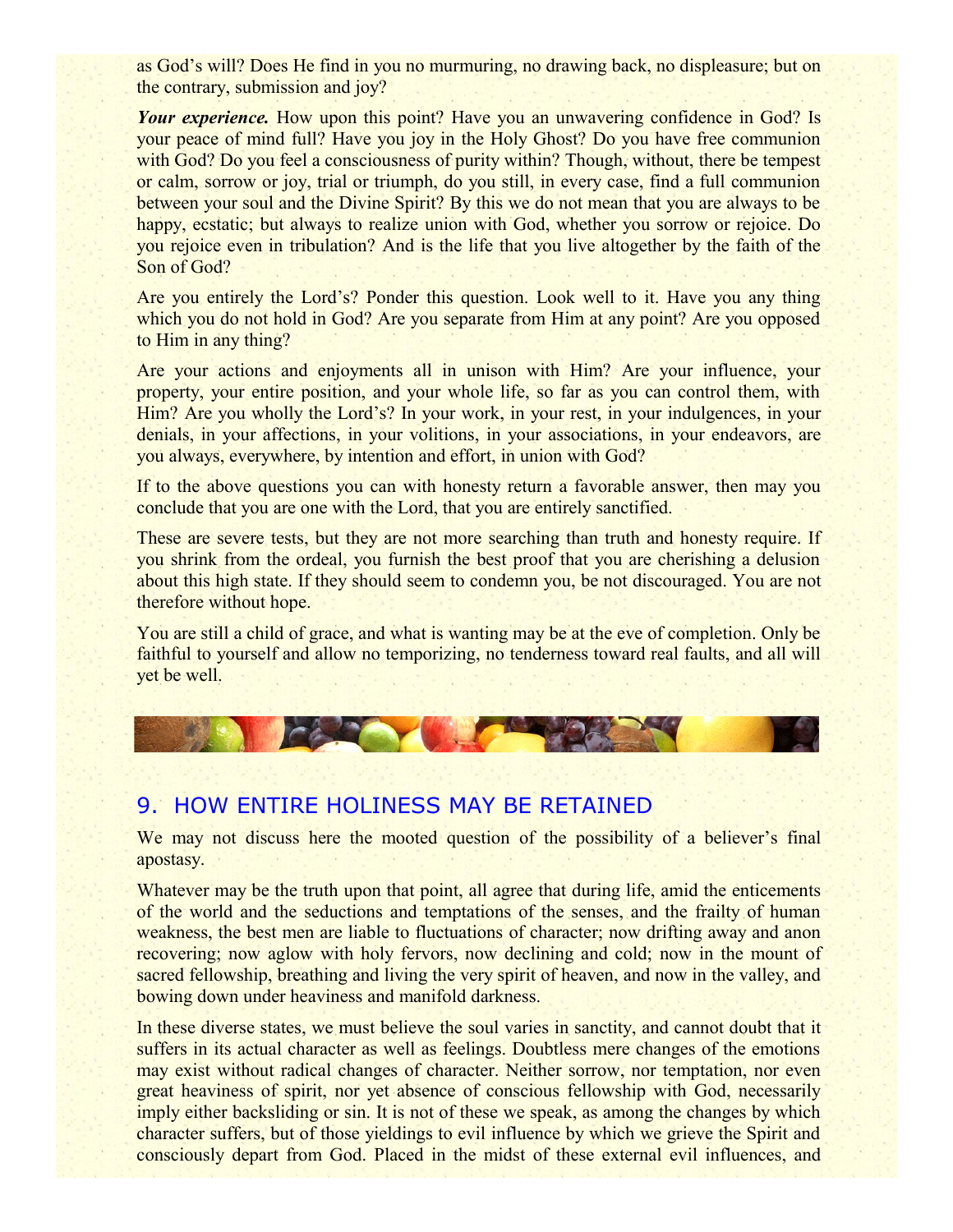as God's will? Does He find in you no murmuring, no drawing back, no displeasure; but on the contrary, submission and joy?

***Your experience.*** How upon this point? Have you an unwavering confidence in God? Is your peace of mind full? Have you joy in the Holy Ghost? Do you have free communion with God? Do you feel a consciousness of purity within? Though, without, there be tempest or calm, sorrow or joy, trial or triumph, do you still, in every case, find a full communion between your soul and the Divine Spirit? By this we do not mean that you are always to be happy, ecstatic; but always to realize union with God, whether you sorrow or rejoice. Do you rejoice even in tribulation? And is the life that you live altogether by the faith of the Son of God?

Are you entirely the Lord's? Ponder this question. Look well to it. Have you any thing which you do not hold in God? Are you separate from Him at any point? Are you opposed to Him in any thing?

Are your actions and enjoyments all in unison with Him? Are your influence, your property, your entire position, and your whole life, so far as you can control them, with Him? Are you wholly the Lord's? In your work, in your rest, in your indulgences, in your denials, in your affections, in your volitions, in your associations, in your endeavors, are you always, everywhere, by intention and effort, in union with God?

If to the above questions you can with honesty return a favorable answer, then may you conclude that you are one with the Lord, that you are entirely sanctified.

These are severe tests, but they are not more searching than truth and honesty require. If you shrink from the ordeal, you furnish the best proof that you are cherishing a delusion about this high state. If they should seem to condemn you, be not discouraged. You are not therefore without hope.

You are still a child of grace, and what is wanting may be at the eve of completion. Only be faithful to yourself and allow no temporizing, no tenderness toward real faults, and all will yet be well.

## 9. HOW ENTIRE HOLINESS MAY BE RETAINED

We may not discuss here the mooted question of the possibility of a believer's final apostasy.

Whatever may be the truth upon that point, all agree that during life, amid the enticements of the world and the seductions and temptations of the senses, and the frailty of human weakness, the best men are liable to fluctuations of character; now drifting away and anon recovering; now aglow with holy fervors, now declining and cold; now in the mount of sacred fellowship, breathing and living the very spirit of heaven, and now in the valley, and bowing down under heaviness and manifold darkness.

In these diverse states, we must believe the soul varies in sanctity, and cannot doubt that it suffers in its actual character as well as feelings. Doubtless mere changes of the emotions may exist without radical changes of character. Neither sorrow, nor temptation, nor even great heaviness of spirit, nor yet absence of conscious fellowship with God, necessarily imply either backsliding or sin. It is not of these we speak, as among the changes by which character suffers, but of those yieldings to evil influence by which we grieve the Spirit and consciously depart from God. Placed in the midst of these external evil influences, and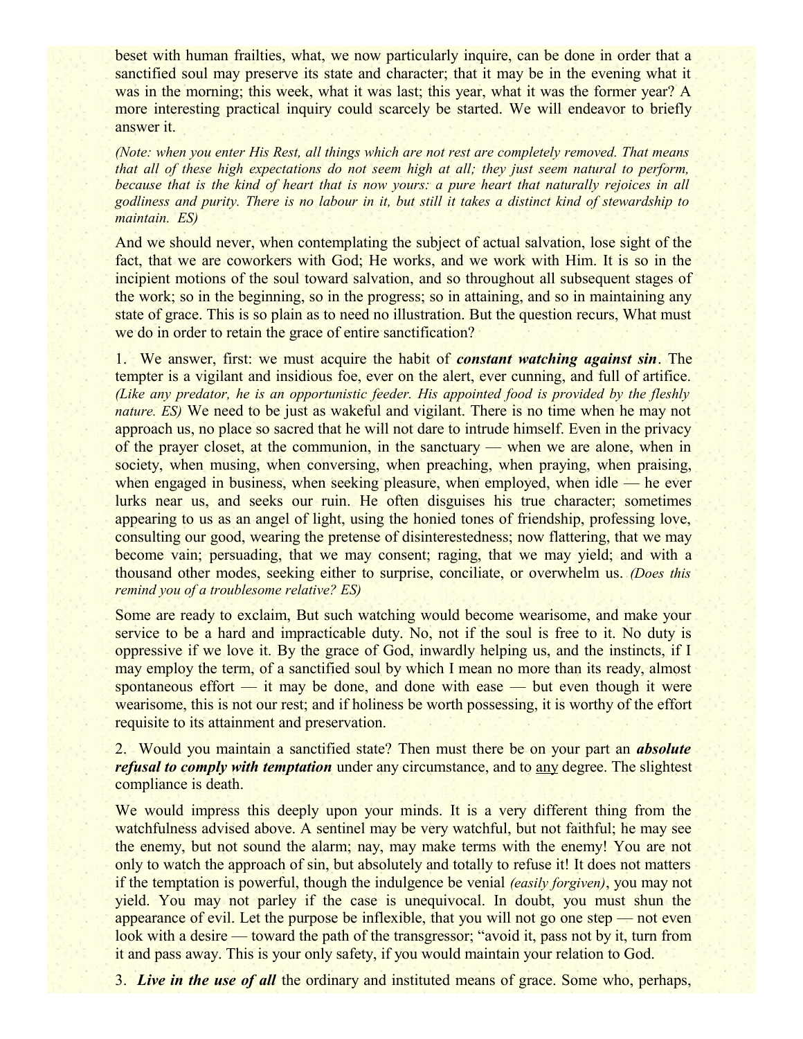beset with human frailties, what, we now particularly inquire, can be done in order that a sanctified soul may preserve its state and character; that it may be in the evening what it was in the morning; this week, what it was last; this year, what it was the former year? A more interesting practical inquiry could scarcely be started. We will endeavor to briefly answer it.

*(Note: when you enter His Rest, all things which are not rest are completely removed. That means that all of these high expectations do not seem high at all; they just seem natural to perform, because that is the kind of heart that is now yours: a pure heart that naturally rejoices in all godliness and purity. There is no labour in it, but still it takes a distinct kind of stewardship to maintain. ES)*

And we should never, when contemplating the subject of actual salvation, lose sight of the fact, that we are coworkers with God; He works, and we work with Him. It is so in the incipient motions of the soul toward salvation, and so throughout all subsequent stages of the work; so in the beginning, so in the progress; so in attaining, and so in maintaining any state of grace. This is so plain as to need no illustration. But the question recurs, What must we do in order to retain the grace of entire sanctification?

1. We answer, first: we must acquire the habit of ***constant watching against sin***. The tempter is a vigilant and insidious foe, ever on the alert, ever cunning, and full of artifice. *(Like any predator, he is an opportunistic feeder. His appointed food is provided by the fleshly nature. ES)* We need to be just as wakeful and vigilant. There is no time when he may not approach us, no place so sacred that he will not dare to intrude himself. Even in the privacy of the prayer closet, at the communion, in the sanctuary — when we are alone, when in society, when musing, when conversing, when preaching, when praying, when praising, when engaged in business, when seeking pleasure, when employed, when idle — he ever lurks near us, and seeks our ruin. He often disguises his true character; sometimes appearing to us as an angel of light, using the honied tones of friendship, professing love, consulting our good, wearing the pretense of disinterestedness; now flattering, that we may become vain; persuading, that we may consent; raging, that we may yield; and with a thousand other modes, seeking either to surprise, conciliate, or overwhelm us. *(Does this remind you of a troublesome relative? ES)*

Some are ready to exclaim, But such watching would become wearisome, and make your service to be a hard and impracticable duty. No, not if the soul is free to it. No duty is oppressive if we love it. By the grace of God, inwardly helping us, and the instincts, if I may employ the term, of a sanctified soul by which I mean no more than its ready, almost spontaneous effort — it may be done, and done with ease — but even though it were wearisome, this is not our rest; and if holiness be worth possessing, it is worthy of the effort requisite to its attainment and preservation.

2. Would you maintain a sanctified state? Then must there be on your part an ***absolute refusal to comply with temptation*** under any circumstance, and to <u>any</u> degree. The slightest compliance is death.

We would impress this deeply upon your minds. It is a very different thing from the watchfulness advised above. A sentinel may be very watchful, but not faithful; he may see the enemy, but not sound the alarm; nay, may make terms with the enemy! You are not only to watch the approach of sin, but absolutely and totally to refuse it! It does not matters if the temptation is powerful, though the indulgence be venial *(easily forgiven)*, you may not yield. You may not parley if the case is unequivocal. In doubt, you must shun the appearance of evil. Let the purpose be inflexible, that you will not go one step — not even look with a desire — toward the path of the transgressor; "avoid it, pass not by it, turn from it and pass away. This is your only safety, if you would maintain your relation to God.

3. ***Live in the use of all*** the ordinary and instituted means of grace. Some who, perhaps,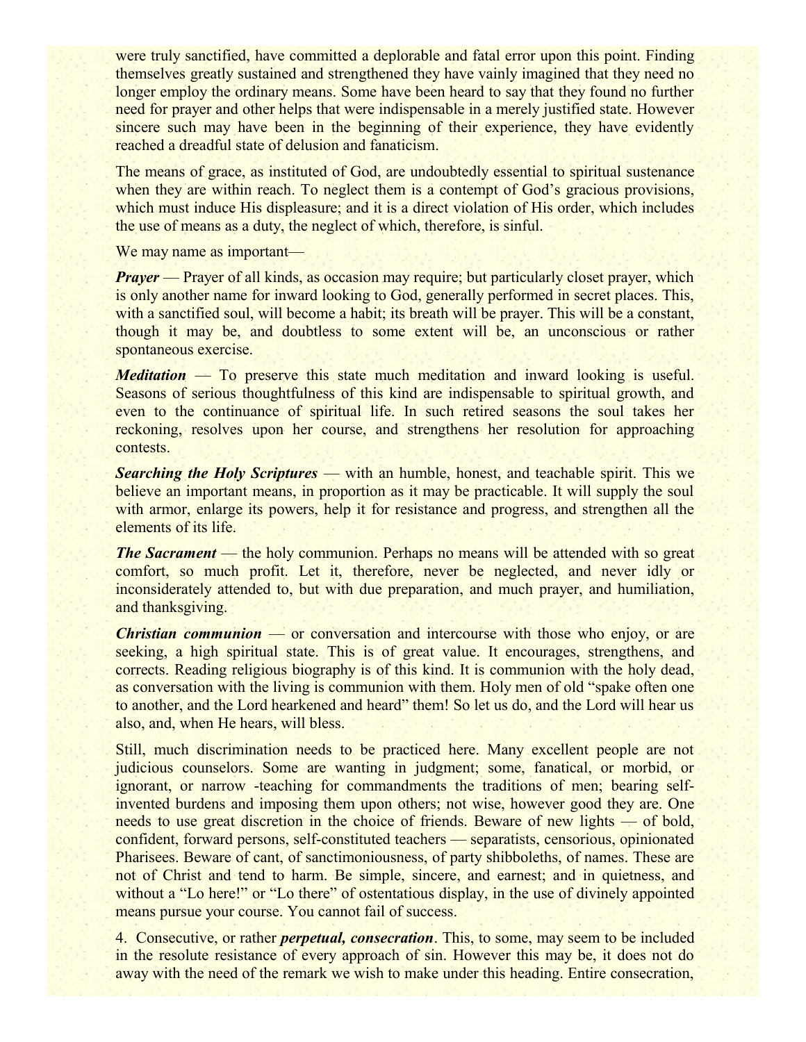were truly sanctified, have committed a deplorable and fatal error upon this point. Finding themselves greatly sustained and strengthened they have vainly imagined that they need no longer employ the ordinary means. Some have been heard to say that they found no further need for prayer and other helps that were indispensable in a merely justified state. However sincere such may have been in the beginning of their experience, they have evidently reached a dreadful state of delusion and fanaticism.

The means of grace, as instituted of God, are undoubtedly essential to spiritual sustenance when they are within reach. To neglect them is a contempt of God's gracious provisions, which must induce His displeasure; and it is a direct violation of His order, which includes the use of means as a duty, the neglect of which, therefore, is sinful.

We may name as important—

***Prayer*** — Prayer of all kinds, as occasion may require; but particularly closet prayer, which is only another name for inward looking to God, generally performed in secret places. This, with a sanctified soul, will become a habit; its breath will be prayer. This will be a constant, though it may be, and doubtless to some extent will be, an unconscious or rather spontaneous exercise.

***Meditation*** — To preserve this state much meditation and inward looking is useful. Seasons of serious thoughtfulness of this kind are indispensable to spiritual growth, and even to the continuance of spiritual life. In such retired seasons the soul takes her reckoning, resolves upon her course, and strengthens her resolution for approaching contests.

***Searching the Holy Scriptures*** — with an humble, honest, and teachable spirit. This we believe an important means, in proportion as it may be practicable. It will supply the soul with armor, enlarge its powers, help it for resistance and progress, and strengthen all the elements of its life.

***The Sacrament*** — the holy communion. Perhaps no means will be attended with so great comfort, so much profit. Let it, therefore, never be neglected, and never idly or inconsiderately attended to, but with due preparation, and much prayer, and humiliation, and thanksgiving.

***Christian communion*** — or conversation and intercourse with those who enjoy, or are seeking, a high spiritual state. This is of great value. It encourages, strengthens, and corrects. Reading religious biography is of this kind. It is communion with the holy dead, as conversation with the living is communion with them. Holy men of old "spake often one to another, and the Lord hearkened and heard" them! So let us do, and the Lord will hear us also, and, when He hears, will bless.

Still, much discrimination needs to be practiced here. Many excellent people are not judicious counselors. Some are wanting in judgment; some, fanatical, or morbid, or ignorant, or narrow -teaching for commandments the traditions of men; bearing self-invented burdens and imposing them upon others; not wise, however good they are. One needs to use great discretion in the choice of friends. Beware of new lights — of bold, confident, forward persons, self-constituted teachers — separatists, censorious, opinionated Pharisees. Beware of cant, of sanctimoniousness, of party shibboleths, of names. These are not of Christ and tend to harm. Be simple, sincere, and earnest; and in quietness, and without a "Lo here!" or "Lo there" of ostentatious display, in the use of divinely appointed means pursue your course. You cannot fail of success.

4. Consecutive, or rather ***perpetual, consecration***. This, to some, may seem to be included in the resolute resistance of every approach of sin. However this may be, it does not do away with the need of the remark we wish to make under this heading. Entire consecration,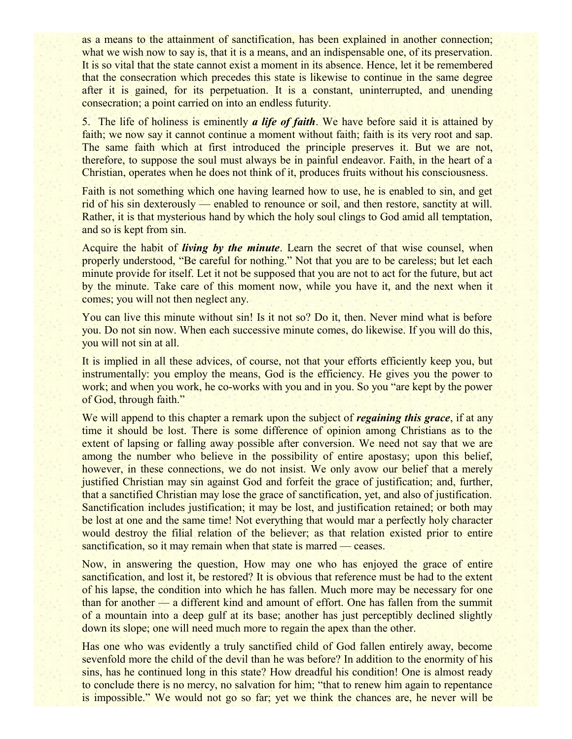as a means to the attainment of sanctification, has been explained in another connection; what we wish now to say is, that it is a means, and an indispensable one, of its preservation. It is so vital that the state cannot exist a moment in its absence. Hence, let it be remembered that the consecration which precedes this state is likewise to continue in the same degree after it is gained, for its perpetuation. It is a constant, uninterrupted, and unending consecration; a point carried on into an endless futurity.

5. The life of holiness is eminently ***a life of faith***. We have before said it is attained by faith; we now say it cannot continue a moment without faith; faith is its very root and sap. The same faith which at first introduced the principle preserves it. But we are not, therefore, to suppose the soul must always be in painful endeavor. Faith, in the heart of a Christian, operates when he does not think of it, produces fruits without his consciousness.

Faith is not something which one having learned how to use, he is enabled to sin, and get rid of his sin dexterously — enabled to renounce or soil, and then restore, sanctity at will. Rather, it is that mysterious hand by which the holy soul clings to God amid all temptation, and so is kept from sin.

Acquire the habit of ***living by the minute***. Learn the secret of that wise counsel, when properly understood, "Be careful for nothing." Not that you are to be careless; but let each minute provide for itself. Let it not be supposed that you are not to act for the future, but act by the minute. Take care of this moment now, while you have it, and the next when it comes; you will not then neglect any.

You can live this minute without sin! Is it not so? Do it, then. Never mind what is before you. Do not sin now. When each successive minute comes, do likewise. If you will do this, you will not sin at all.

It is implied in all these advices, of course, not that your efforts efficiently keep you, but instrumentally: you employ the means, God is the efficiency. He gives you the power to work; and when you work, he co-works with you and in you. So you "are kept by the power of God, through faith."

We will append to this chapter a remark upon the subject of ***regaining this grace***, if at any time it should be lost. There is some difference of opinion among Christians as to the extent of lapsing or falling away possible after conversion. We need not say that we are among the number who believe in the possibility of entire apostasy; upon this belief, however, in these connections, we do not insist. We only avow our belief that a merely justified Christian may sin against God and forfeit the grace of justification; and, further, that a sanctified Christian may lose the grace of sanctification, yet, and also of justification. Sanctification includes justification; it may be lost, and justification retained; or both may be lost at one and the same time! Not everything that would mar a perfectly holy character would destroy the filial relation of the believer; as that relation existed prior to entire sanctification, so it may remain when that state is marred — ceases.

Now, in answering the question, How may one who has enjoyed the grace of entire sanctification, and lost it, be restored? It is obvious that reference must be had to the extent of his lapse, the condition into which he has fallen. Much more may be necessary for one than for another — a different kind and amount of effort. One has fallen from the summit of a mountain into a deep gulf at its base; another has just perceptibly declined slightly down its slope; one will need much more to regain the apex than the other.

Has one who was evidently a truly sanctified child of God fallen entirely away, become sevenfold more the child of the devil than he was before? In addition to the enormity of his sins, has he continued long in this state? How dreadful his condition! One is almost ready to conclude there is no mercy, no salvation for him; "that to renew him again to repentance is impossible." We would not go so far; yet we think the chances are, he never will be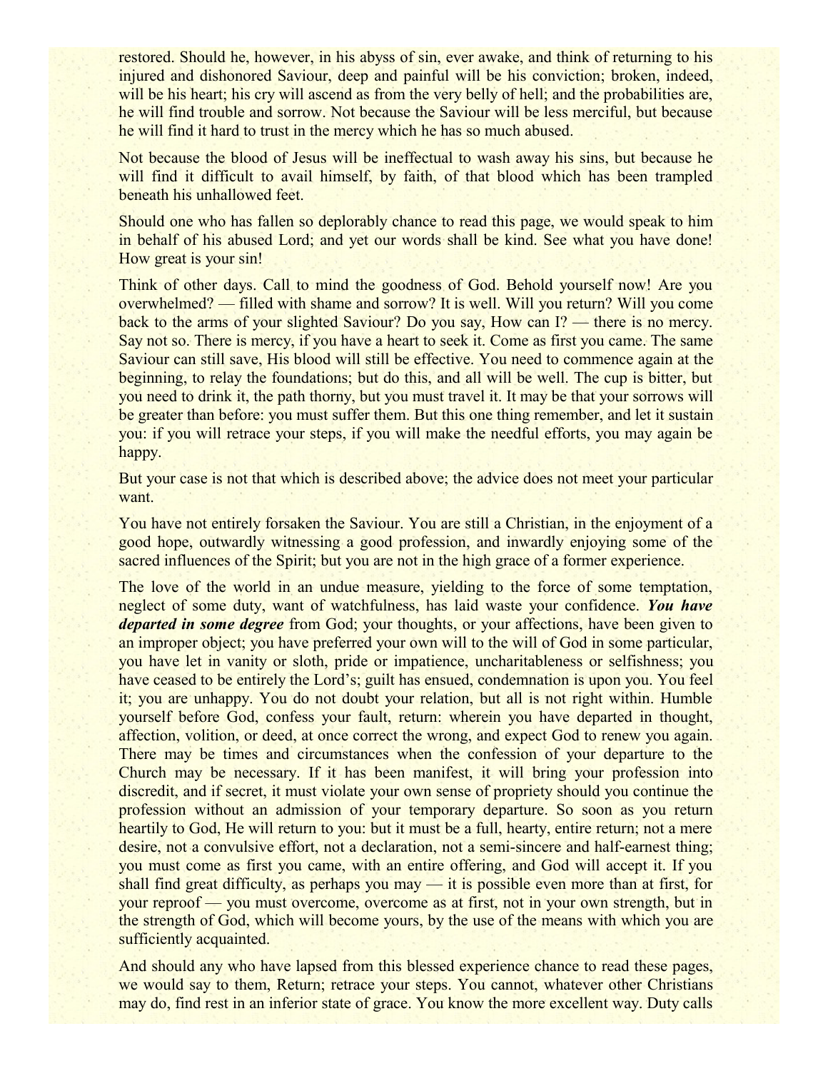restored. Should he, however, in his abyss of sin, ever awake, and think of returning to his injured and dishonored Saviour, deep and painful will be his conviction; broken, indeed, will be his heart; his cry will ascend as from the very belly of hell; and the probabilities are, he will find trouble and sorrow. Not because the Saviour will be less merciful, but because he will find it hard to trust in the mercy which he has so much abused.

Not because the blood of Jesus will be ineffectual to wash away his sins, but because he will find it difficult to avail himself, by faith, of that blood which has been trampled beneath his unhallowed feet.

Should one who has fallen so deplorably chance to read this page, we would speak to him in behalf of his abused Lord; and yet our words shall be kind. See what you have done! How great is your sin!

Think of other days. Call to mind the goodness of God. Behold yourself now! Are you overwhelmed? — filled with shame and sorrow? It is well. Will you return? Will you come back to the arms of your slighted Saviour? Do you say, How can I? — there is no mercy. Say not so. There is mercy, if you have a heart to seek it. Come as first you came. The same Saviour can still save, His blood will still be effective. You need to commence again at the beginning, to relay the foundations; but do this, and all will be well. The cup is bitter, but you need to drink it, the path thorny, but you must travel it. It may be that your sorrows will be greater than before: you must suffer them. But this one thing remember, and let it sustain you: if you will retrace your steps, if you will make the needful efforts, you may again be happy.

But your case is not that which is described above; the advice does not meet your particular want.

You have not entirely forsaken the Saviour. You are still a Christian, in the enjoyment of a good hope, outwardly witnessing a good profession, and inwardly enjoying some of the sacred influences of the Spirit; but you are not in the high grace of a former experience.

The love of the world in an undue measure, yielding to the force of some temptation, neglect of some duty, want of watchfulness, has laid waste your confidence. ***You have departed in some degree*** from God; your thoughts, or your affections, have been given to an improper object; you have preferred your own will to the will of God in some particular, you have let in vanity or sloth, pride or impatience, uncharitableness or selfishness; you have ceased to be entirely the Lord's; guilt has ensued, condemnation is upon you. You feel it; you are unhappy. You do not doubt your relation, but all is not right within. Humble yourself before God, confess your fault, return: wherein you have departed in thought, affection, volition, or deed, at once correct the wrong, and expect God to renew you again. There may be times and circumstances when the confession of your departure to the Church may be necessary. If it has been manifest, it will bring your profession into discredit, and if secret, it must violate your own sense of propriety should you continue the profession without an admission of your temporary departure. So soon as you return heartily to God, He will return to you: but it must be a full, hearty, entire return; not a mere desire, not a convulsive effort, not a declaration, not a semi-sincere and half-earnest thing; you must come as first you came, with an entire offering, and God will accept it. If you shall find great difficulty, as perhaps you may — it is possible even more than at first, for your reproof — you must overcome, overcome as at first, not in your own strength, but in the strength of God, which will become yours, by the use of the means with which you are sufficiently acquainted.

And should any who have lapsed from this blessed experience chance to read these pages, we would say to them, Return; retrace your steps. You cannot, whatever other Christians may do, find rest in an inferior state of grace. You know the more excellent way. Duty calls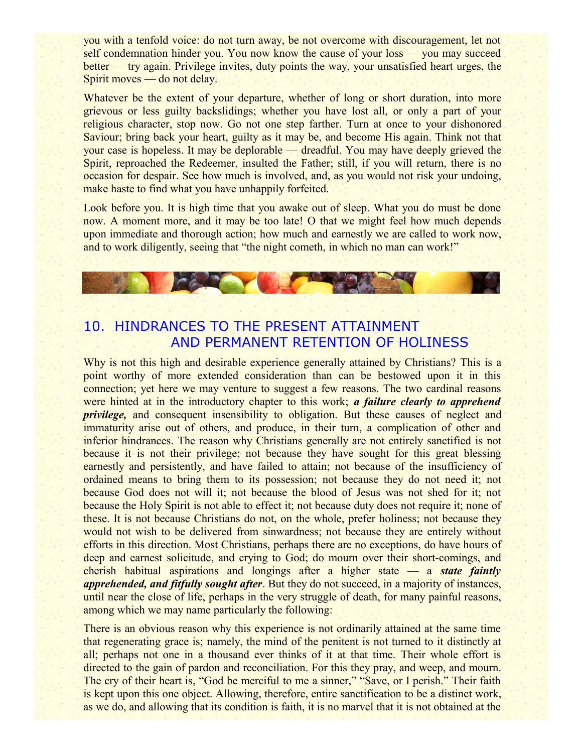you with a tenfold voice: do not turn away, be not overcome with discouragement, let not self condemnation hinder you. You now know the cause of your loss — you may succeed better — try again. Privilege invites, duty points the way, your unsatisfied heart urges, the Spirit moves — do not delay.

Whatever be the extent of your departure, whether of long or short duration, into more grievous or less guilty backslidings; whether you have lost all, or only a part of your religious character, stop now. Go not one step farther. Turn at once to your dishonored Saviour; bring back your heart, guilty as it may be, and become His again. Think not that your case is hopeless. It may be deplorable — dreadful. You may have deeply grieved the Spirit, reproached the Redeemer, insulted the Father; still, if you will return, there is no occasion for despair. See how much is involved, and, as you would not risk your undoing, make haste to find what you have unhappily forfeited.

Look before you. It is high time that you awake out of sleep. What you do must be done now. A moment more, and it may be too late! O that we might feel how much depends upon immediate and thorough action; how much and earnestly we are called to work now, and to work diligently, seeing that "the night cometh, in which no man can work!"

## 10. HINDRANCES TO THE PRESENT ATTAINMENT AND PERMANENT RETENTION OF HOLINESS

Why is not this high and desirable experience generally attained by Christians? This is a point worthy of more extended consideration than can be bestowed upon it in this connection; yet here we may venture to suggest a few reasons. The two cardinal reasons were hinted at in the introductory chapter to this work; ***a failure clearly to apprehend privilege,*** and consequent insensibility to obligation. But these causes of neglect and immaturity arise out of others, and produce, in their turn, a complication of other and inferior hindrances. The reason why Christians generally are not entirely sanctified is not because it is not their privilege; not because they have sought for this great blessing earnestly and persistently, and have failed to attain; not because of the insufficiency of ordained means to bring them to its possession; not because they do not need it; not because God does not will it; not because the blood of Jesus was not shed for it; not because the Holy Spirit is not able to effect it; not because duty does not require it; none of these. It is not because Christians do not, on the whole, prefer holiness; not because they would not wish to be delivered from sinwardness; not because they are entirely without efforts in this direction. Most Christians, perhaps there are no exceptions, do have hours of deep and earnest solicitude, and crying to God; do mourn over their short-comings, and cherish habitual aspirations and longings after a higher state — a ***state faintly apprehended, and fitfully sought after***. But they do not succeed, in a majority of instances, until near the close of life, perhaps in the very struggle of death, for many painful reasons, among which we may name particularly the following:

There is an obvious reason why this experience is not ordinarily attained at the same time that regenerating grace is; namely, the mind of the penitent is not turned to it distinctly at all; perhaps not one in a thousand ever thinks of it at that time. Their whole effort is directed to the gain of pardon and reconciliation. For this they pray, and weep, and mourn. The cry of their heart is, "God be merciful to me a sinner," "Save, or I perish." Their faith is kept upon this one object. Allowing, therefore, entire sanctification to be a distinct work, as we do, and allowing that its condition is faith, it is no marvel that it is not obtained at the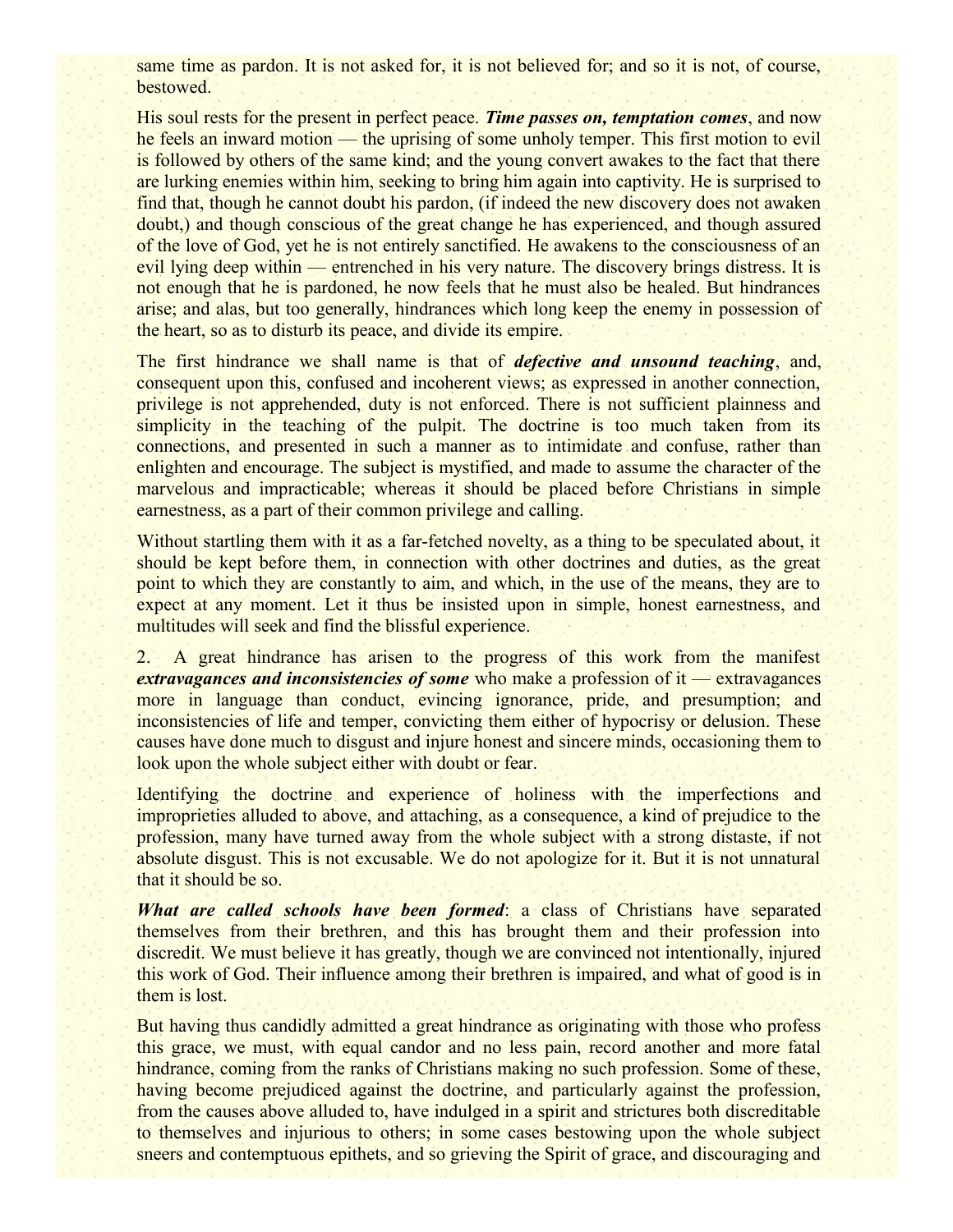same time as pardon. It is not asked for, it is not believed for; and so it is not, of course, bestowed.

His soul rests for the present in perfect peace. ***Time passes on, temptation comes***, and now he feels an inward motion — the uprising of some unholy temper. This first motion to evil is followed by others of the same kind; and the young convert awakes to the fact that there are lurking enemies within him, seeking to bring him again into captivity. He is surprised to find that, though he cannot doubt his pardon, (if indeed the new discovery does not awaken doubt,) and though conscious of the great change he has experienced, and though assured of the love of God, yet he is not entirely sanctified. He awakens to the consciousness of an evil lying deep within — entrenched in his very nature. The discovery brings distress. It is not enough that he is pardoned, he now feels that he must also be healed. But hindrances arise; and alas, but too generally, hindrances which long keep the enemy in possession of the heart, so as to disturb its peace, and divide its empire.

The first hindrance we shall name is that of ***defective and unsound teaching***, and, consequent upon this, confused and incoherent views; as expressed in another connection, privilege is not apprehended, duty is not enforced. There is not sufficient plainness and simplicity in the teaching of the pulpit. The doctrine is too much taken from its connections, and presented in such a manner as to intimidate and confuse, rather than enlighten and encourage. The subject is mystified, and made to assume the character of the marvelous and impracticable; whereas it should be placed before Christians in simple earnestness, as a part of their common privilege and calling.

Without startling them with it as a far-fetched novelty, as a thing to be speculated about, it should be kept before them, in connection with other doctrines and duties, as the great point to which they are constantly to aim, and which, in the use of the means, they are to expect at any moment. Let it thus be insisted upon in simple, honest earnestness, and multitudes will seek and find the blissful experience.

2. A great hindrance has arisen to the progress of this work from the manifest ***extravagances and inconsistencies of some*** who make a profession of it — extravagances more in language than conduct, evincing ignorance, pride, and presumption; and inconsistencies of life and temper, convicting them either of hypocrisy or delusion. These causes have done much to disgust and injure honest and sincere minds, occasioning them to look upon the whole subject either with doubt or fear.

Identifying the doctrine and experience of holiness with the imperfections and improprieties alluded to above, and attaching, as a consequence, a kind of prejudice to the profession, many have turned away from the whole subject with a strong distaste, if not absolute disgust. This is not excusable. We do not apologize for it. But it is not unnatural that it should be so.

***What are called schools have been formed***: a class of Christians have separated themselves from their brethren, and this has brought them and their profession into discredit. We must believe it has greatly, though we are convinced not intentionally, injured this work of God. Their influence among their brethren is impaired, and what of good is in them is lost.

But having thus candidly admitted a great hindrance as originating with those who profess this grace, we must, with equal candor and no less pain, record another and more fatal hindrance, coming from the ranks of Christians making no such profession. Some of these, having become prejudiced against the doctrine, and particularly against the profession, from the causes above alluded to, have indulged in a spirit and strictures both discreditable to themselves and injurious to others; in some cases bestowing upon the whole subject sneers and contemptuous epithets, and so grieving the Spirit of grace, and discouraging and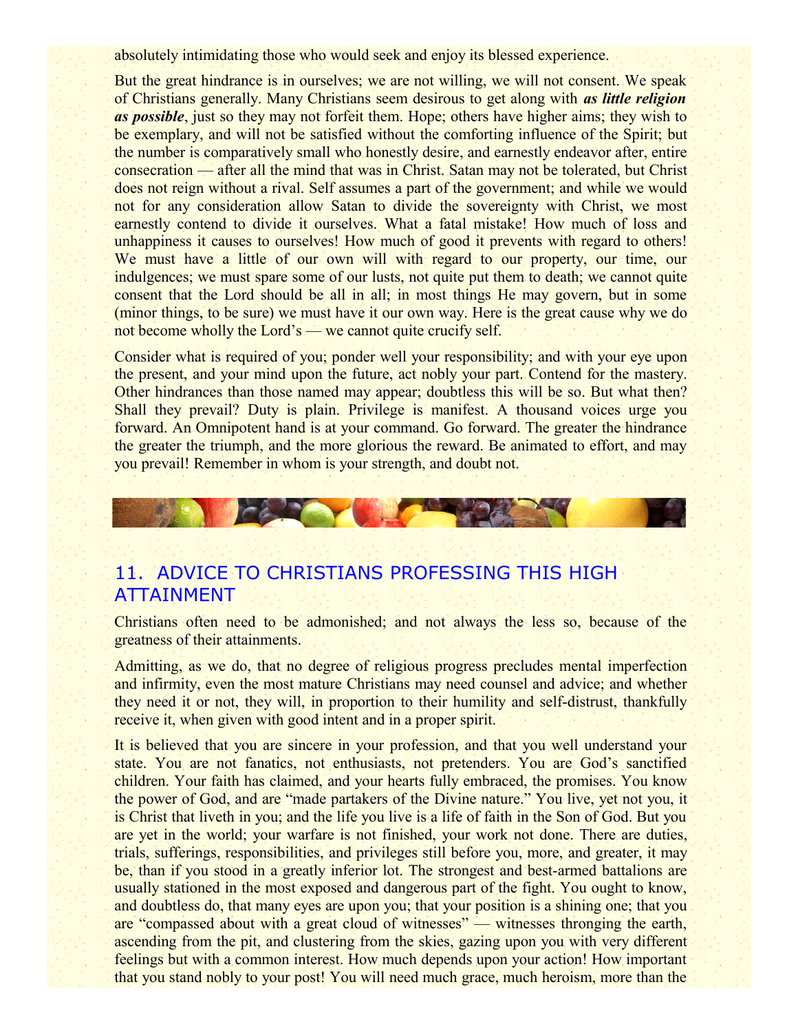absolutely intimidating those who would seek and enjoy its blessed experience.

But the great hindrance is in ourselves; we are not willing, we will not consent. We speak of Christians generally. Many Christians seem desirous to get along with ***as little religion as possible***, just so they may not forfeit them. Hope; others have higher aims; they wish to be exemplary, and will not be satisfied without the comforting influence of the Spirit; but the number is comparatively small who honestly desire, and earnestly endeavor after, entire consecration — after all the mind that was in Christ. Satan may not be tolerated, but Christ does not reign without a rival. Self assumes a part of the government; and while we would not for any consideration allow Satan to divide the sovereignty with Christ, we most earnestly contend to divide it ourselves. What a fatal mistake! How much of loss and unhappiness it causes to ourselves! How much of good it prevents with regard to others! We must have a little of our own will with regard to our property, our time, our indulgences; we must spare some of our lusts, not quite put them to death; we cannot quite consent that the Lord should be all in all; in most things He may govern, but in some (minor things, to be sure) we must have it our own way. Here is the great cause why we do not become wholly the Lord's — we cannot quite crucify self.

Consider what is required of you; ponder well your responsibility; and with your eye upon the present, and your mind upon the future, act nobly your part. Contend for the mastery. Other hindrances than those named may appear; doubtless this will be so. But what then? Shall they prevail? Duty is plain. Privilege is manifest. A thousand voices urge you forward. An Omnipotent hand is at your command. Go forward. The greater the hindrance the greater the triumph, and the more glorious the reward. Be animated to effort, and may you prevail! Remember in whom is your strength, and doubt not.

## 11. ADVICE TO CHRISTIANS PROFESSING THIS HIGH ATTAINMENT

Christians often need to be admonished; and not always the less so, because of the greatness of their attainments.

Admitting, as we do, that no degree of religious progress precludes mental imperfection and infirmity, even the most mature Christians may need counsel and advice; and whether they need it or not, they will, in proportion to their humility and self-distrust, thankfully receive it, when given with good intent and in a proper spirit.

It is believed that you are sincere in your profession, and that you well understand your state. You are not fanatics, not enthusiasts, not pretenders. You are God's sanctified children. Your faith has claimed, and your hearts fully embraced, the promises. You know the power of God, and are "made partakers of the Divine nature." You live, yet not you, it is Christ that liveth in you; and the life you live is a life of faith in the Son of God. But you are yet in the world; your warfare is not finished, your work not done. There are duties, trials, sufferings, responsibilities, and privileges still before you, more, and greater, it may be, than if you stood in a greatly inferior lot. The strongest and best-armed battalions are usually stationed in the most exposed and dangerous part of the fight. You ought to know, and doubtless do, that many eyes are upon you; that your position is a shining one; that you are "compassed about with a great cloud of witnesses" — witnesses thronging the earth, ascending from the pit, and clustering from the skies, gazing upon you with very different feelings but with a common interest. How much depends upon your action! How important that you stand nobly to your post! You will need much grace, much heroism, more than the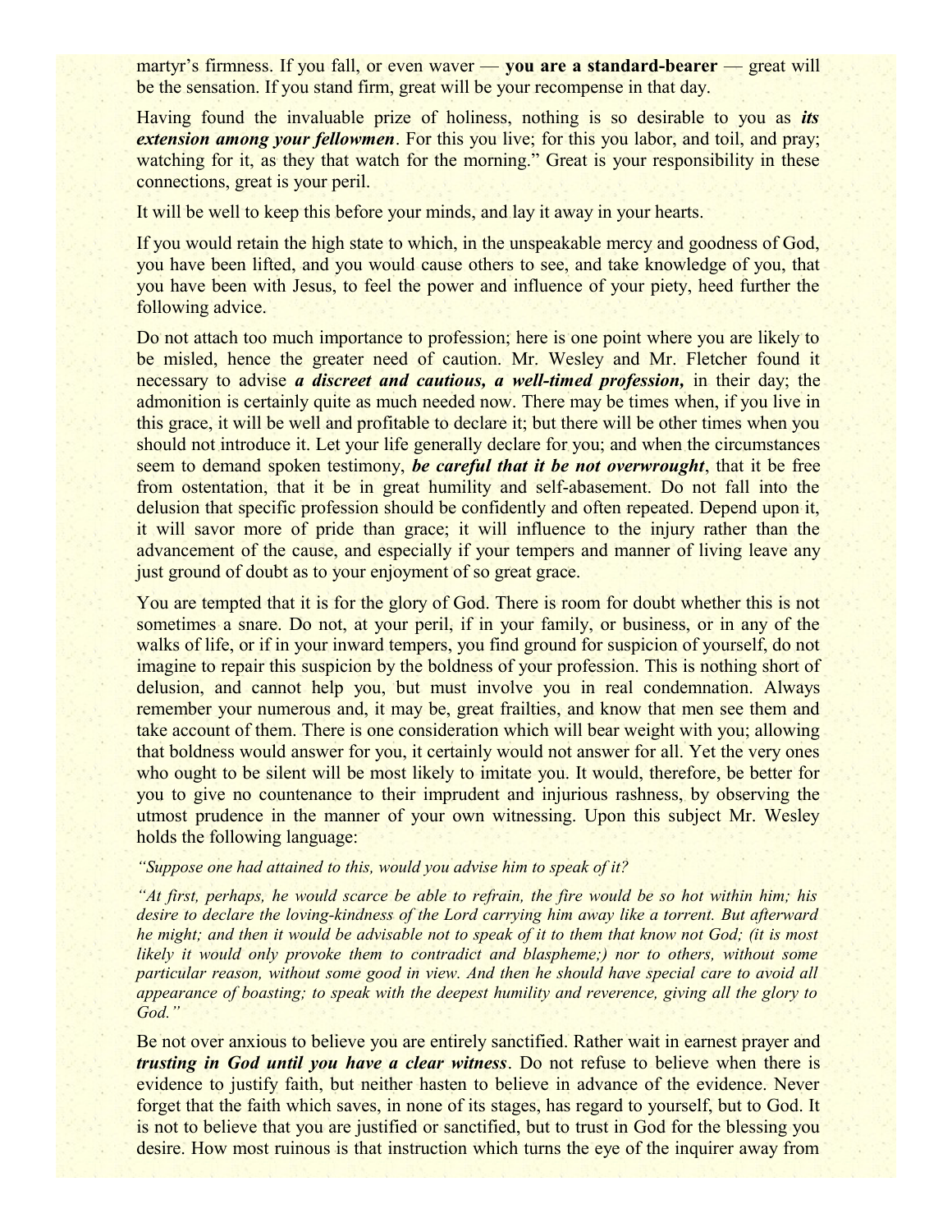martyr's firmness. If you fall, or even waver — **you are a standard-bearer** — great will be the sensation. If you stand firm, great will be your recompense in that day.

Having found the invaluable prize of holiness, nothing is so desirable to you as ***its extension among your fellowmen***. For this you live; for this you labor, and toil, and pray; watching for it, as they that watch for the morning." Great is your responsibility in these connections, great is your peril.

It will be well to keep this before your minds, and lay it away in your hearts.

If you would retain the high state to which, in the unspeakable mercy and goodness of God, you have been lifted, and you would cause others to see, and take knowledge of you, that you have been with Jesus, to feel the power and influence of your piety, heed further the following advice.

Do not attach too much importance to profession; here is one point where you are likely to be misled, hence the greater need of caution. Mr. Wesley and Mr. Fletcher found it necessary to advise ***a discreet and cautious, a well-timed profession,*** in their day; the admonition is certainly quite as much needed now. There may be times when, if you live in this grace, it will be well and profitable to declare it; but there will be other times when you should not introduce it. Let your life generally declare for you; and when the circumstances seem to demand spoken testimony, ***be careful that it be not overwrought***, that it be free from ostentation, that it be in great humility and self-abasement. Do not fall into the delusion that specific profession should be confidently and often repeated. Depend upon it, it will savor more of pride than grace; it will influence to the injury rather than the advancement of the cause, and especially if your tempers and manner of living leave any just ground of doubt as to your enjoyment of so great grace.

You are tempted that it is for the glory of God. There is room for doubt whether this is not sometimes a snare. Do not, at your peril, if in your family, or business, or in any of the walks of life, or if in your inward tempers, you find ground for suspicion of yourself, do not imagine to repair this suspicion by the boldness of your profession. This is nothing short of delusion, and cannot help you, but must involve you in real condemnation. Always remember your numerous and, it may be, great frailties, and know that men see them and take account of them. There is one consideration which will bear weight with you; allowing that boldness would answer for you, it certainly would not answer for all. Yet the very ones who ought to be silent will be most likely to imitate you. It would, therefore, be better for you to give no countenance to their imprudent and injurious rashness, by observing the utmost prudence in the manner of your own witnessing. Upon this subject Mr. Wesley holds the following language:

*"Suppose one had attained to this, would you advise him to speak of it?*

*"At first, perhaps, he would scarce be able to refrain, the fire would be so hot within him; his desire to declare the loving-kindness of the Lord carrying him away like a torrent. But afterward he might; and then it would be advisable not to speak of it to them that know not God; (it is most likely it would only provoke them to contradict and blaspheme;) nor to others, without some particular reason, without some good in view. And then he should have special care to avoid all appearance of boasting; to speak with the deepest humility and reverence, giving all the glory to God."*

Be not over anxious to believe you are entirely sanctified. Rather wait in earnest prayer and ***trusting in God until you have a clear witness***. Do not refuse to believe when there is evidence to justify faith, but neither hasten to believe in advance of the evidence. Never forget that the faith which saves, in none of its stages, has regard to yourself, but to God. It is not to believe that you are justified or sanctified, but to trust in God for the blessing you desire. How most ruinous is that instruction which turns the eye of the inquirer away from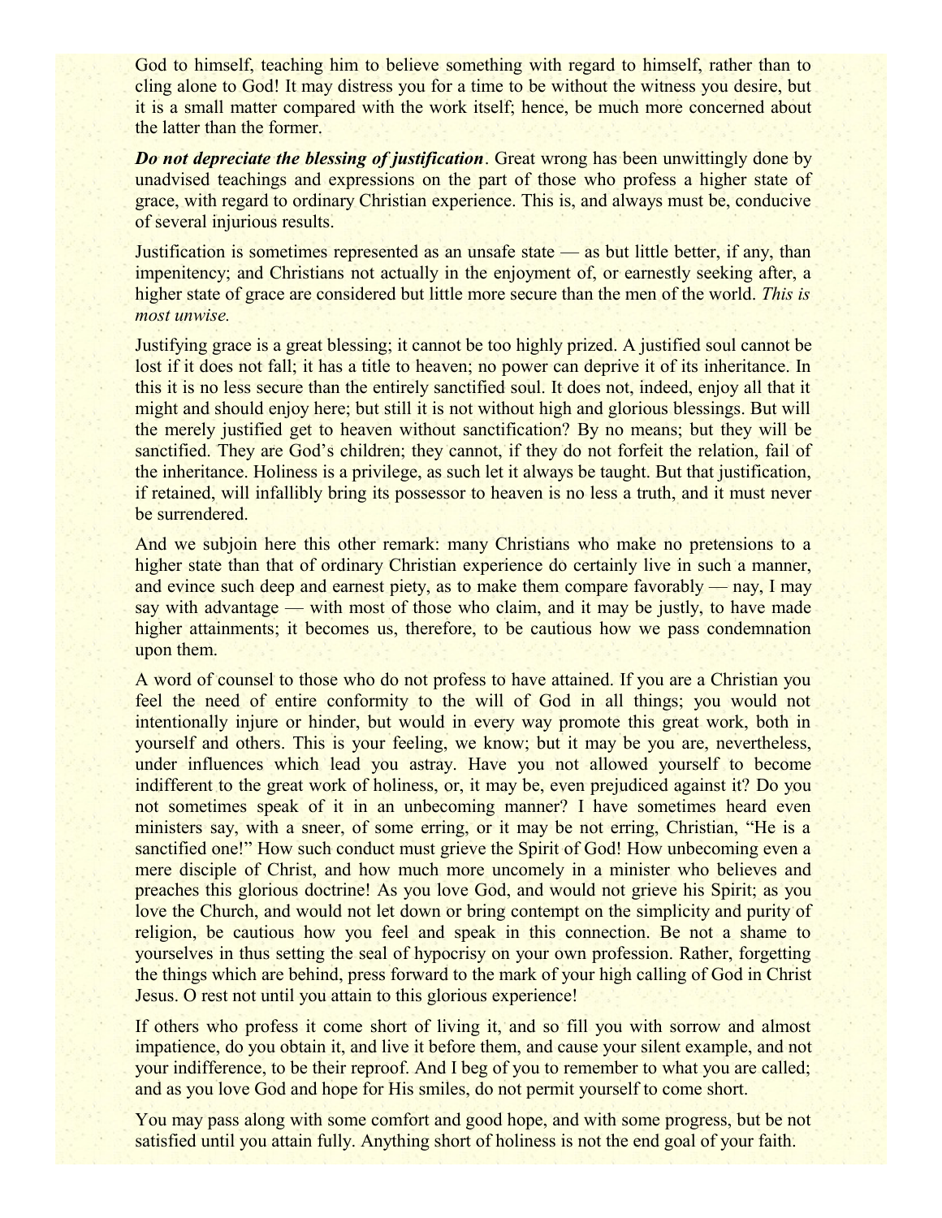God to himself, teaching him to believe something with regard to himself, rather than to cling alone to God! It may distress you for a time to be without the witness you desire, but it is a small matter compared with the work itself; hence, be much more concerned about the latter than the former.

***Do not depreciate the blessing of justification***. Great wrong has been unwittingly done by unadvised teachings and expressions on the part of those who profess a higher state of grace, with regard to ordinary Christian experience. This is, and always must be, conducive of several injurious results.

Justification is sometimes represented as an unsafe state — as but little better, if any, than impenitency; and Christians not actually in the enjoyment of, or earnestly seeking after, a higher state of grace are considered but little more secure than the men of the world. *This is most unwise.*

Justifying grace is a great blessing; it cannot be too highly prized. A justified soul cannot be lost if it does not fall; it has a title to heaven; no power can deprive it of its inheritance. In this it is no less secure than the entirely sanctified soul. It does not, indeed, enjoy all that it might and should enjoy here; but still it is not without high and glorious blessings. But will the merely justified get to heaven without sanctification? By no means; but they will be sanctified. They are God's children; they cannot, if they do not forfeit the relation, fail of the inheritance. Holiness is a privilege, as such let it always be taught. But that justification, if retained, will infallibly bring its possessor to heaven is no less a truth, and it must never be surrendered.

And we subjoin here this other remark: many Christians who make no pretensions to a higher state than that of ordinary Christian experience do certainly live in such a manner, and evince such deep and earnest piety, as to make them compare favorably — nay, I may say with advantage — with most of those who claim, and it may be justly, to have made higher attainments; it becomes us, therefore, to be cautious how we pass condemnation upon them.

A word of counsel to those who do not profess to have attained. If you are a Christian you feel the need of entire conformity to the will of God in all things; you would not intentionally injure or hinder, but would in every way promote this great work, both in yourself and others. This is your feeling, we know; but it may be you are, nevertheless, under influences which lead you astray. Have you not allowed yourself to become indifferent to the great work of holiness, or, it may be, even prejudiced against it? Do you not sometimes speak of it in an unbecoming manner? I have sometimes heard even ministers say, with a sneer, of some erring, or it may be not erring, Christian, "He is a sanctified one!" How such conduct must grieve the Spirit of God! How unbecoming even a mere disciple of Christ, and how much more uncomely in a minister who believes and preaches this glorious doctrine! As you love God, and would not grieve his Spirit; as you love the Church, and would not let down or bring contempt on the simplicity and purity of religion, be cautious how you feel and speak in this connection. Be not a shame to yourselves in thus setting the seal of hypocrisy on your own profession. Rather, forgetting the things which are behind, press forward to the mark of your high calling of God in Christ Jesus. O rest not until you attain to this glorious experience!

If others who profess it come short of living it, and so fill you with sorrow and almost impatience, do you obtain it, and live it before them, and cause your silent example, and not your indifference, to be their reproof. And I beg of you to remember to what you are called; and as you love God and hope for His smiles, do not permit yourself to come short.

You may pass along with some comfort and good hope, and with some progress, but be not satisfied until you attain fully. Anything short of holiness is not the end goal of your faith.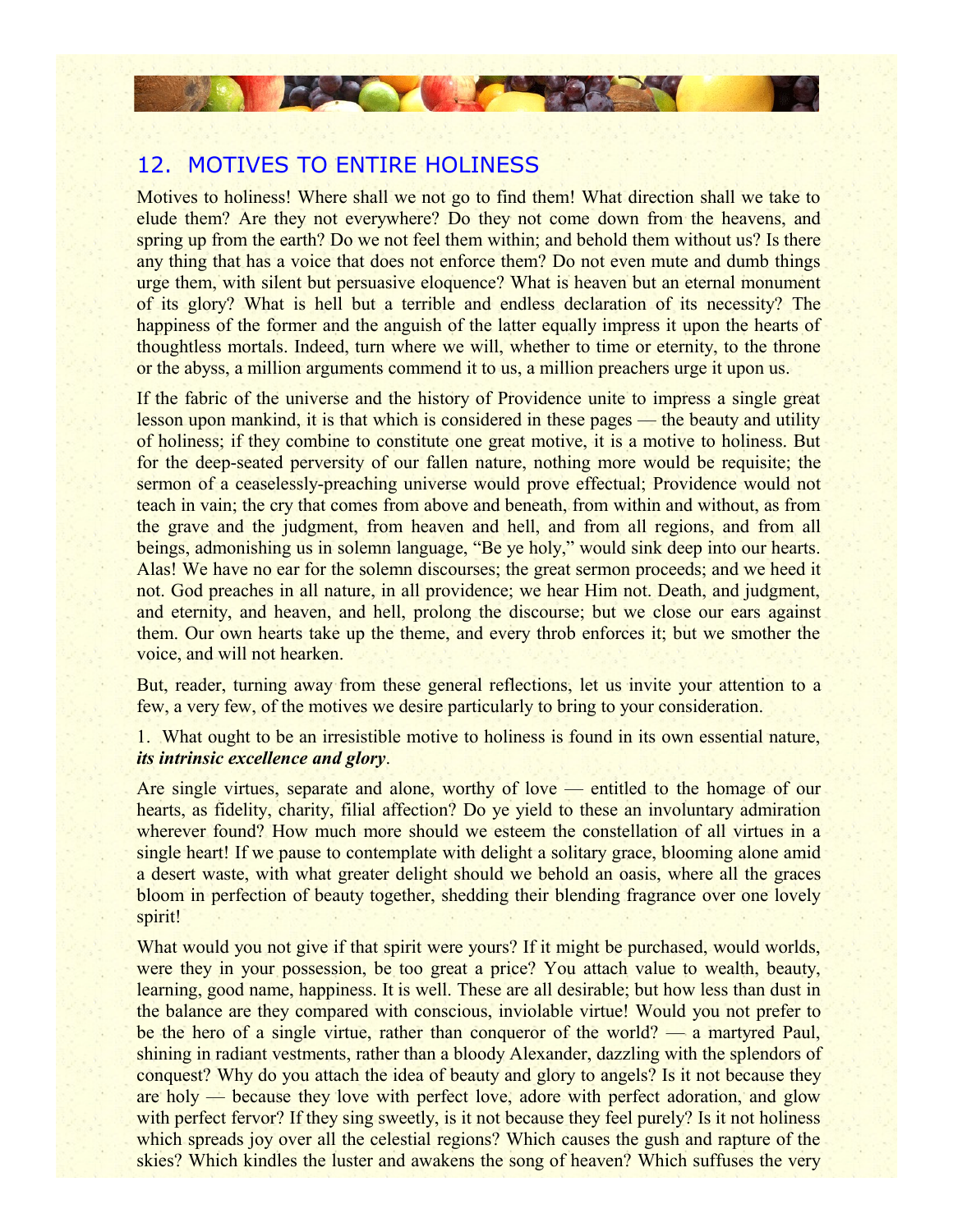## 12. MOTIVES TO ENTIRE HOLINESS

Motives to holiness! Where shall we not go to find them! What direction shall we take to elude them? Are they not everywhere? Do they not come down from the heavens, and spring up from the earth? Do we not feel them within; and behold them without us? Is there any thing that has a voice that does not enforce them? Do not even mute and dumb things urge them, with silent but persuasive eloquence? What is heaven but an eternal monument of its glory? What is hell but a terrible and endless declaration of its necessity? The happiness of the former and the anguish of the latter equally impress it upon the hearts of thoughtless mortals. Indeed, turn where we will, whether to time or eternity, to the throne or the abyss, a million arguments commend it to us, a million preachers urge it upon us.

If the fabric of the universe and the history of Providence unite to impress a single great lesson upon mankind, it is that which is considered in these pages — the beauty and utility of holiness; if they combine to constitute one great motive, it is a motive to holiness. But for the deep-seated perversity of our fallen nature, nothing more would be requisite; the sermon of a ceaselessly-preaching universe would prove effectual; Providence would not teach in vain; the cry that comes from above and beneath, from within and without, as from the grave and the judgment, from heaven and hell, and from all regions, and from all beings, admonishing us in solemn language, "Be ye holy," would sink deep into our hearts. Alas! We have no ear for the solemn discourses; the great sermon proceeds; and we heed it not. God preaches in all nature, in all providence; we hear Him not. Death, and judgment, and eternity, and heaven, and hell, prolong the discourse; but we close our ears against them. Our own hearts take up the theme, and every throb enforces it; but we smother the voice, and will not hearken.

But, reader, turning away from these general reflections, let us invite your attention to a few, a very few, of the motives we desire particularly to bring to your consideration.

1. What ought to be an irresistible motive to holiness is found in its own essential nature, ***its intrinsic excellence and glory***.

Are single virtues, separate and alone, worthy of love — entitled to the homage of our hearts, as fidelity, charity, filial affection? Do ye yield to these an involuntary admiration wherever found? How much more should we esteem the constellation of all virtues in a single heart! If we pause to contemplate with delight a solitary grace, blooming alone amid a desert waste, with what greater delight should we behold an oasis, where all the graces bloom in perfection of beauty together, shedding their blending fragrance over one lovely spirit!

What would you not give if that spirit were yours? If it might be purchased, would worlds, were they in your possession, be too great a price? You attach value to wealth, beauty, learning, good name, happiness. It is well. These are all desirable; but how less than dust in the balance are they compared with conscious, inviolable virtue! Would you not prefer to be the hero of a single virtue, rather than conqueror of the world? — a martyred Paul, shining in radiant vestments, rather than a bloody Alexander, dazzling with the splendors of conquest? Why do you attach the idea of beauty and glory to angels? Is it not because they are holy — because they love with perfect love, adore with perfect adoration, and glow with perfect fervor? If they sing sweetly, is it not because they feel purely? Is it not holiness which spreads joy over all the celestial regions? Which causes the gush and rapture of the skies? Which kindles the luster and awakens the song of heaven? Which suffuses the very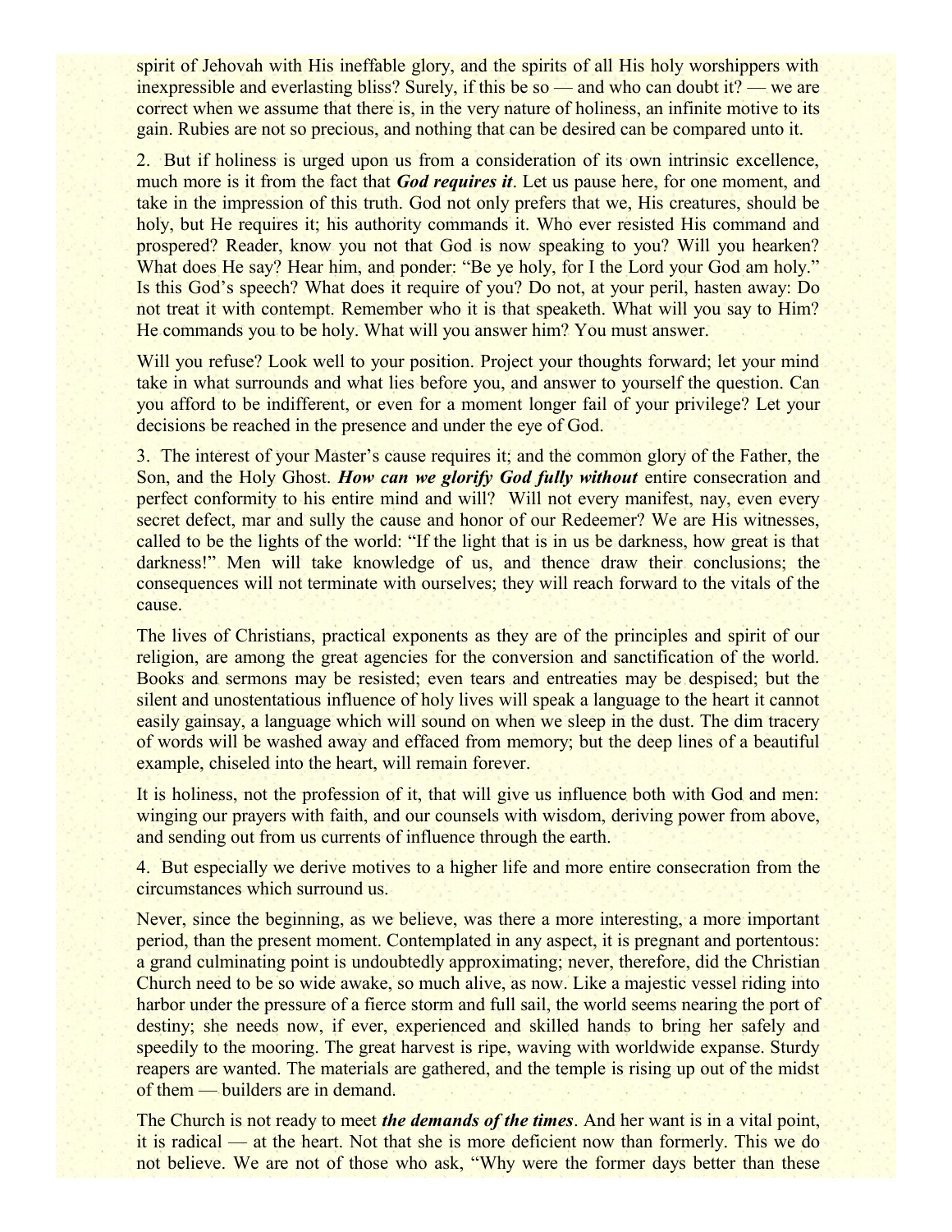spirit of Jehovah with His ineffable glory, and the spirits of all His holy worshippers with inexpressible and everlasting bliss? Surely, if this be so — and who can doubt it? — we are correct when we assume that there is, in the very nature of holiness, an infinite motive to its gain. Rubies are not so precious, and nothing that can be desired can be compared unto it.

2. But if holiness is urged upon us from a consideration of its own intrinsic excellence, much more is it from the fact that ***God requires it***. Let us pause here, for one moment, and take in the impression of this truth. God not only prefers that we, His creatures, should be holy, but He requires it; his authority commands it. Who ever resisted His command and prospered? Reader, know you not that God is now speaking to you? Will you hearken? What does He say? Hear him, and ponder: "Be ye holy, for I the Lord your God am holy." Is this God's speech? What does it require of you? Do not, at your peril, hasten away: Do not treat it with contempt. Remember who it is that speaketh. What will you say to Him? He commands you to be holy. What will you answer him? You must answer.

Will you refuse? Look well to your position. Project your thoughts forward; let your mind take in what surrounds and what lies before you, and answer to yourself the question. Can you afford to be indifferent, or even for a moment longer fail of your privilege? Let your decisions be reached in the presence and under the eye of God.

3. The interest of your Master's cause requires it; and the common glory of the Father, the Son, and the Holy Ghost. ***How can we glorify God fully without*** entire consecration and perfect conformity to his entire mind and will? Will not every manifest, nay, even every secret defect, mar and sully the cause and honor of our Redeemer? We are His witnesses, called to be the lights of the world: "If the light that is in us be darkness, how great is that darkness!" Men will take knowledge of us, and thence draw their conclusions; the consequences will not terminate with ourselves; they will reach forward to the vitals of the cause.

The lives of Christians, practical exponents as they are of the principles and spirit of our religion, are among the great agencies for the conversion and sanctification of the world. Books and sermons may be resisted; even tears and entreaties may be despised; but the silent and unostentatious influence of holy lives will speak a language to the heart it cannot easily gainsay, a language which will sound on when we sleep in the dust. The dim tracery of words will be washed away and effaced from memory; but the deep lines of a beautiful example, chiseled into the heart, will remain forever.

It is holiness, not the profession of it, that will give us influence both with God and men: winging our prayers with faith, and our counsels with wisdom, deriving power from above, and sending out from us currents of influence through the earth.

4. But especially we derive motives to a higher life and more entire consecration from the circumstances which surround us.

Never, since the beginning, as we believe, was there a more interesting, a more important period, than the present moment. Contemplated in any aspect, it is pregnant and portentous: a grand culminating point is undoubtedly approximating; never, therefore, did the Christian Church need to be so wide awake, so much alive, as now. Like a majestic vessel riding into harbor under the pressure of a fierce storm and full sail, the world seems nearing the port of destiny; she needs now, if ever, experienced and skilled hands to bring her safely and speedily to the mooring. The great harvest is ripe, waving with worldwide expanse. Sturdy reapers are wanted. The materials are gathered, and the temple is rising up out of the midst of them — builders are in demand.

The Church is not ready to meet ***the demands of the times***. And her want is in a vital point, it is radical — at the heart. Not that she is more deficient now than formerly. This we do not believe. We are not of those who ask, "Why were the former days better than these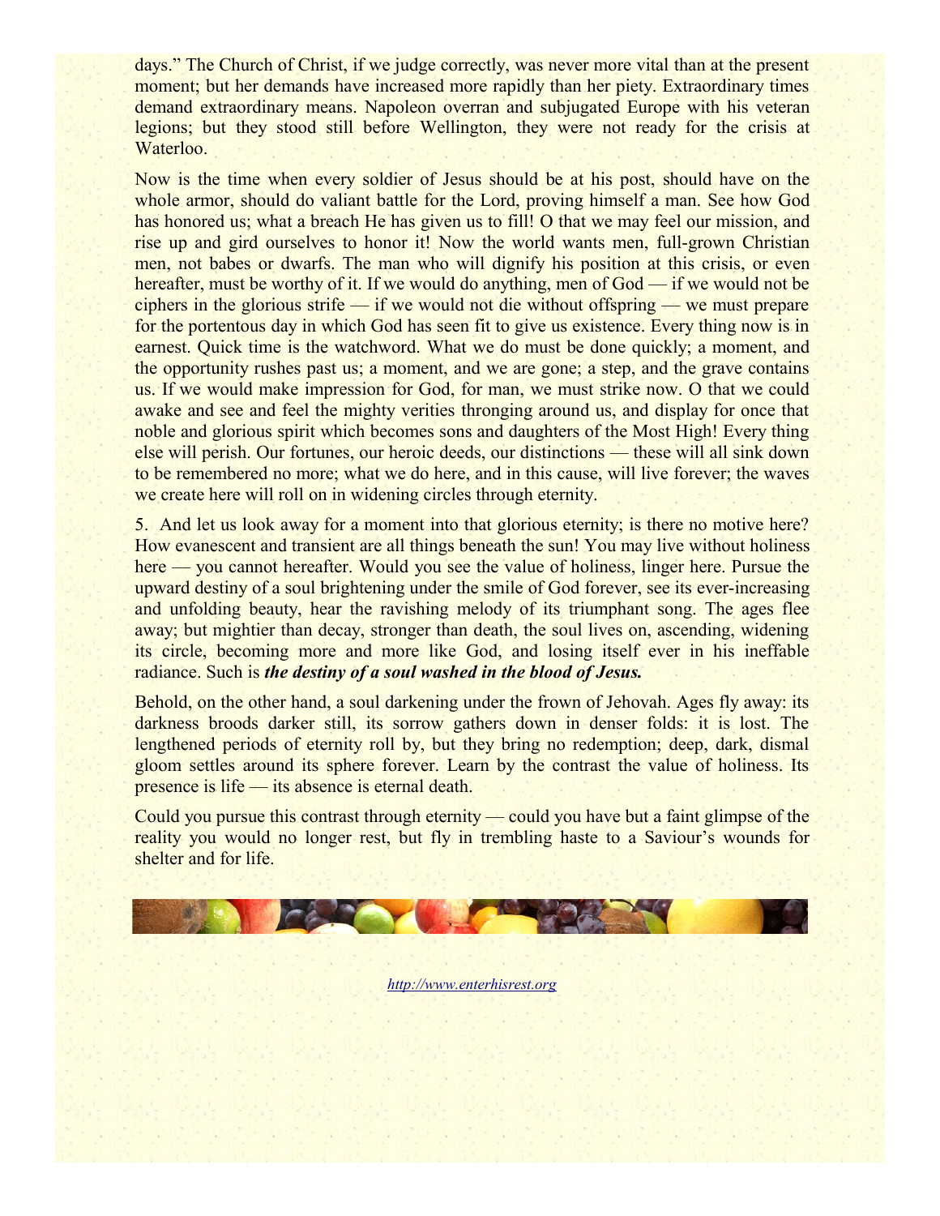days." The Church of Christ, if we judge correctly, was never more vital than at the present moment; but her demands have increased more rapidly than her piety. Extraordinary times demand extraordinary means. Napoleon overran and subjugated Europe with his veteran legions; but they stood still before Wellington, they were not ready for the crisis at Waterloo.

Now is the time when every soldier of Jesus should be at his post, should have on the whole armor, should do valiant battle for the Lord, proving himself a man. See how God has honored us; what a breach He has given us to fill! O that we may feel our mission, and rise up and gird ourselves to honor it! Now the world wants men, full-grown Christian men, not babes or dwarfs. The man who will dignify his position at this crisis, or even hereafter, must be worthy of it. If we would do anything, men of God — if we would not be ciphers in the glorious strife — if we would not die without offspring — we must prepare for the portentous day in which God has seen fit to give us existence. Every thing now is in earnest. Quick time is the watchword. What we do must be done quickly; a moment, and the opportunity rushes past us; a moment, and we are gone; a step, and the grave contains us. If we would make impression for God, for man, we must strike now. O that we could awake and see and feel the mighty verities thronging around us, and display for once that noble and glorious spirit which becomes sons and daughters of the Most High! Every thing else will perish. Our fortunes, our heroic deeds, our distinctions — these will all sink down to be remembered no more; what we do here, and in this cause, will live forever; the waves we create here will roll on in widening circles through eternity.

5. And let us look away for a moment into that glorious eternity; is there no motive here? How evanescent and transient are all things beneath the sun! You may live without holiness here — you cannot hereafter. Would you see the value of holiness, linger here. Pursue the upward destiny of a soul brightening under the smile of God forever, see its ever-increasing and unfolding beauty, hear the ravishing melody of its triumphant song. The ages flee away; but mightier than decay, stronger than death, the soul lives on, ascending, widening its circle, becoming more and more like God, and losing itself ever in his ineffable radiance. Such is ***the destiny of a soul washed in the blood of Jesus.***

Behold, on the other hand, a soul darkening under the frown of Jehovah. Ages fly away: its darkness broods darker still, its sorrow gathers down in denser folds: it is lost. The lengthened periods of eternity roll by, but they bring no redemption; deep, dark, dismal gloom settles around its sphere forever. Learn by the contrast the value of holiness. Its presence is life — its absence is eternal death.

Could you pursue this contrast through eternity — could you have but a faint glimpse of the reality you would no longer rest, but fly in trembling haste to a Saviour's wounds for shelter and for life.

*http://www.enterhisrest.org*